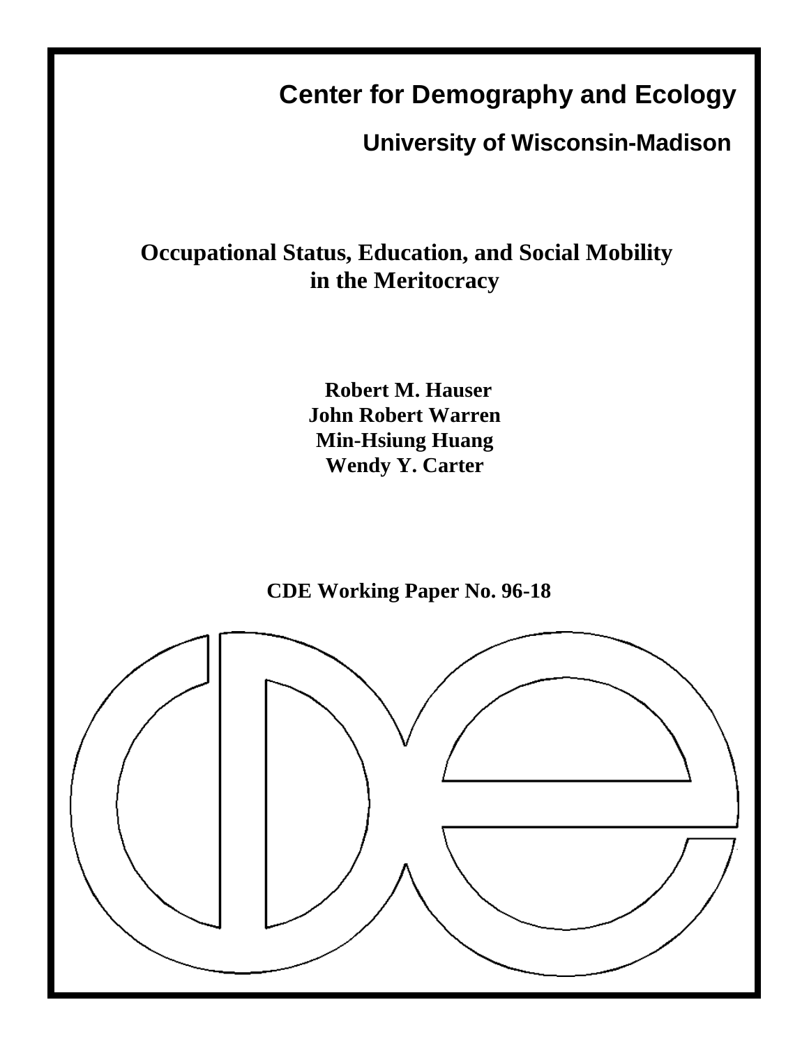# Center for Demography and Ecology

## University of Wisconsin-Madison

# Occupational Status, Education, and Social Mobility in the Meritocracy

**Robert M. Hauser**
**John Robert Warren**
**Min-Hsiung Huang**
**Wendy Y. Carter**

**CDE Working Paper No. 96-18**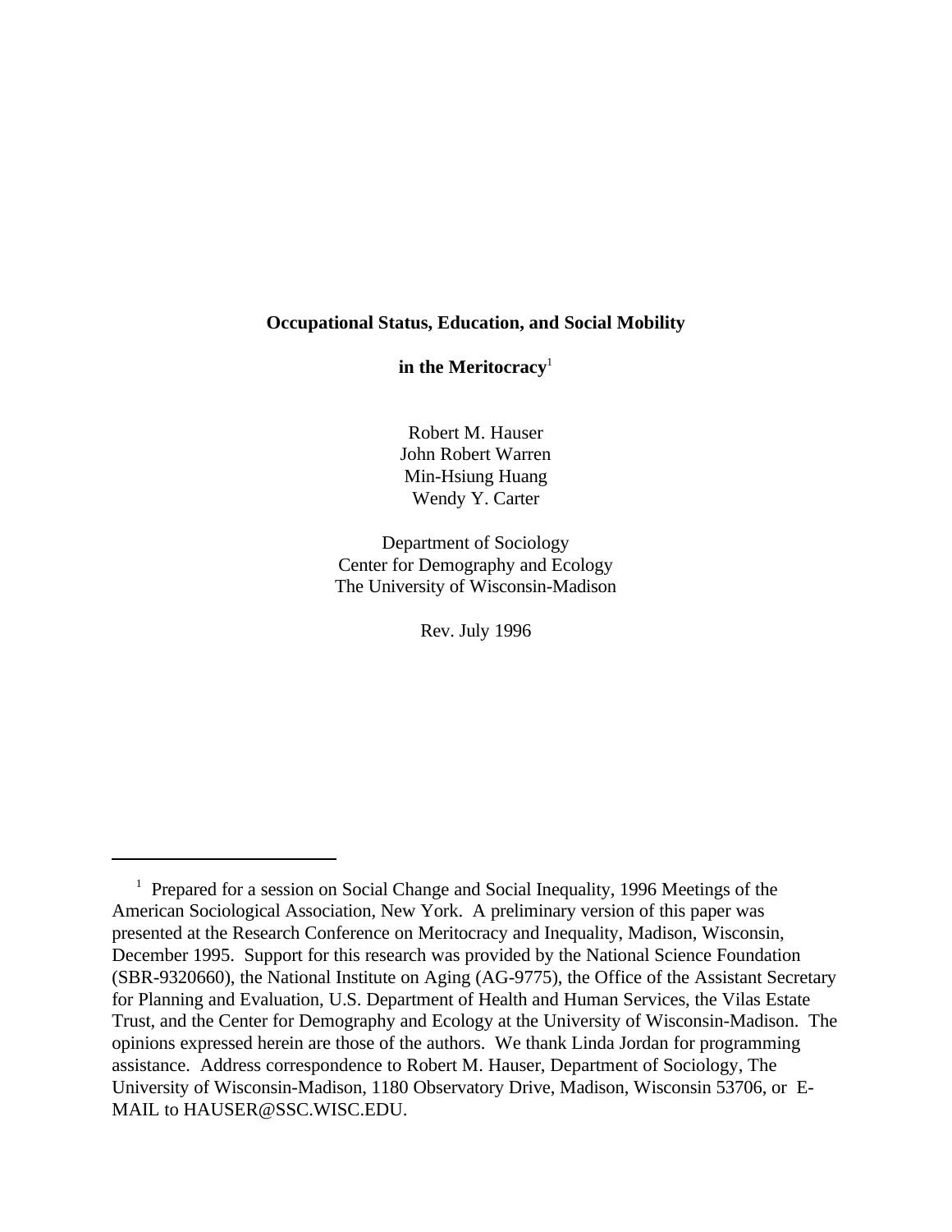**Occupational Status, Education, and Social Mobility**

**in the Meritocracy**[1]

Robert M. Hauser
John Robert Warren
Min-Hsiung Huang
Wendy Y. Carter

Department of Sociology
Center for Demography and Ecology
The University of Wisconsin-Madison

Rev. July 1996

---

[1] Prepared for a session on Social Change and Social Inequality, 1996 Meetings of the American Sociological Association, New York. A preliminary version of this paper was presented at the Research Conference on Meritocracy and Inequality, Madison, Wisconsin, December 1995. Support for this research was provided by the National Science Foundation (SBR-9320660), the National Institute on Aging (AG-9775), the Office of the Assistant Secretary for Planning and Evaluation, U.S. Department of Health and Human Services, the Vilas Estate Trust, and the Center for Demography and Ecology at the University of Wisconsin-Madison. The opinions expressed herein are those of the authors. We thank Linda Jordan for programming assistance. Address correspondence to Robert M. Hauser, Department of Sociology, The University of Wisconsin-Madison, 1180 Observatory Drive, Madison, Wisconsin 53706, or E-MAIL to HAUSER@SSC.WISC.EDU.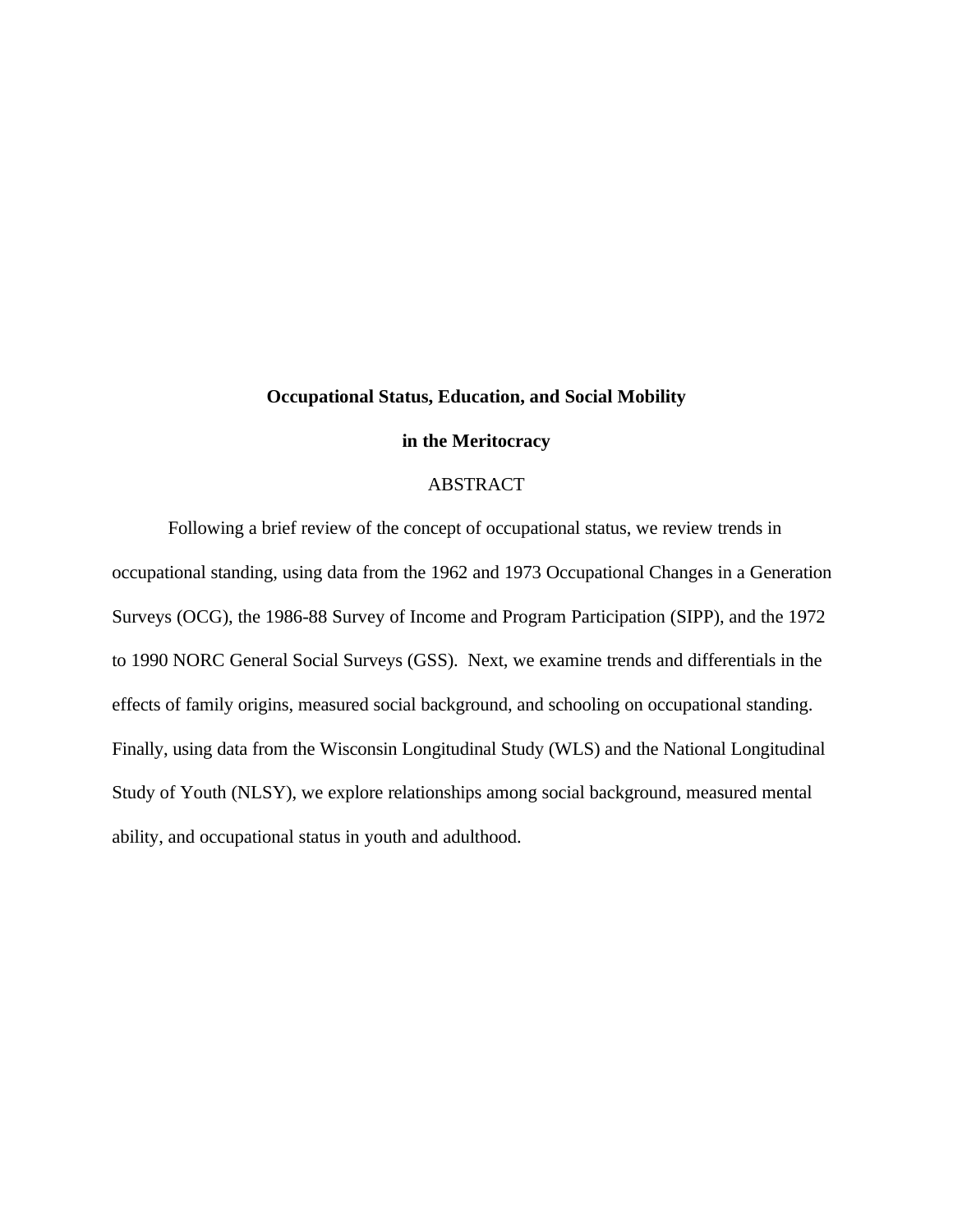# Occupational Status, Education, and Social Mobility in the Meritocracy

## ABSTRACT

Following a brief review of the concept of occupational status, we review trends in occupational standing, using data from the 1962 and 1973 Occupational Changes in a Generation Surveys (OCG), the 1986-88 Survey of Income and Program Participation (SIPP), and the 1972 to 1990 NORC General Social Surveys (GSS). Next, we examine trends and differentials in the effects of family origins, measured social background, and schooling on occupational standing. Finally, using data from the Wisconsin Longitudinal Study (WLS) and the National Longitudinal Study of Youth (NLSY), we explore relationships among social background, measured mental ability, and occupational status in youth and adulthood.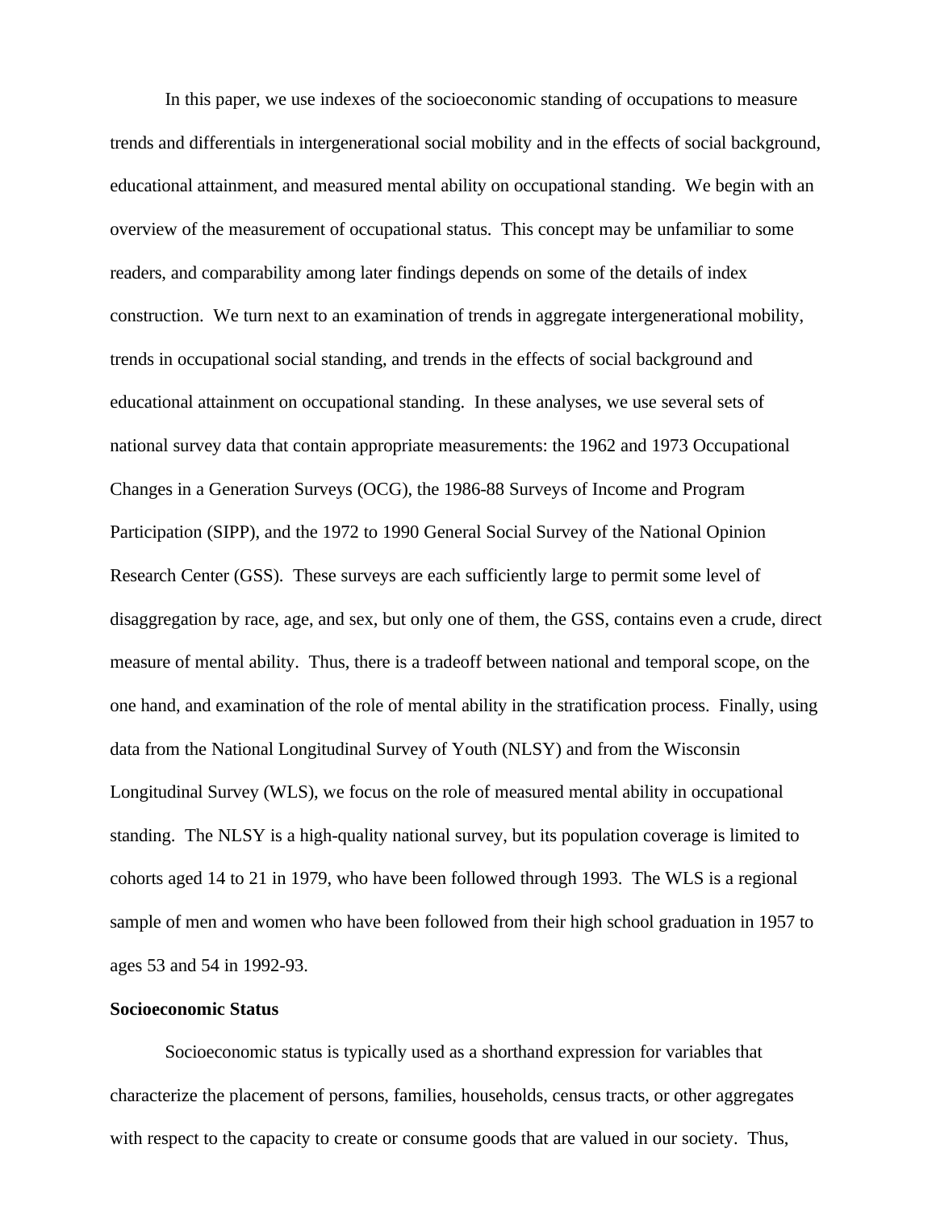In this paper, we use indexes of the socioeconomic standing of occupations to measure trends and differentials in intergenerational social mobility and in the effects of social background, educational attainment, and measured mental ability on occupational standing. We begin with an overview of the measurement of occupational status. This concept may be unfamiliar to some readers, and comparability among later findings depends on some of the details of index construction. We turn next to an examination of trends in aggregate intergenerational mobility, trends in occupational social standing, and trends in the effects of social background and educational attainment on occupational standing. In these analyses, we use several sets of national survey data that contain appropriate measurements: the 1962 and 1973 Occupational Changes in a Generation Surveys (OCG), the 1986-88 Surveys of Income and Program Participation (SIPP), and the 1972 to 1990 General Social Survey of the National Opinion Research Center (GSS). These surveys are each sufficiently large to permit some level of disaggregation by race, age, and sex, but only one of them, the GSS, contains even a crude, direct measure of mental ability. Thus, there is a tradeoff between national and temporal scope, on the one hand, and examination of the role of mental ability in the stratification process. Finally, using data from the National Longitudinal Survey of Youth (NLSY) and from the Wisconsin Longitudinal Survey (WLS), we focus on the role of measured mental ability in occupational standing. The NLSY is a high-quality national survey, but its population coverage is limited to cohorts aged 14 to 21 in 1979, who have been followed through 1993. The WLS is a regional sample of men and women who have been followed from their high school graduation in 1957 to ages 53 and 54 in 1992-93.

**Socioeconomic Status**

Socioeconomic status is typically used as a shorthand expression for variables that characterize the placement of persons, families, households, census tracts, or other aggregates with respect to the capacity to create or consume goods that are valued in our society. Thus,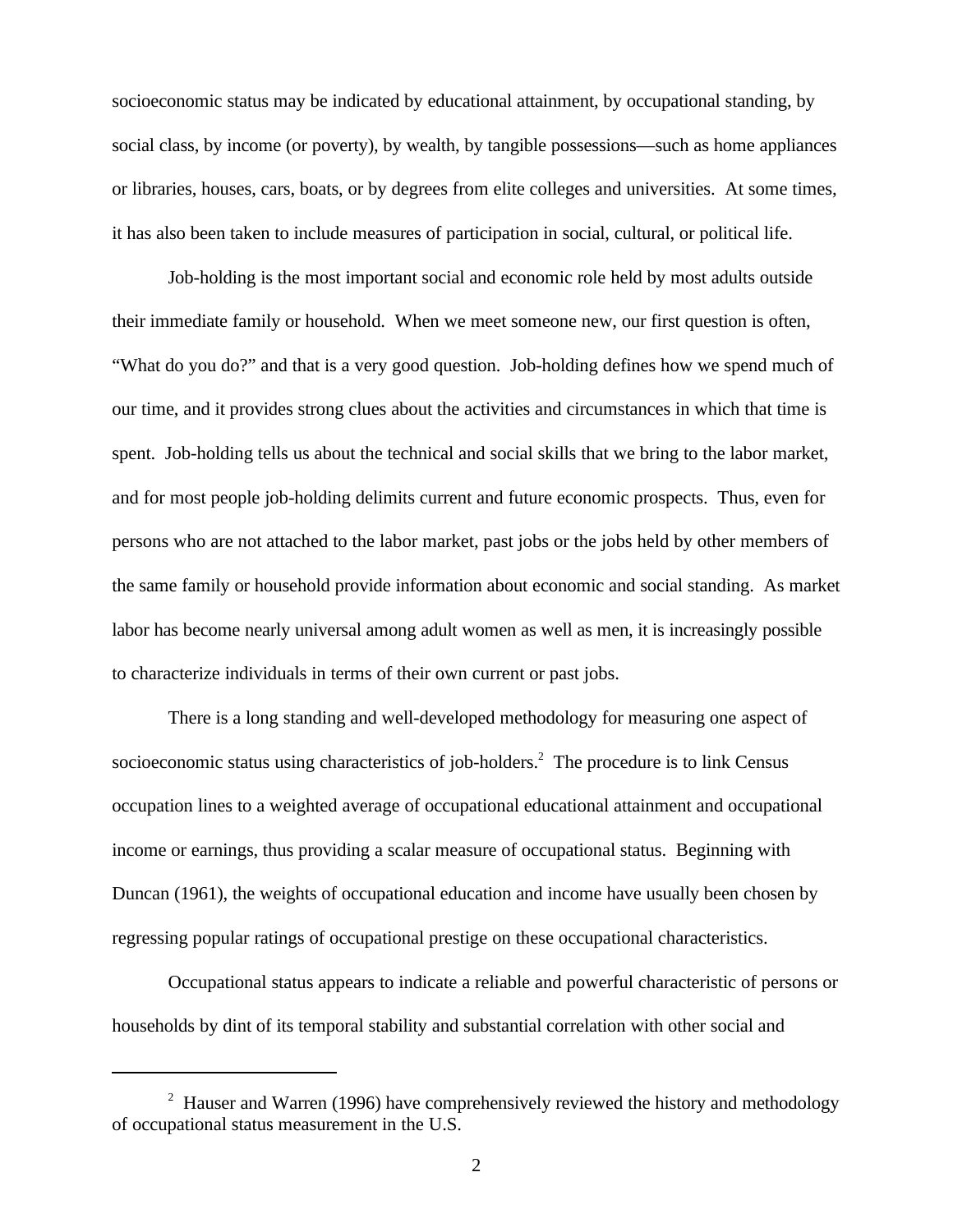socioeconomic status may be indicated by educational attainment, by occupational standing, by social class, by income (or poverty), by wealth, by tangible possessions—such as home appliances or libraries, houses, cars, boats, or by degrees from elite colleges and universities. At some times, it has also been taken to include measures of participation in social, cultural, or political life.

Job-holding is the most important social and economic role held by most adults outside their immediate family or household. When we meet someone new, our first question is often, "What do you do?" and that is a very good question. Job-holding defines how we spend much of our time, and it provides strong clues about the activities and circumstances in which that time is spent. Job-holding tells us about the technical and social skills that we bring to the labor market, and for most people job-holding delimits current and future economic prospects. Thus, even for persons who are not attached to the labor market, past jobs or the jobs held by other members of the same family or household provide information about economic and social standing. As market labor has become nearly universal among adult women as well as men, it is increasingly possible to characterize individuals in terms of their own current or past jobs.

There is a long standing and well-developed methodology for measuring one aspect of socioeconomic status using characteristics of job-holders.[2] The procedure is to link Census occupation lines to a weighted average of occupational educational attainment and occupational income or earnings, thus providing a scalar measure of occupational status. Beginning with Duncan (1961), the weights of occupational education and income have usually been chosen by regressing popular ratings of occupational prestige on these occupational characteristics.

Occupational status appears to indicate a reliable and powerful characteristic of persons or households by dint of its temporal stability and substantial correlation with other social and

---

[2] Hauser and Warren (1996) have comprehensively reviewed the history and methodology of occupational status measurement in the U.S.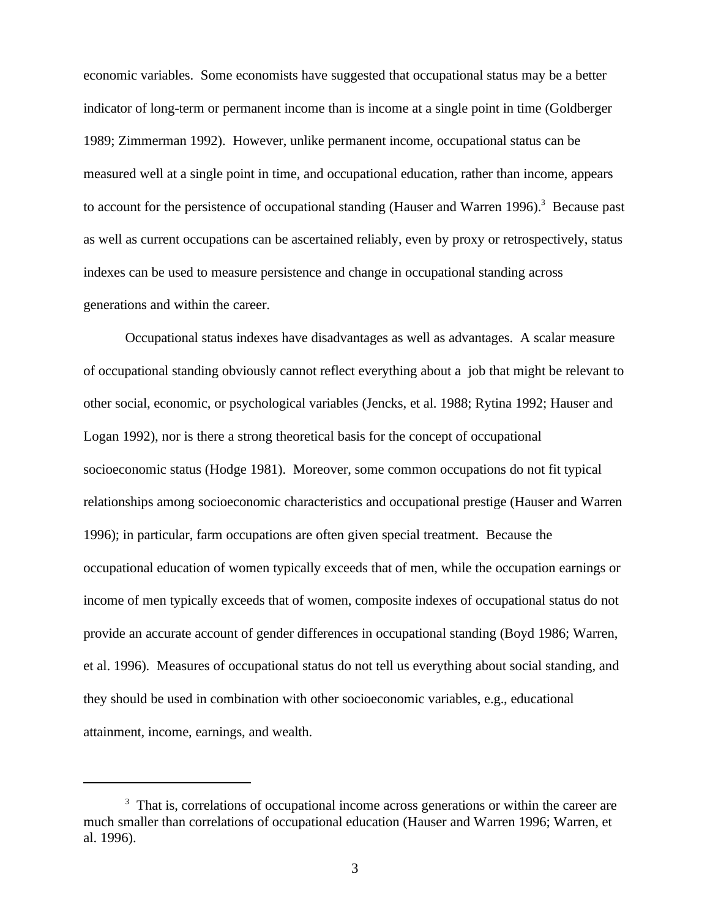economic variables. Some economists have suggested that occupational status may be a better indicator of long-term or permanent income than is income at a single point in time (Goldberger 1989; Zimmerman 1992). However, unlike permanent income, occupational status can be measured well at a single point in time, and occupational education, rather than income, appears to account for the persistence of occupational standing (Hauser and Warren 1996).[3] Because past as well as current occupations can be ascertained reliably, even by proxy or retrospectively, status indexes can be used to measure persistence and change in occupational standing across generations and within the career.

Occupational status indexes have disadvantages as well as advantages. A scalar measure of occupational standing obviously cannot reflect everything about a job that might be relevant to other social, economic, or psychological variables (Jencks, et al. 1988; Rytina 1992; Hauser and Logan 1992), nor is there a strong theoretical basis for the concept of occupational socioeconomic status (Hodge 1981). Moreover, some common occupations do not fit typical relationships among socioeconomic characteristics and occupational prestige (Hauser and Warren 1996); in particular, farm occupations are often given special treatment. Because the occupational education of women typically exceeds that of men, while the occupation earnings or income of men typically exceeds that of women, composite indexes of occupational status do not provide an accurate account of gender differences in occupational standing (Boyd 1986; Warren, et al. 1996). Measures of occupational status do not tell us everything about social standing, and they should be used in combination with other socioeconomic variables, e.g., educational attainment, income, earnings, and wealth.

---

[3] That is, correlations of occupational income across generations or within the career are much smaller than correlations of occupational education (Hauser and Warren 1996; Warren, et al. 1996).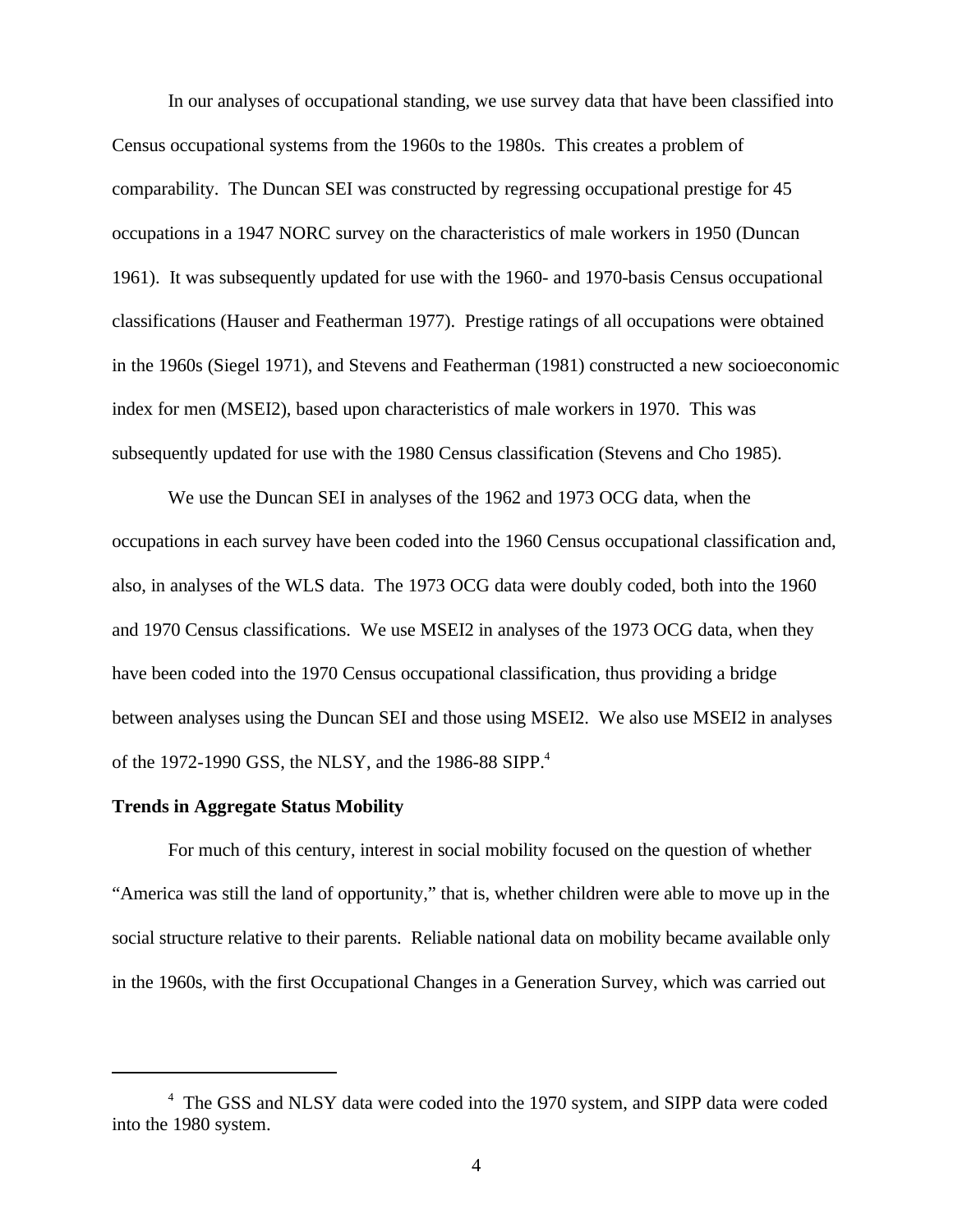In our analyses of occupational standing, we use survey data that have been classified into Census occupational systems from the 1960s to the 1980s. This creates a problem of comparability. The Duncan SEI was constructed by regressing occupational prestige for 45 occupations in a 1947 NORC survey on the characteristics of male workers in 1950 (Duncan 1961). It was subsequently updated for use with the 1960- and 1970-basis Census occupational classifications (Hauser and Featherman 1977). Prestige ratings of all occupations were obtained in the 1960s (Siegel 1971), and Stevens and Featherman (1981) constructed a new socioeconomic index for men (MSEI2), based upon characteristics of male workers in 1970. This was subsequently updated for use with the 1980 Census classification (Stevens and Cho 1985).

We use the Duncan SEI in analyses of the 1962 and 1973 OCG data, when the occupations in each survey have been coded into the 1960 Census occupational classification and, also, in analyses of the WLS data. The 1973 OCG data were doubly coded, both into the 1960 and 1970 Census classifications. We use MSEI2 in analyses of the 1973 OCG data, when they have been coded into the 1970 Census occupational classification, thus providing a bridge between analyses using the Duncan SEI and those using MSEI2. We also use MSEI2 in analyses of the 1972-1990 GSS, the NLSY, and the 1986-88 SIPP.[4]

**Trends in Aggregate Status Mobility**

For much of this century, interest in social mobility focused on the question of whether "America was still the land of opportunity," that is, whether children were able to move up in the social structure relative to their parents. Reliable national data on mobility became available only in the 1960s, with the first Occupational Changes in a Generation Survey, which was carried out

---

[4] The GSS and NLSY data were coded into the 1970 system, and SIPP data were coded into the 1980 system.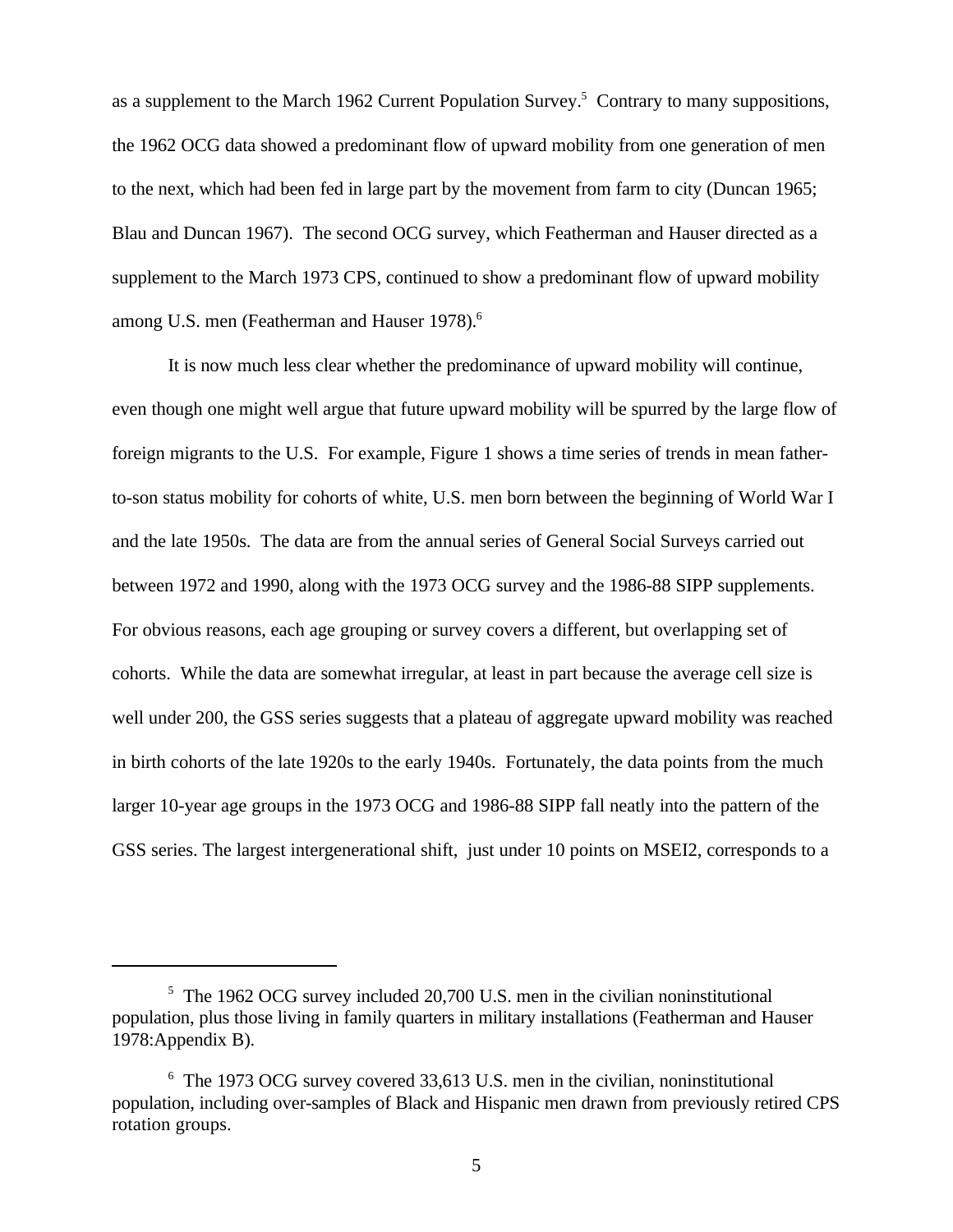as a supplement to the March 1962 Current Population Survey.[5] Contrary to many suppositions, the 1962 OCG data showed a predominant flow of upward mobility from one generation of men to the next, which had been fed in large part by the movement from farm to city (Duncan 1965; Blau and Duncan 1967). The second OCG survey, which Featherman and Hauser directed as a supplement to the March 1973 CPS, continued to show a predominant flow of upward mobility among U.S. men (Featherman and Hauser 1978).[6]

It is now much less clear whether the predominance of upward mobility will continue, even though one might well argue that future upward mobility will be spurred by the large flow of foreign migrants to the U.S. For example, Figure 1 shows a time series of trends in mean father-to-son status mobility for cohorts of white, U.S. men born between the beginning of World War I and the late 1950s. The data are from the annual series of General Social Surveys carried out between 1972 and 1990, along with the 1973 OCG survey and the 1986-88 SIPP supplements. For obvious reasons, each age grouping or survey covers a different, but overlapping set of cohorts. While the data are somewhat irregular, at least in part because the average cell size is well under 200, the GSS series suggests that a plateau of aggregate upward mobility was reached in birth cohorts of the late 1920s to the early 1940s. Fortunately, the data points from the much larger 10-year age groups in the 1973 OCG and 1986-88 SIPP fall neatly into the pattern of the GSS series. The largest intergenerational shift, just under 10 points on MSEI2, corresponds to a

---

[5] The 1962 OCG survey included 20,700 U.S. men in the civilian noninstitutional population, plus those living in family quarters in military installations (Featherman and Hauser 1978:Appendix B).

[6] The 1973 OCG survey covered 33,613 U.S. men in the civilian, noninstitutional population, including over-samples of Black and Hispanic men drawn from previously retired CPS rotation groups.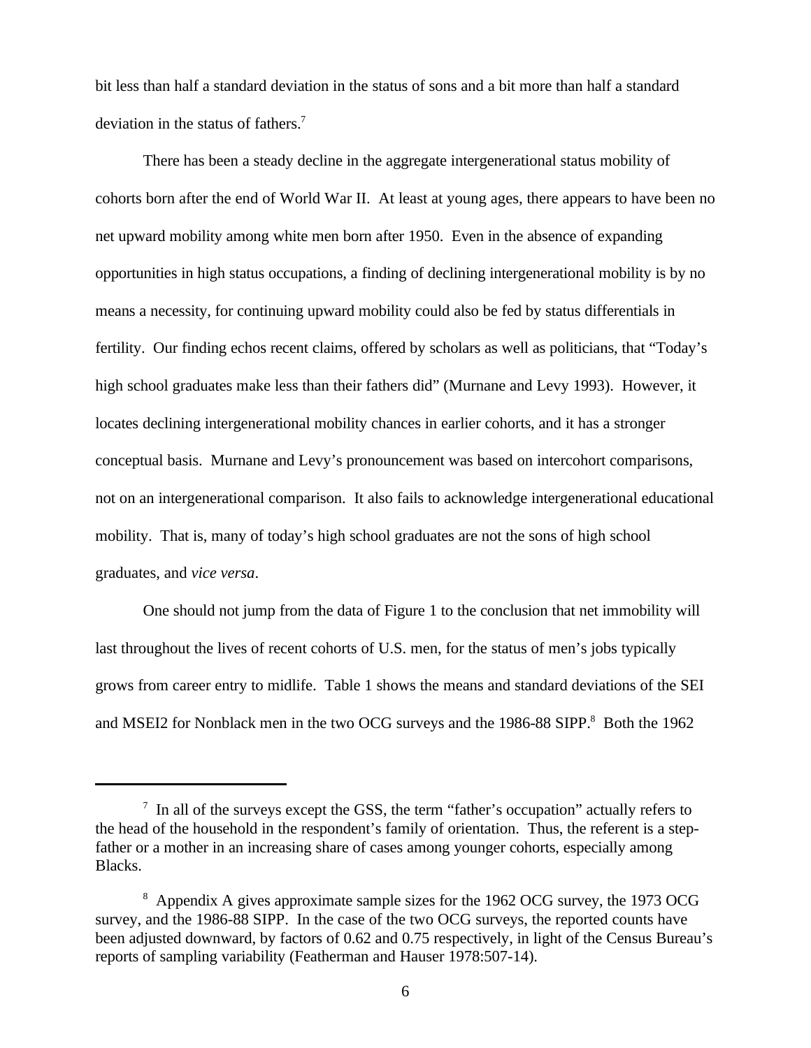bit less than half a standard deviation in the status of sons and a bit more than half a standard deviation in the status of fathers.[7]

There has been a steady decline in the aggregate intergenerational status mobility of cohorts born after the end of World War II. At least at young ages, there appears to have been no net upward mobility among white men born after 1950. Even in the absence of expanding opportunities in high status occupations, a finding of declining intergenerational mobility is by no means a necessity, for continuing upward mobility could also be fed by status differentials in fertility. Our finding echos recent claims, offered by scholars as well as politicians, that "Today's high school graduates make less than their fathers did" (Murnane and Levy 1993). However, it locates declining intergenerational mobility chances in earlier cohorts, and it has a stronger conceptual basis. Murnane and Levy's pronouncement was based on intercohort comparisons, not on an intergenerational comparison. It also fails to acknowledge intergenerational educational mobility. That is, many of today's high school graduates are not the sons of high school graduates, and *vice versa*.

One should not jump from the data of Figure 1 to the conclusion that net immobility will last throughout the lives of recent cohorts of U.S. men, for the status of men's jobs typically grows from career entry to midlife. Table 1 shows the means and standard deviations of the SEI and MSEI2 for Nonblack men in the two OCG surveys and the 1986-88 SIPP.[8] Both the 1962

---

[7] In all of the surveys except the GSS, the term "father's occupation" actually refers to the head of the household in the respondent's family of orientation. Thus, the referent is a step-father or a mother in an increasing share of cases among younger cohorts, especially among Blacks.

[8] Appendix A gives approximate sample sizes for the 1962 OCG survey, the 1973 OCG survey, and the 1986-88 SIPP. In the case of the two OCG surveys, the reported counts have been adjusted downward, by factors of 0.62 and 0.75 respectively, in light of the Census Bureau's reports of sampling variability (Featherman and Hauser 1978:507-14).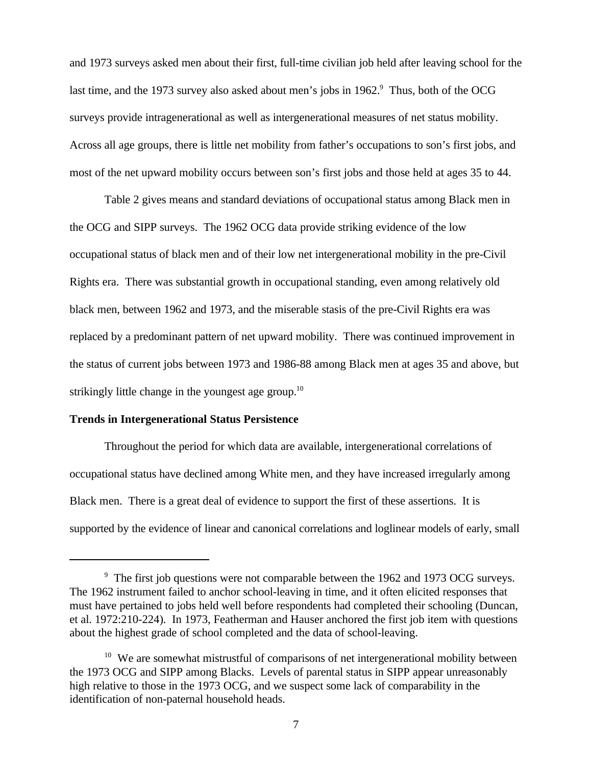and 1973 surveys asked men about their first, full-time civilian job held after leaving school for the last time, and the 1973 survey also asked about men's jobs in 1962.[9] Thus, both of the OCG surveys provide intragenerational as well as intergenerational measures of net status mobility. Across all age groups, there is little net mobility from father's occupations to son's first jobs, and most of the net upward mobility occurs between son's first jobs and those held at ages 35 to 44.

Table 2 gives means and standard deviations of occupational status among Black men in the OCG and SIPP surveys. The 1962 OCG data provide striking evidence of the low occupational status of black men and of their low net intergenerational mobility in the pre-Civil Rights era. There was substantial growth in occupational standing, even among relatively old black men, between 1962 and 1973, and the miserable stasis of the pre-Civil Rights era was replaced by a predominant pattern of net upward mobility. There was continued improvement in the status of current jobs between 1973 and 1986-88 among Black men at ages 35 and above, but strikingly little change in the youngest age group.[10]

**Trends in Intergenerational Status Persistence**

Throughout the period for which data are available, intergenerational correlations of occupational status have declined among White men, and they have increased irregularly among Black men. There is a great deal of evidence to support the first of these assertions. It is supported by the evidence of linear and canonical correlations and loglinear models of early, small

[9] The first job questions were not comparable between the 1962 and 1973 OCG surveys. The 1962 instrument failed to anchor school-leaving in time, and it often elicited responses that must have pertained to jobs held well before respondents had completed their schooling (Duncan, et al. 1972:210-224). In 1973, Featherman and Hauser anchored the first job item with questions about the highest grade of school completed and the data of school-leaving.

[10] We are somewhat mistrustful of comparisons of net intergenerational mobility between the 1973 OCG and SIPP among Blacks. Levels of parental status in SIPP appear unreasonably high relative to those in the 1973 OCG, and we suspect some lack of comparability in the identification of non-paternal household heads.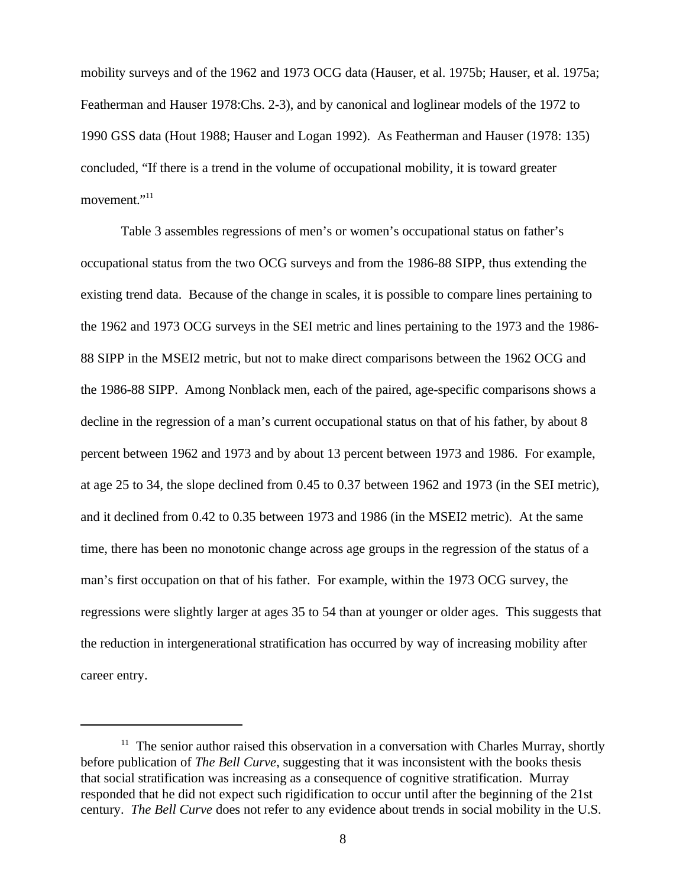mobility surveys and of the 1962 and 1973 OCG data (Hauser, et al. 1975b; Hauser, et al. 1975a; Featherman and Hauser 1978:Chs. 2-3), and by canonical and loglinear models of the 1972 to 1990 GSS data (Hout 1988; Hauser and Logan 1992). As Featherman and Hauser (1978: 135) concluded, "If there is a trend in the volume of occupational mobility, it is toward greater movement."[11]

Table 3 assembles regressions of men's or women's occupational status on father's occupational status from the two OCG surveys and from the 1986-88 SIPP, thus extending the existing trend data. Because of the change in scales, it is possible to compare lines pertaining to the 1962 and 1973 OCG surveys in the SEI metric and lines pertaining to the 1973 and the 1986-88 SIPP in the MSEI2 metric, but not to make direct comparisons between the 1962 OCG and the 1986-88 SIPP. Among Nonblack men, each of the paired, age-specific comparisons shows a decline in the regression of a man's current occupational status on that of his father, by about 8 percent between 1962 and 1973 and by about 13 percent between 1973 and 1986. For example, at age 25 to 34, the slope declined from 0.45 to 0.37 between 1962 and 1973 (in the SEI metric), and it declined from 0.42 to 0.35 between 1973 and 1986 (in the MSEI2 metric). At the same time, there has been no monotonic change across age groups in the regression of the status of a man's first occupation on that of his father. For example, within the 1973 OCG survey, the regressions were slightly larger at ages 35 to 54 than at younger or older ages. This suggests that the reduction in intergenerational stratification has occurred by way of increasing mobility after career entry.

---

[11] The senior author raised this observation in a conversation with Charles Murray, shortly before publication of *The Bell Curve*, suggesting that it was inconsistent with the books thesis that social stratification was increasing as a consequence of cognitive stratification. Murray responded that he did not expect such rigidification to occur until after the beginning of the 21st century. *The Bell Curve* does not refer to any evidence about trends in social mobility in the U.S.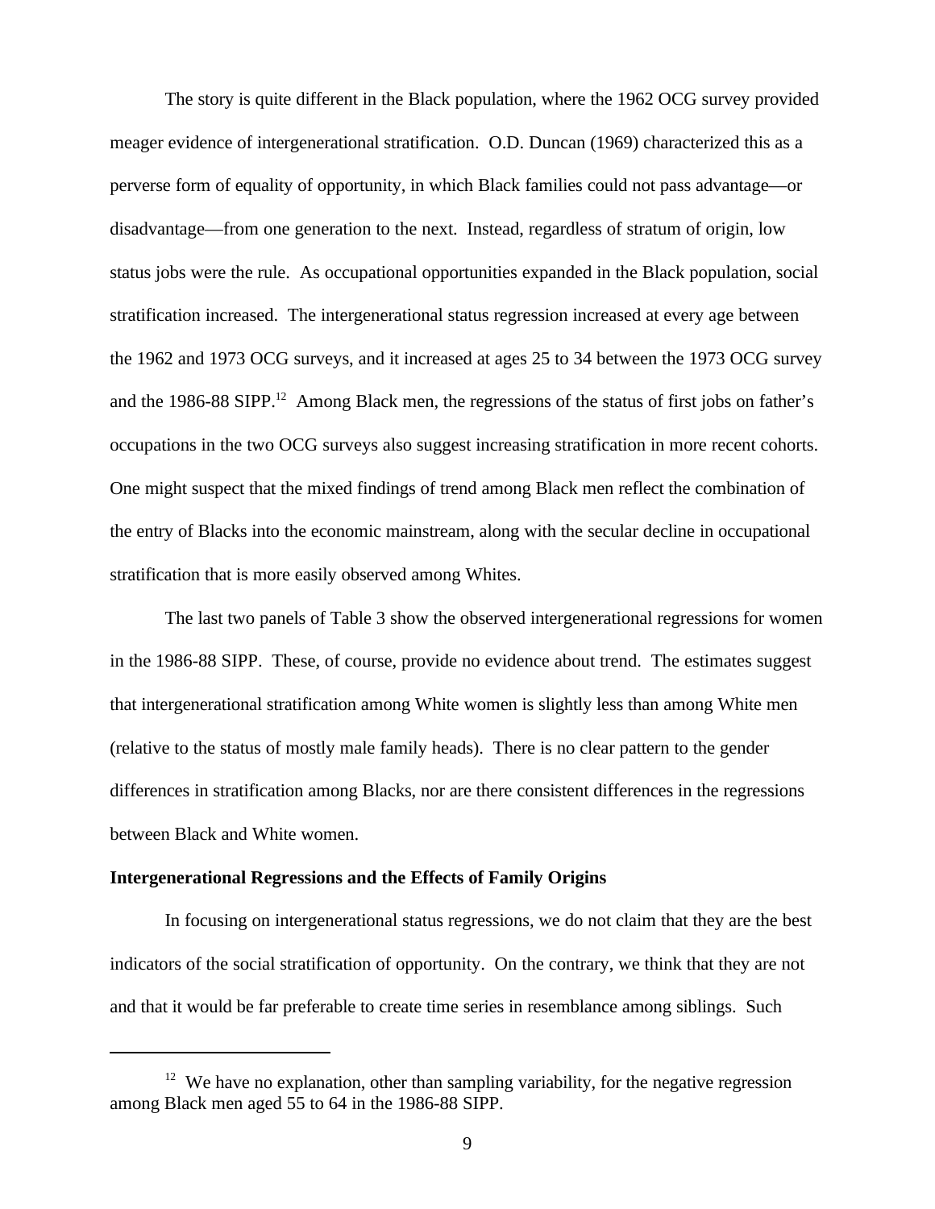The story is quite different in the Black population, where the 1962 OCG survey provided meager evidence of intergenerational stratification. O.D. Duncan (1969) characterized this as a perverse form of equality of opportunity, in which Black families could not pass advantage—or disadvantage—from one generation to the next. Instead, regardless of stratum of origin, low status jobs were the rule. As occupational opportunities expanded in the Black population, social stratification increased. The intergenerational status regression increased at every age between the 1962 and 1973 OCG surveys, and it increased at ages 25 to 34 between the 1973 OCG survey and the 1986-88 SIPP.[12] Among Black men, the regressions of the status of first jobs on father's occupations in the two OCG surveys also suggest increasing stratification in more recent cohorts. One might suspect that the mixed findings of trend among Black men reflect the combination of the entry of Blacks into the economic mainstream, along with the secular decline in occupational stratification that is more easily observed among Whites.

The last two panels of Table 3 show the observed intergenerational regressions for women in the 1986-88 SIPP. These, of course, provide no evidence about trend. The estimates suggest that intergenerational stratification among White women is slightly less than among White men (relative to the status of mostly male family heads). There is no clear pattern to the gender differences in stratification among Blacks, nor are there consistent differences in the regressions between Black and White women.

**Intergenerational Regressions and the Effects of Family Origins**

In focusing on intergenerational status regressions, we do not claim that they are the best indicators of the social stratification of opportunity. On the contrary, we think that they are not and that it would be far preferable to create time series in resemblance among siblings. Such

[12] We have no explanation, other than sampling variability, for the negative regression among Black men aged 55 to 64 in the 1986-88 SIPP.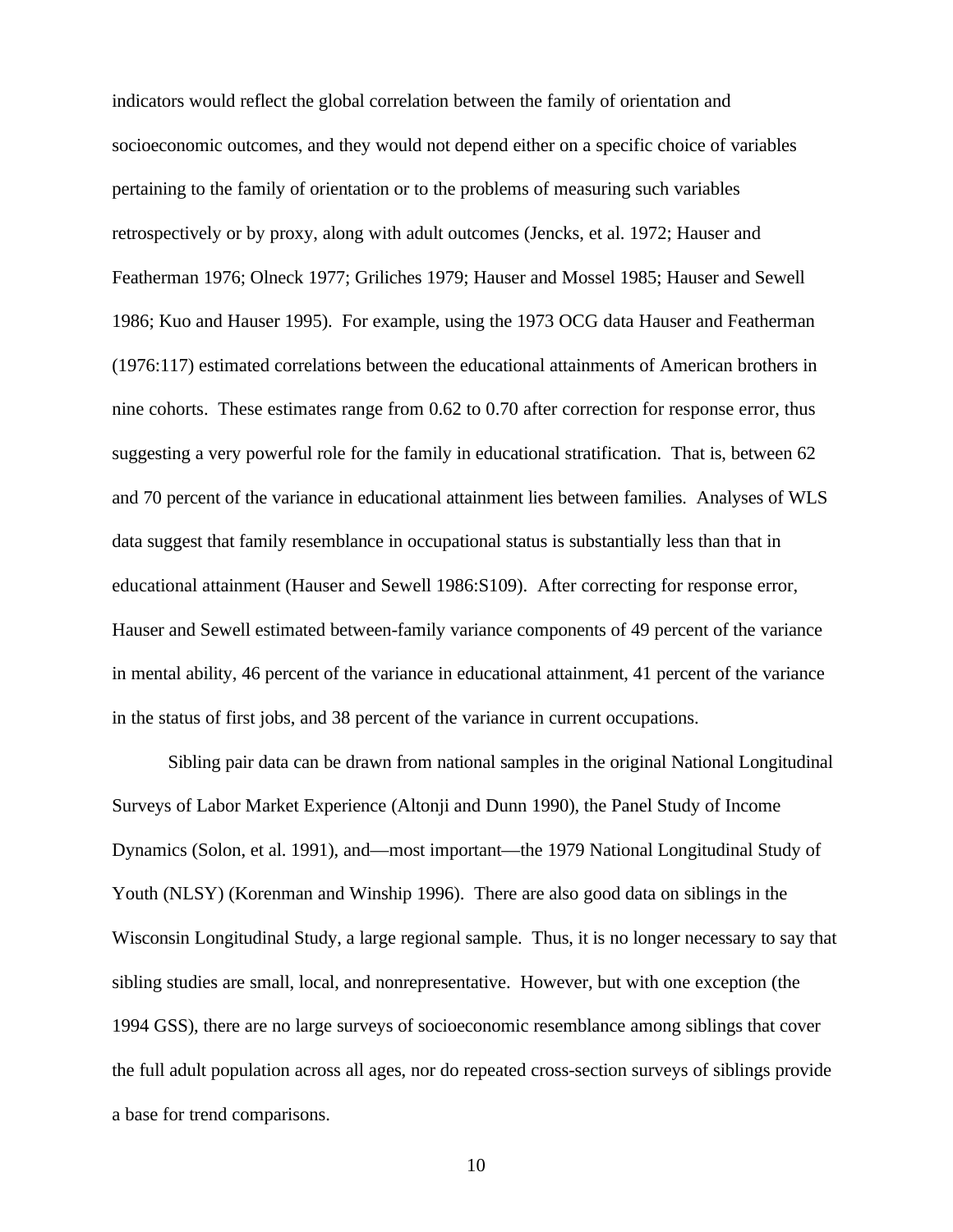indicators would reflect the global correlation between the family of orientation and socioeconomic outcomes, and they would not depend either on a specific choice of variables pertaining to the family of orientation or to the problems of measuring such variables retrospectively or by proxy, along with adult outcomes (Jencks, et al. 1972; Hauser and Featherman 1976; Olneck 1977; Griliches 1979; Hauser and Mossel 1985; Hauser and Sewell 1986; Kuo and Hauser 1995). For example, using the 1973 OCG data Hauser and Featherman (1976:117) estimated correlations between the educational attainments of American brothers in nine cohorts. These estimates range from 0.62 to 0.70 after correction for response error, thus suggesting a very powerful role for the family in educational stratification. That is, between 62 and 70 percent of the variance in educational attainment lies between families. Analyses of WLS data suggest that family resemblance in occupational status is substantially less than that in educational attainment (Hauser and Sewell 1986:S109). After correcting for response error, Hauser and Sewell estimated between-family variance components of 49 percent of the variance in mental ability, 46 percent of the variance in educational attainment, 41 percent of the variance in the status of first jobs, and 38 percent of the variance in current occupations.

Sibling pair data can be drawn from national samples in the original National Longitudinal Surveys of Labor Market Experience (Altonji and Dunn 1990), the Panel Study of Income Dynamics (Solon, et al. 1991), and—most important—the 1979 National Longitudinal Study of Youth (NLSY) (Korenman and Winship 1996). There are also good data on siblings in the Wisconsin Longitudinal Study, a large regional sample. Thus, it is no longer necessary to say that sibling studies are small, local, and nonrepresentative. However, but with one exception (the 1994 GSS), there are no large surveys of socioeconomic resemblance among siblings that cover the full adult population across all ages, nor do repeated cross-section surveys of siblings provide a base for trend comparisons.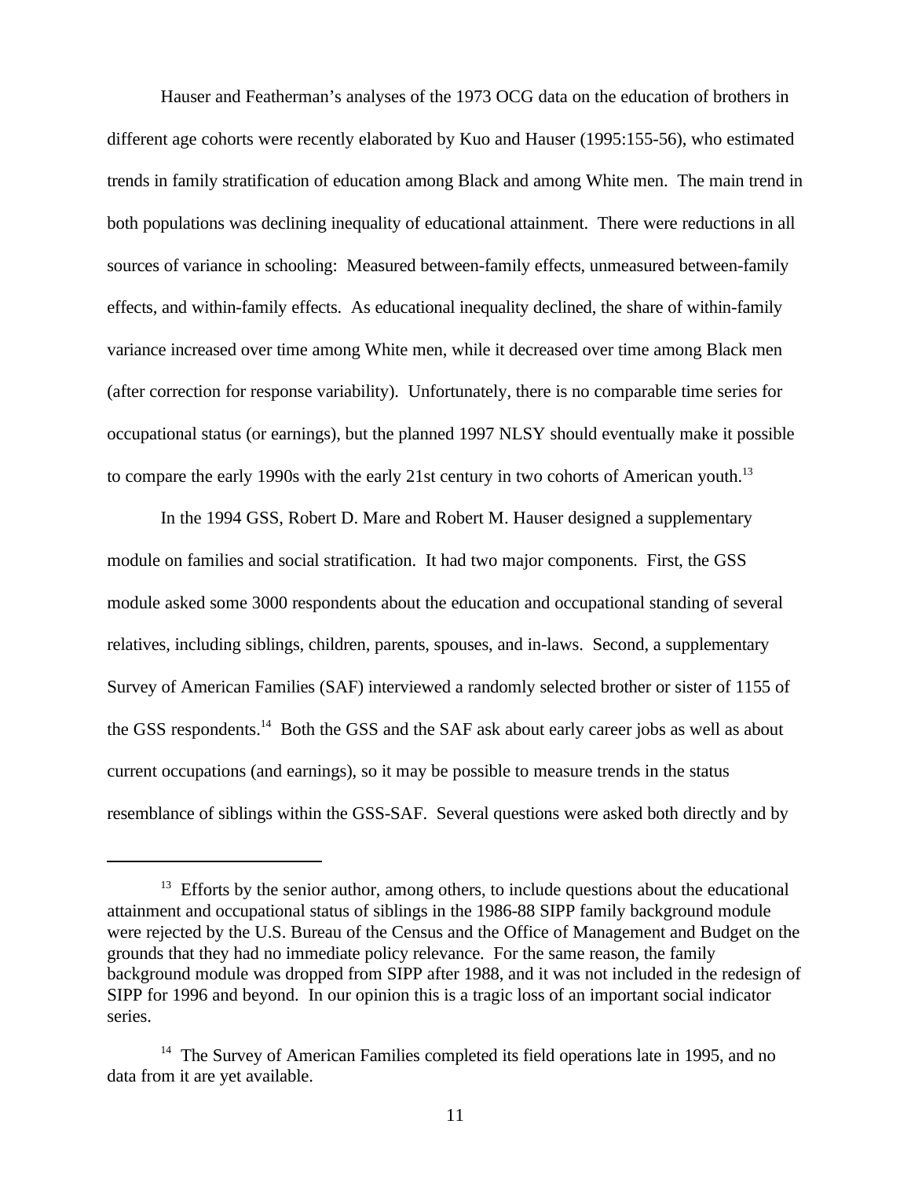Hauser and Featherman's analyses of the 1973 OCG data on the education of brothers in different age cohorts were recently elaborated by Kuo and Hauser (1995:155-56), who estimated trends in family stratification of education among Black and among White men. The main trend in both populations was declining inequality of educational attainment. There were reductions in all sources of variance in schooling: Measured between-family effects, unmeasured between-family effects, and within-family effects. As educational inequality declined, the share of within-family variance increased over time among White men, while it decreased over time among Black men (after correction for response variability). Unfortunately, there is no comparable time series for occupational status (or earnings), but the planned 1997 NLSY should eventually make it possible to compare the early 1990s with the early 21st century in two cohorts of American youth.[13]

In the 1994 GSS, Robert D. Mare and Robert M. Hauser designed a supplementary module on families and social stratification. It had two major components. First, the GSS module asked some 3000 respondents about the education and occupational standing of several relatives, including siblings, children, parents, spouses, and in-laws. Second, a supplementary Survey of American Families (SAF) interviewed a randomly selected brother or sister of 1155 of the GSS respondents.[14] Both the GSS and the SAF ask about early career jobs as well as about current occupations (and earnings), so it may be possible to measure trends in the status resemblance of siblings within the GSS-SAF. Several questions were asked both directly and by

---

[13] Efforts by the senior author, among others, to include questions about the educational attainment and occupational status of siblings in the 1986-88 SIPP family background module were rejected by the U.S. Bureau of the Census and the Office of Management and Budget on the grounds that they had no immediate policy relevance. For the same reason, the family background module was dropped from SIPP after 1988, and it was not included in the redesign of SIPP for 1996 and beyond. In our opinion this is a tragic loss of an important social indicator series.

[14] The Survey of American Families completed its field operations late in 1995, and no data from it are yet available.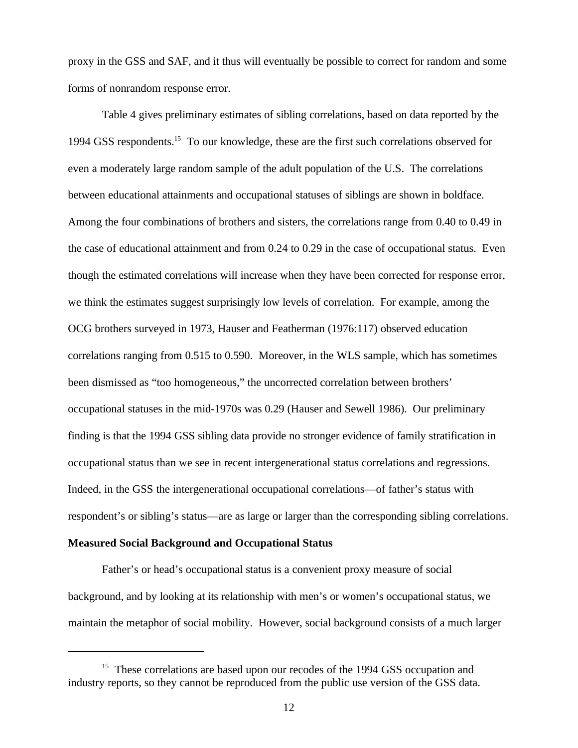proxy in the GSS and SAF, and it thus will eventually be possible to correct for random and some forms of nonrandom response error.

Table 4 gives preliminary estimates of sibling correlations, based on data reported by the 1994 GSS respondents.[15] To our knowledge, these are the first such correlations observed for even a moderately large random sample of the adult population of the U.S. The correlations between educational attainments and occupational statuses of siblings are shown in boldface. Among the four combinations of brothers and sisters, the correlations range from 0.40 to 0.49 in the case of educational attainment and from 0.24 to 0.29 in the case of occupational status. Even though the estimated correlations will increase when they have been corrected for response error, we think the estimates suggest surprisingly low levels of correlation. For example, among the OCG brothers surveyed in 1973, Hauser and Featherman (1976:117) observed education correlations ranging from 0.515 to 0.590. Moreover, in the WLS sample, which has sometimes been dismissed as "too homogeneous," the uncorrected correlation between brothers' occupational statuses in the mid-1970s was 0.29 (Hauser and Sewell 1986). Our preliminary finding is that the 1994 GSS sibling data provide no stronger evidence of family stratification in occupational status than we see in recent intergenerational status correlations and regressions. Indeed, in the GSS the intergenerational occupational correlations—of father's status with respondent's or sibling's status—are as large or larger than the corresponding sibling correlations.

**Measured Social Background and Occupational Status**

Father's or head's occupational status is a convenient proxy measure of social background, and by looking at its relationship with men's or women's occupational status, we maintain the metaphor of social mobility. However, social background consists of a much larger

[15] These correlations are based upon our recodes of the 1994 GSS occupation and industry reports, so they cannot be reproduced from the public use version of the GSS data.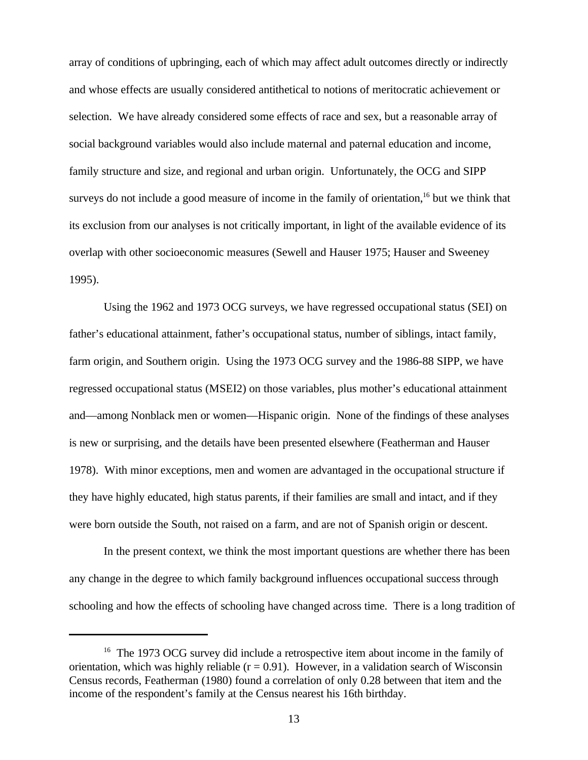array of conditions of upbringing, each of which may affect adult outcomes directly or indirectly and whose effects are usually considered antithetical to notions of meritocratic achievement or selection. We have already considered some effects of race and sex, but a reasonable array of social background variables would also include maternal and paternal education and income, family structure and size, and regional and urban origin. Unfortunately, the OCG and SIPP surveys do not include a good measure of income in the family of orientation,[16] but we think that its exclusion from our analyses is not critically important, in light of the available evidence of its overlap with other socioeconomic measures (Sewell and Hauser 1975; Hauser and Sweeney 1995).

Using the 1962 and 1973 OCG surveys, we have regressed occupational status (SEI) on father's educational attainment, father's occupational status, number of siblings, intact family, farm origin, and Southern origin. Using the 1973 OCG survey and the 1986-88 SIPP, we have regressed occupational status (MSEI2) on those variables, plus mother's educational attainment and—among Nonblack men or women—Hispanic origin. None of the findings of these analyses is new or surprising, and the details have been presented elsewhere (Featherman and Hauser 1978). With minor exceptions, men and women are advantaged in the occupational structure if they have highly educated, high status parents, if their families are small and intact, and if they were born outside the South, not raised on a farm, and are not of Spanish origin or descent.

In the present context, we think the most important questions are whether there has been any change in the degree to which family background influences occupational success through schooling and how the effects of schooling have changed across time. There is a long tradition of

---

[16] The 1973 OCG survey did include a retrospective item about income in the family of orientation, which was highly reliable ($r = 0.91$). However, in a validation search of Wisconsin Census records, Featherman (1980) found a correlation of only 0.28 between that item and the income of the respondent's family at the Census nearest his 16th birthday.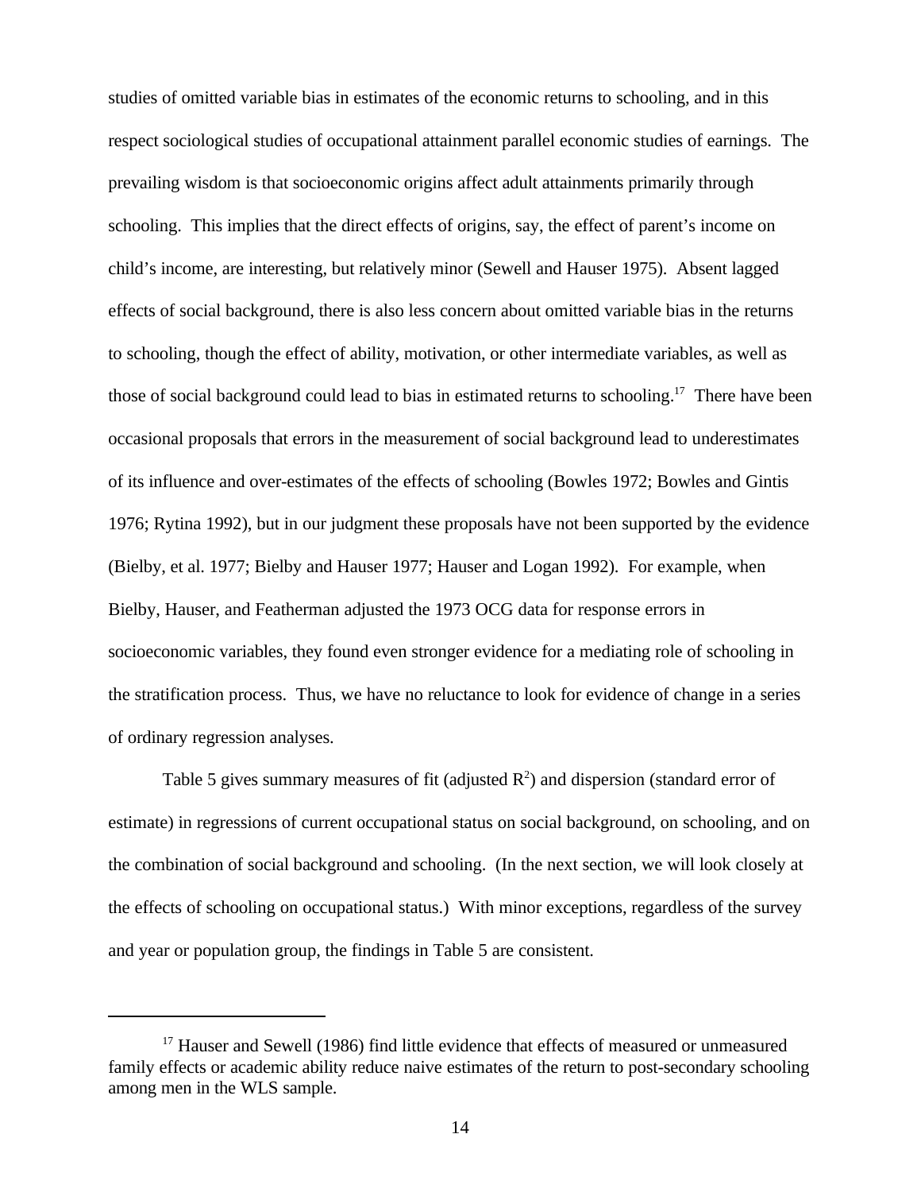studies of omitted variable bias in estimates of the economic returns to schooling, and in this respect sociological studies of occupational attainment parallel economic studies of earnings. The prevailing wisdom is that socioeconomic origins affect adult attainments primarily through schooling. This implies that the direct effects of origins, say, the effect of parent's income on child's income, are interesting, but relatively minor (Sewell and Hauser 1975). Absent lagged effects of social background, there is also less concern about omitted variable bias in the returns to schooling, though the effect of ability, motivation, or other intermediate variables, as well as those of social background could lead to bias in estimated returns to schooling.[17] There have been occasional proposals that errors in the measurement of social background lead to underestimates of its influence and over-estimates of the effects of schooling (Bowles 1972; Bowles and Gintis 1976; Rytina 1992), but in our judgment these proposals have not been supported by the evidence (Bielby, et al. 1977; Bielby and Hauser 1977; Hauser and Logan 1992). For example, when Bielby, Hauser, and Featherman adjusted the 1973 OCG data for response errors in socioeconomic variables, they found even stronger evidence for a mediating role of schooling in the stratification process. Thus, we have no reluctance to look for evidence of change in a series of ordinary regression analyses.

Table 5 gives summary measures of fit (adjusted $R^2$) and dispersion (standard error of estimate) in regressions of current occupational status on social background, on schooling, and on the combination of social background and schooling. (In the next section, we will look closely at the effects of schooling on occupational status.) With minor exceptions, regardless of the survey and year or population group, the findings in Table 5 are consistent.

[17] Hauser and Sewell (1986) find little evidence that effects of measured or unmeasured family effects or academic ability reduce naive estimates of the return to post-secondary schooling among men in the WLS sample.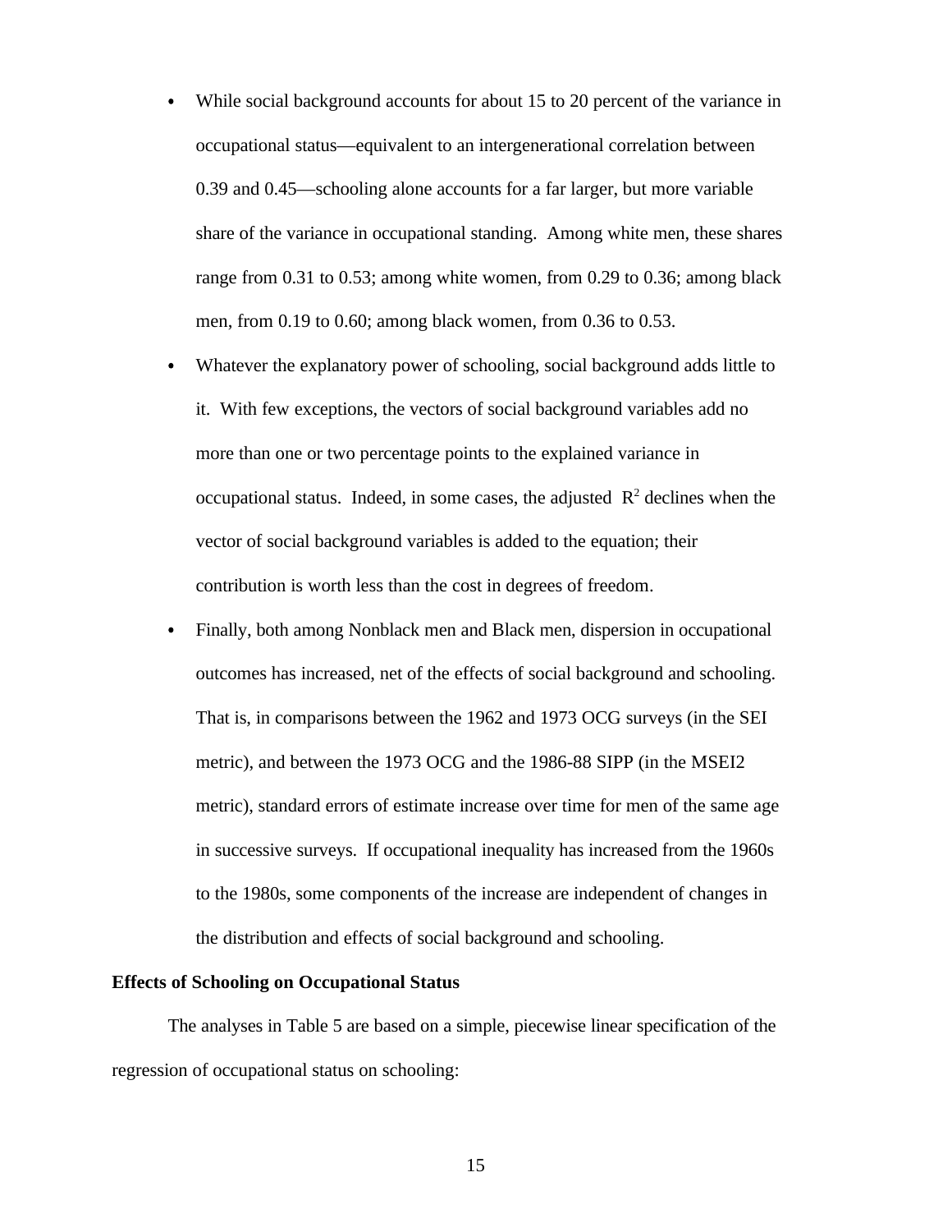- While social background accounts for about 15 to 20 percent of the variance in occupational status—equivalent to an intergenerational correlation between 0.39 and 0.45—schooling alone accounts for a far larger, but more variable share of the variance in occupational standing. Among white men, these shares range from 0.31 to 0.53; among white women, from 0.29 to 0.36; among black men, from 0.19 to 0.60; among black women, from 0.36 to 0.53.
- Whatever the explanatory power of schooling, social background adds little to it. With few exceptions, the vectors of social background variables add no more than one or two percentage points to the explained variance in occupational status. Indeed, in some cases, the adjusted $R^2$ declines when the vector of social background variables is added to the equation; their contribution is worth less than the cost in degrees of freedom.
- Finally, both among Nonblack men and Black men, dispersion in occupational outcomes has increased, net of the effects of social background and schooling. That is, in comparisons between the 1962 and 1973 OCG surveys (in the SEI metric), and between the 1973 OCG and the 1986-88 SIPP (in the MSEI2 metric), standard errors of estimate increase over time for men of the same age in successive surveys. If occupational inequality has increased from the 1960s to the 1980s, some components of the increase are independent of changes in the distribution and effects of social background and schooling.

**Effects of Schooling on Occupational Status**

The analyses in Table 5 are based on a simple, piecewise linear specification of the regression of occupational status on schooling: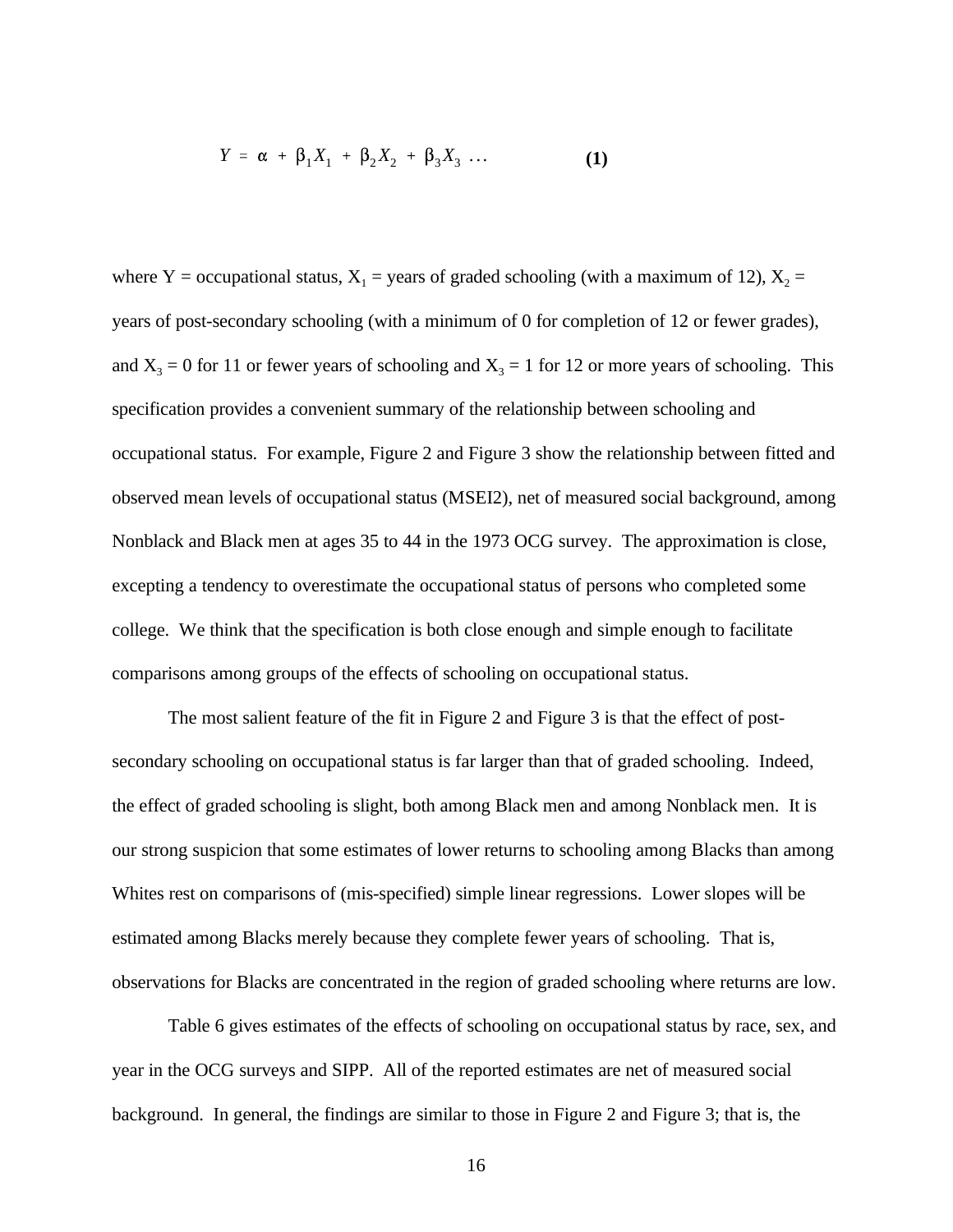$$Y = \alpha + \beta_1 X_1 + \beta_2 X_2 + \beta_3 X_3 \ \ldots \qquad \textbf{(1)}$$

where Y = occupational status, $X_1$ = years of graded schooling (with a maximum of 12), $X_2$ = years of post-secondary schooling (with a minimum of 0 for completion of 12 or fewer grades), and $X_3 = 0$ for 11 or fewer years of schooling and $X_3 = 1$ for 12 or more years of schooling. This specification provides a convenient summary of the relationship between schooling and occupational status. For example, Figure 2 and Figure 3 show the relationship between fitted and observed mean levels of occupational status (MSEI2), net of measured social background, among Nonblack and Black men at ages 35 to 44 in the 1973 OCG survey. The approximation is close, excepting a tendency to overestimate the occupational status of persons who completed some college. We think that the specification is both close enough and simple enough to facilitate comparisons among groups of the effects of schooling on occupational status.

The most salient feature of the fit in Figure 2 and Figure 3 is that the effect of post-secondary schooling on occupational status is far larger than that of graded schooling. Indeed, the effect of graded schooling is slight, both among Black men and among Nonblack men. It is our strong suspicion that some estimates of lower returns to schooling among Blacks than among Whites rest on comparisons of (mis-specified) simple linear regressions. Lower slopes will be estimated among Blacks merely because they complete fewer years of schooling. That is, observations for Blacks are concentrated in the region of graded schooling where returns are low.

Table 6 gives estimates of the effects of schooling on occupational status by race, sex, and year in the OCG surveys and SIPP. All of the reported estimates are net of measured social background. In general, the findings are similar to those in Figure 2 and Figure 3; that is, the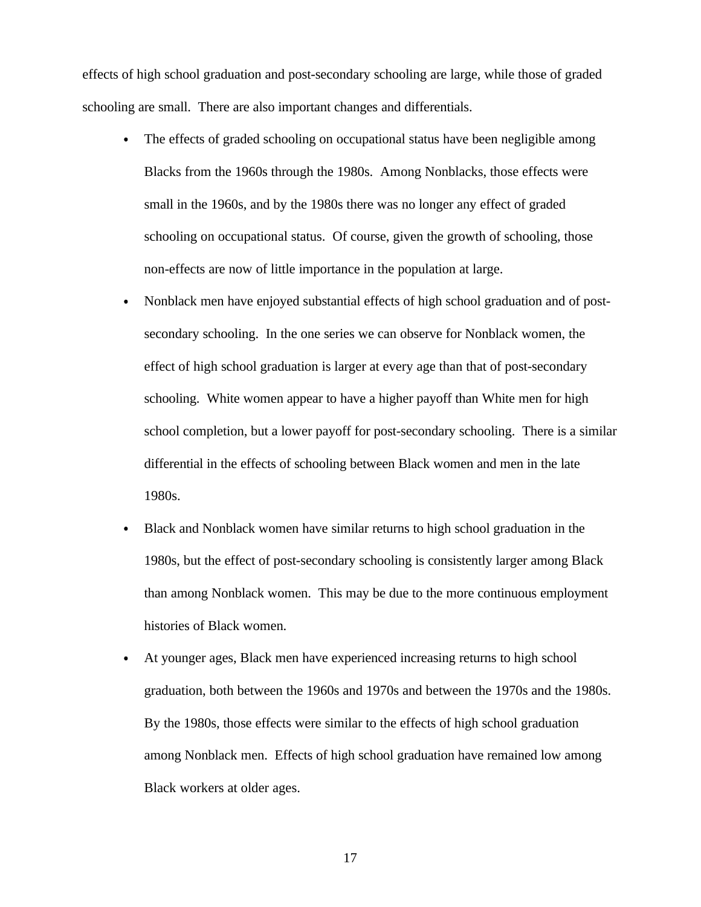effects of high school graduation and post-secondary schooling are large, while those of graded schooling are small. There are also important changes and differentials.

- The effects of graded schooling on occupational status have been negligible among Blacks from the 1960s through the 1980s. Among Nonblacks, those effects were small in the 1960s, and by the 1980s there was no longer any effect of graded schooling on occupational status. Of course, given the growth of schooling, those non-effects are now of little importance in the population at large.
- Nonblack men have enjoyed substantial effects of high school graduation and of post-secondary schooling. In the one series we can observe for Nonblack women, the effect of high school graduation is larger at every age than that of post-secondary schooling. White women appear to have a higher payoff than White men for high school completion, but a lower payoff for post-secondary schooling. There is a similar differential in the effects of schooling between Black women and men in the late 1980s.
- Black and Nonblack women have similar returns to high school graduation in the 1980s, but the effect of post-secondary schooling is consistently larger among Black than among Nonblack women. This may be due to the more continuous employment histories of Black women.
- At younger ages, Black men have experienced increasing returns to high school graduation, both between the 1960s and 1970s and between the 1970s and the 1980s. By the 1980s, those effects were similar to the effects of high school graduation among Nonblack men. Effects of high school graduation have remained low among Black workers at older ages.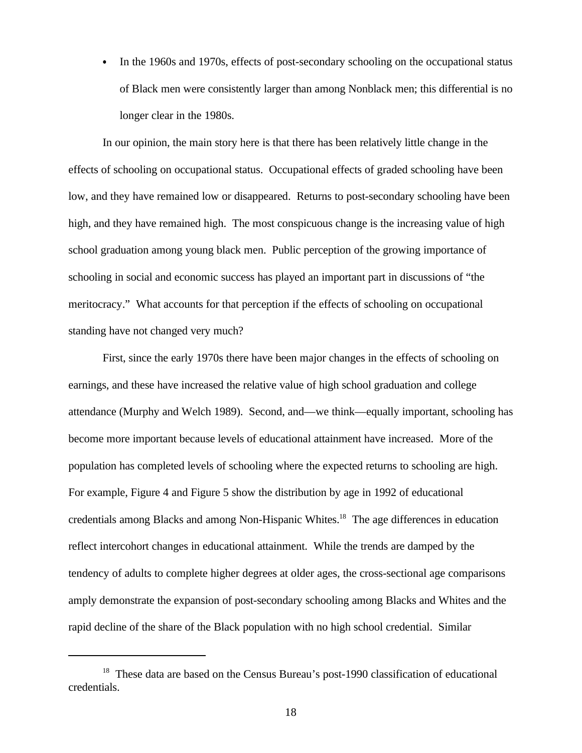- In the 1960s and 1970s, effects of post-secondary schooling on the occupational status of Black men were consistently larger than among Nonblack men; this differential is no longer clear in the 1980s.

In our opinion, the main story here is that there has been relatively little change in the effects of schooling on occupational status. Occupational effects of graded schooling have been low, and they have remained low or disappeared. Returns to post-secondary schooling have been high, and they have remained high. The most conspicuous change is the increasing value of high school graduation among young black men. Public perception of the growing importance of schooling in social and economic success has played an important part in discussions of "the meritocracy." What accounts for that perception if the effects of schooling on occupational standing have not changed very much?

First, since the early 1970s there have been major changes in the effects of schooling on earnings, and these have increased the relative value of high school graduation and college attendance (Murphy and Welch 1989). Second, and—we think—equally important, schooling has become more important because levels of educational attainment have increased. More of the population has completed levels of schooling where the expected returns to schooling are high. For example, Figure 4 and Figure 5 show the distribution by age in 1992 of educational credentials among Blacks and among Non-Hispanic Whites.[18] The age differences in education reflect intercohort changes in educational attainment. While the trends are damped by the tendency of adults to complete higher degrees at older ages, the cross-sectional age comparisons amply demonstrate the expansion of post-secondary schooling among Blacks and Whites and the rapid decline of the share of the Black population with no high school credential. Similar

---

[18] These data are based on the Census Bureau's post-1990 classification of educational credentials.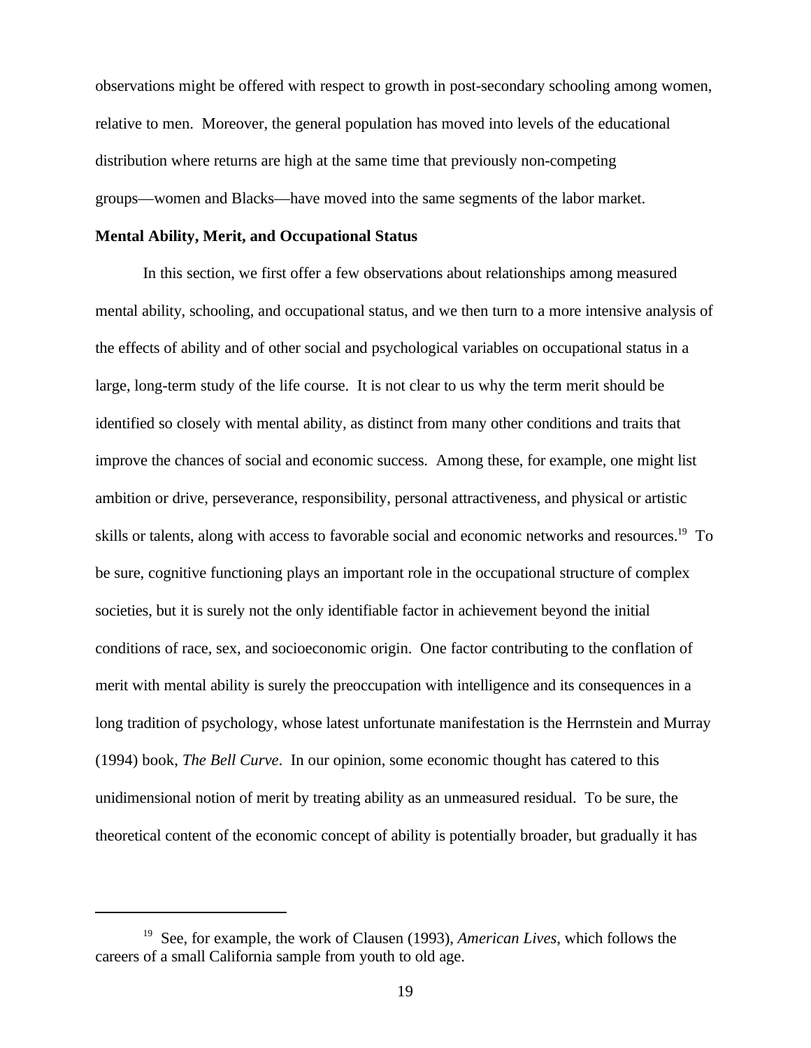observations might be offered with respect to growth in post-secondary schooling among women, relative to men. Moreover, the general population has moved into levels of the educational distribution where returns are high at the same time that previously non-competing groups—women and Blacks—have moved into the same segments of the labor market.

**Mental Ability, Merit, and Occupational Status**

In this section, we first offer a few observations about relationships among measured mental ability, schooling, and occupational status, and we then turn to a more intensive analysis of the effects of ability and of other social and psychological variables on occupational status in a large, long-term study of the life course. It is not clear to us why the term merit should be identified so closely with mental ability, as distinct from many other conditions and traits that improve the chances of social and economic success. Among these, for example, one might list ambition or drive, perseverance, responsibility, personal attractiveness, and physical or artistic skills or talents, along with access to favorable social and economic networks and resources.[19] To be sure, cognitive functioning plays an important role in the occupational structure of complex societies, but it is surely not the only identifiable factor in achievement beyond the initial conditions of race, sex, and socioeconomic origin. One factor contributing to the conflation of merit with mental ability is surely the preoccupation with intelligence and its consequences in a long tradition of psychology, whose latest unfortunate manifestation is the Herrnstein and Murray (1994) book, *The Bell Curve*. In our opinion, some economic thought has catered to this unidimensional notion of merit by treating ability as an unmeasured residual. To be sure, the theoretical content of the economic concept of ability is potentially broader, but gradually it has

---

[19] See, for example, the work of Clausen (1993), *American Lives*, which follows the careers of a small California sample from youth to old age.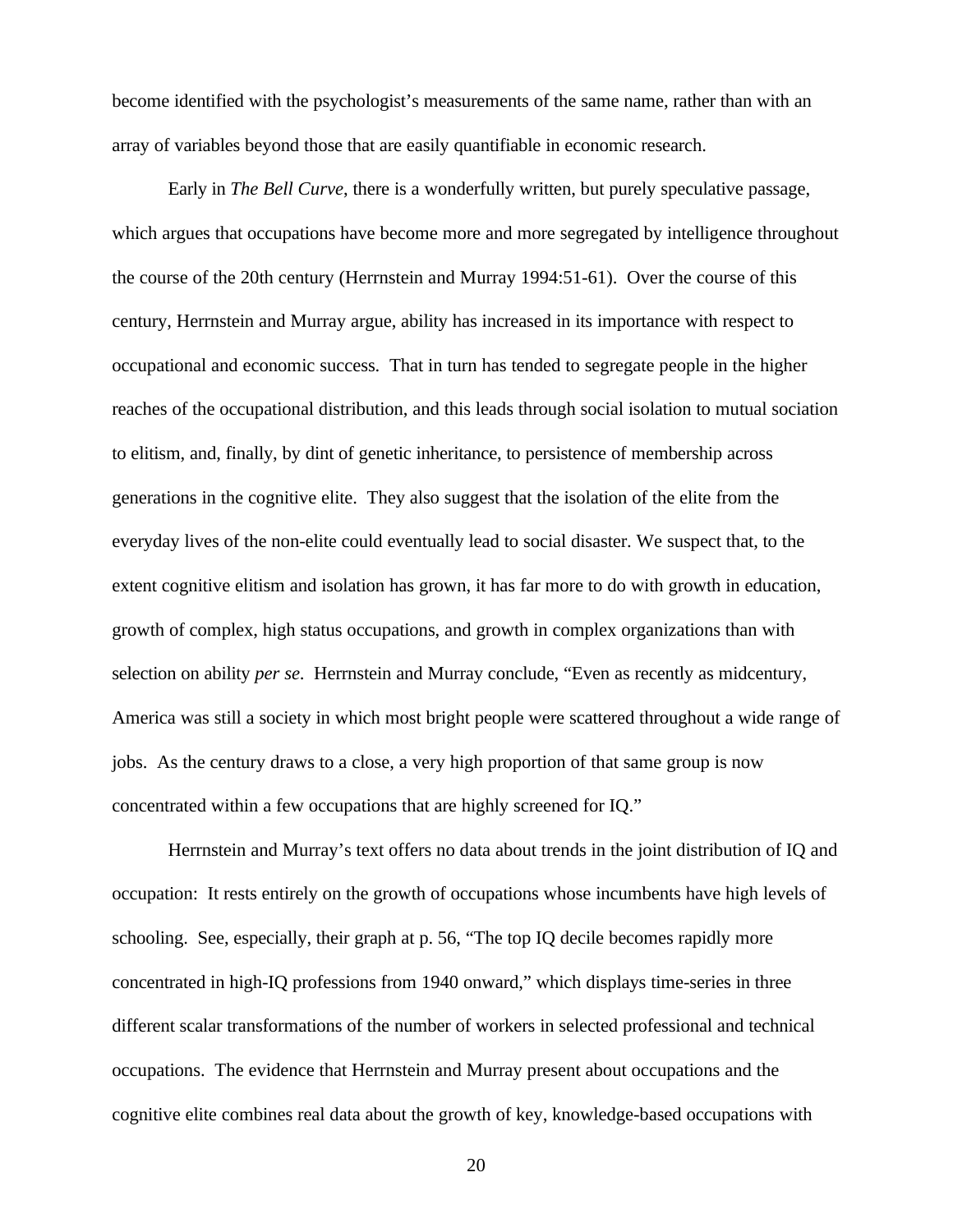become identified with the psychologist's measurements of the same name, rather than with an array of variables beyond those that are easily quantifiable in economic research.

Early in *The Bell Curve*, there is a wonderfully written, but purely speculative passage, which argues that occupations have become more and more segregated by intelligence throughout the course of the 20th century (Herrnstein and Murray 1994:51-61). Over the course of this century, Herrnstein and Murray argue, ability has increased in its importance with respect to occupational and economic success. That in turn has tended to segregate people in the higher reaches of the occupational distribution, and this leads through social isolation to mutual sociation to elitism, and, finally, by dint of genetic inheritance, to persistence of membership across generations in the cognitive elite. They also suggest that the isolation of the elite from the everyday lives of the non-elite could eventually lead to social disaster. We suspect that, to the extent cognitive elitism and isolation has grown, it has far more to do with growth in education, growth of complex, high status occupations, and growth in complex organizations than with selection on ability *per se*. Herrnstein and Murray conclude, "Even as recently as midcentury, America was still a society in which most bright people were scattered throughout a wide range of jobs. As the century draws to a close, a very high proportion of that same group is now concentrated within a few occupations that are highly screened for IQ."

Herrnstein and Murray's text offers no data about trends in the joint distribution of IQ and occupation: It rests entirely on the growth of occupations whose incumbents have high levels of schooling. See, especially, their graph at p. 56, "The top IQ decile becomes rapidly more concentrated in high-IQ professions from 1940 onward," which displays time-series in three different scalar transformations of the number of workers in selected professional and technical occupations. The evidence that Herrnstein and Murray present about occupations and the cognitive elite combines real data about the growth of key, knowledge-based occupations with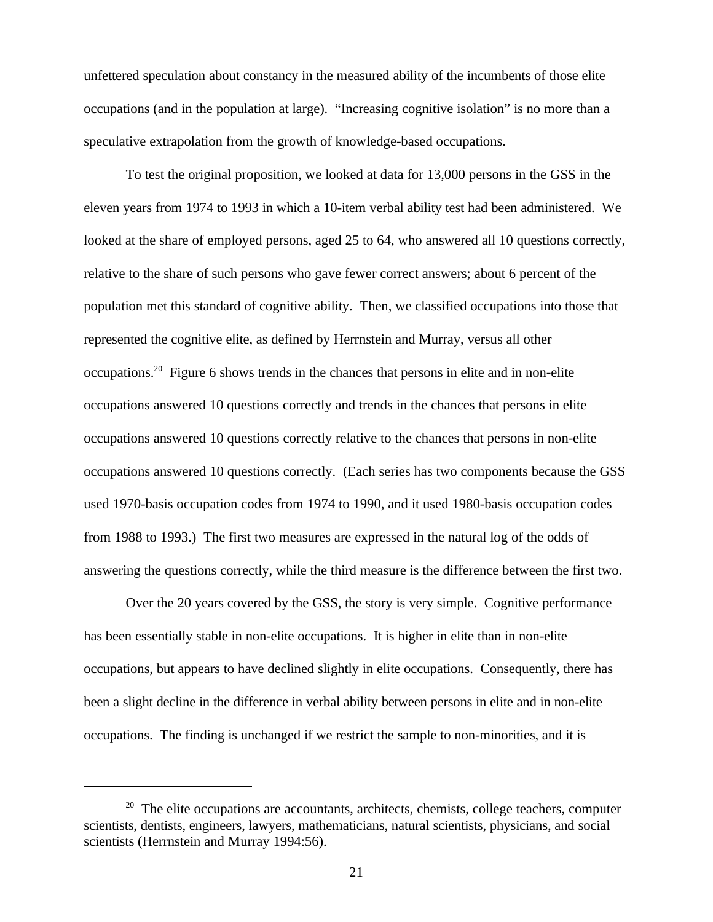unfettered speculation about constancy in the measured ability of the incumbents of those elite occupations (and in the population at large). "Increasing cognitive isolation" is no more than a speculative extrapolation from the growth of knowledge-based occupations.

To test the original proposition, we looked at data for 13,000 persons in the GSS in the eleven years from 1974 to 1993 in which a 10-item verbal ability test had been administered. We looked at the share of employed persons, aged 25 to 64, who answered all 10 questions correctly, relative to the share of such persons who gave fewer correct answers; about 6 percent of the population met this standard of cognitive ability. Then, we classified occupations into those that represented the cognitive elite, as defined by Herrnstein and Murray, versus all other occupations.[20] Figure 6 shows trends in the chances that persons in elite and in non-elite occupations answered 10 questions correctly and trends in the chances that persons in elite occupations answered 10 questions correctly relative to the chances that persons in non-elite occupations answered 10 questions correctly. (Each series has two components because the GSS used 1970-basis occupation codes from 1974 to 1990, and it used 1980-basis occupation codes from 1988 to 1993.) The first two measures are expressed in the natural log of the odds of answering the questions correctly, while the third measure is the difference between the first two.

Over the 20 years covered by the GSS, the story is very simple. Cognitive performance has been essentially stable in non-elite occupations. It is higher in elite than in non-elite occupations, but appears to have declined slightly in elite occupations. Consequently, there has been a slight decline in the difference in verbal ability between persons in elite and in non-elite occupations. The finding is unchanged if we restrict the sample to non-minorities, and it is

---

[20] The elite occupations are accountants, architects, chemists, college teachers, computer scientists, dentists, engineers, lawyers, mathematicians, natural scientists, physicians, and social scientists (Herrnstein and Murray 1994:56).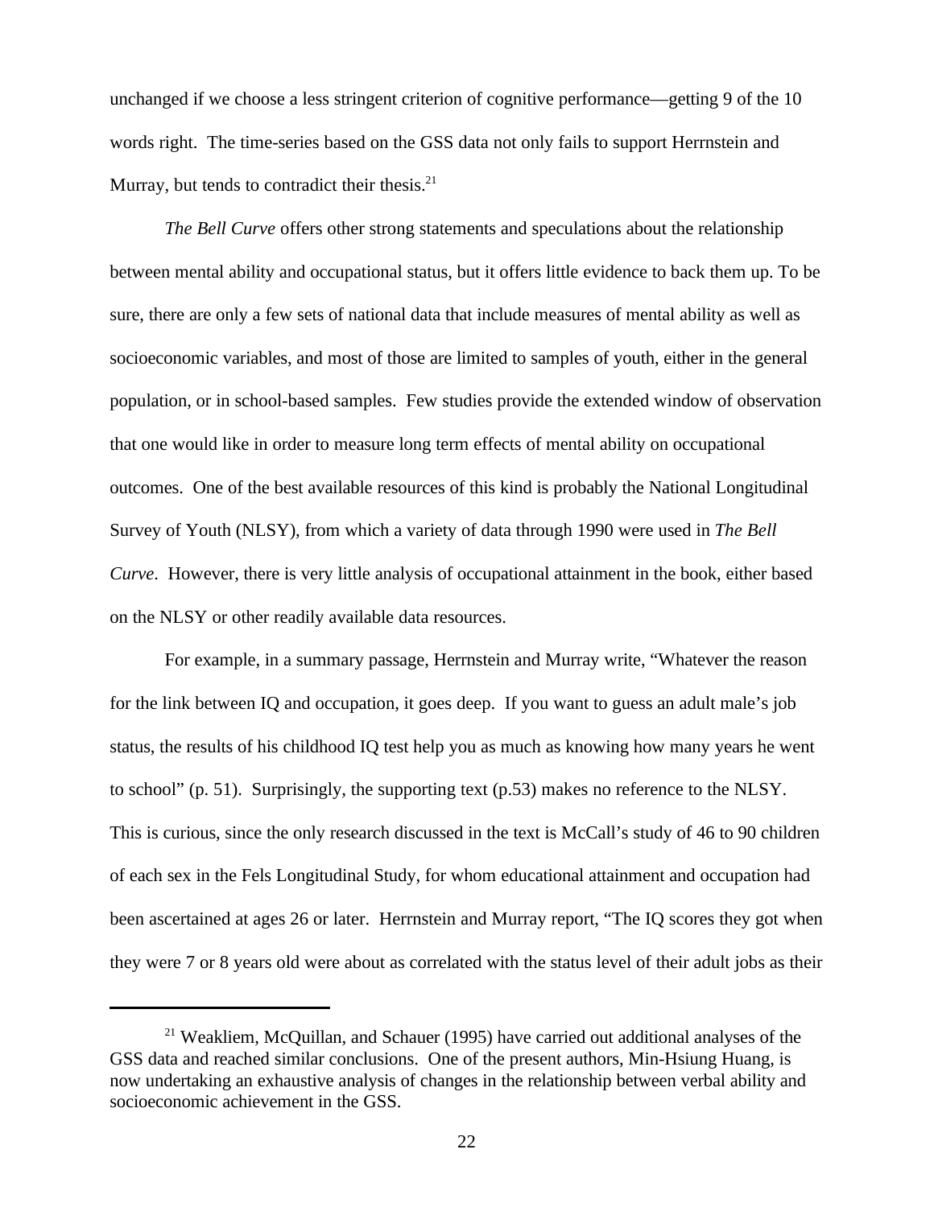unchanged if we choose a less stringent criterion of cognitive performance—getting 9 of the 10 words right. The time-series based on the GSS data not only fails to support Herrnstein and Murray, but tends to contradict their thesis.[21]

*The Bell Curve* offers other strong statements and speculations about the relationship between mental ability and occupational status, but it offers little evidence to back them up. To be sure, there are only a few sets of national data that include measures of mental ability as well as socioeconomic variables, and most of those are limited to samples of youth, either in the general population, or in school-based samples. Few studies provide the extended window of observation that one would like in order to measure long term effects of mental ability on occupational outcomes. One of the best available resources of this kind is probably the National Longitudinal Survey of Youth (NLSY), from which a variety of data through 1990 were used in *The Bell Curve*. However, there is very little analysis of occupational attainment in the book, either based on the NLSY or other readily available data resources.

For example, in a summary passage, Herrnstein and Murray write, "Whatever the reason for the link between IQ and occupation, it goes deep. If you want to guess an adult male's job status, the results of his childhood IQ test help you as much as knowing how many years he went to school" (p. 51). Surprisingly, the supporting text (p.53) makes no reference to the NLSY. This is curious, since the only research discussed in the text is McCall's study of 46 to 90 children of each sex in the Fels Longitudinal Study, for whom educational attainment and occupation had been ascertained at ages 26 or later. Herrnstein and Murray report, "The IQ scores they got when they were 7 or 8 years old were about as correlated with the status level of their adult jobs as their

---

[21] Weakliem, McQuillan, and Schauer (1995) have carried out additional analyses of the GSS data and reached similar conclusions. One of the present authors, Min-Hsiung Huang, is now undertaking an exhaustive analysis of changes in the relationship between verbal ability and socioeconomic achievement in the GSS.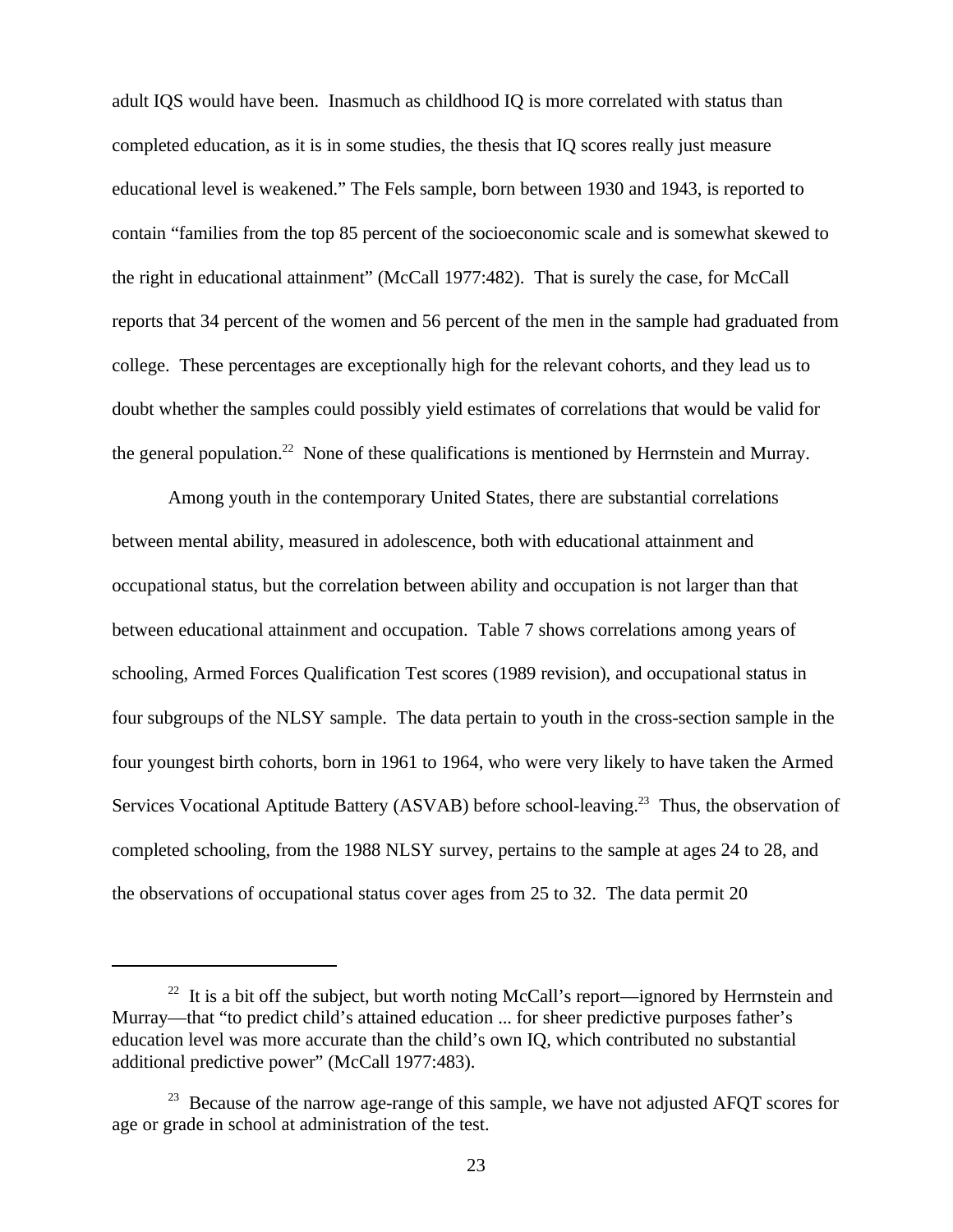adult IQS would have been. Inasmuch as childhood IQ is more correlated with status than completed education, as it is in some studies, the thesis that IQ scores really just measure educational level is weakened." The Fels sample, born between 1930 and 1943, is reported to contain "families from the top 85 percent of the socioeconomic scale and is somewhat skewed to the right in educational attainment" (McCall 1977:482). That is surely the case, for McCall reports that 34 percent of the women and 56 percent of the men in the sample had graduated from college. These percentages are exceptionally high for the relevant cohorts, and they lead us to doubt whether the samples could possibly yield estimates of correlations that would be valid for the general population.[22] None of these qualifications is mentioned by Herrnstein and Murray.

Among youth in the contemporary United States, there are substantial correlations between mental ability, measured in adolescence, both with educational attainment and occupational status, but the correlation between ability and occupation is not larger than that between educational attainment and occupation. Table 7 shows correlations among years of schooling, Armed Forces Qualification Test scores (1989 revision), and occupational status in four subgroups of the NLSY sample. The data pertain to youth in the cross-section sample in the four youngest birth cohorts, born in 1961 to 1964, who were very likely to have taken the Armed Services Vocational Aptitude Battery (ASVAB) before school-leaving.[23] Thus, the observation of completed schooling, from the 1988 NLSY survey, pertains to the sample at ages 24 to 28, and the observations of occupational status cover ages from 25 to 32. The data permit 20

---

[22] It is a bit off the subject, but worth noting McCall's report—ignored by Herrnstein and Murray—that "to predict child's attained education ... for sheer predictive purposes father's education level was more accurate than the child's own IQ, which contributed no substantial additional predictive power" (McCall 1977:483).

[23] Because of the narrow age-range of this sample, we have not adjusted AFQT scores for age or grade in school at administration of the test.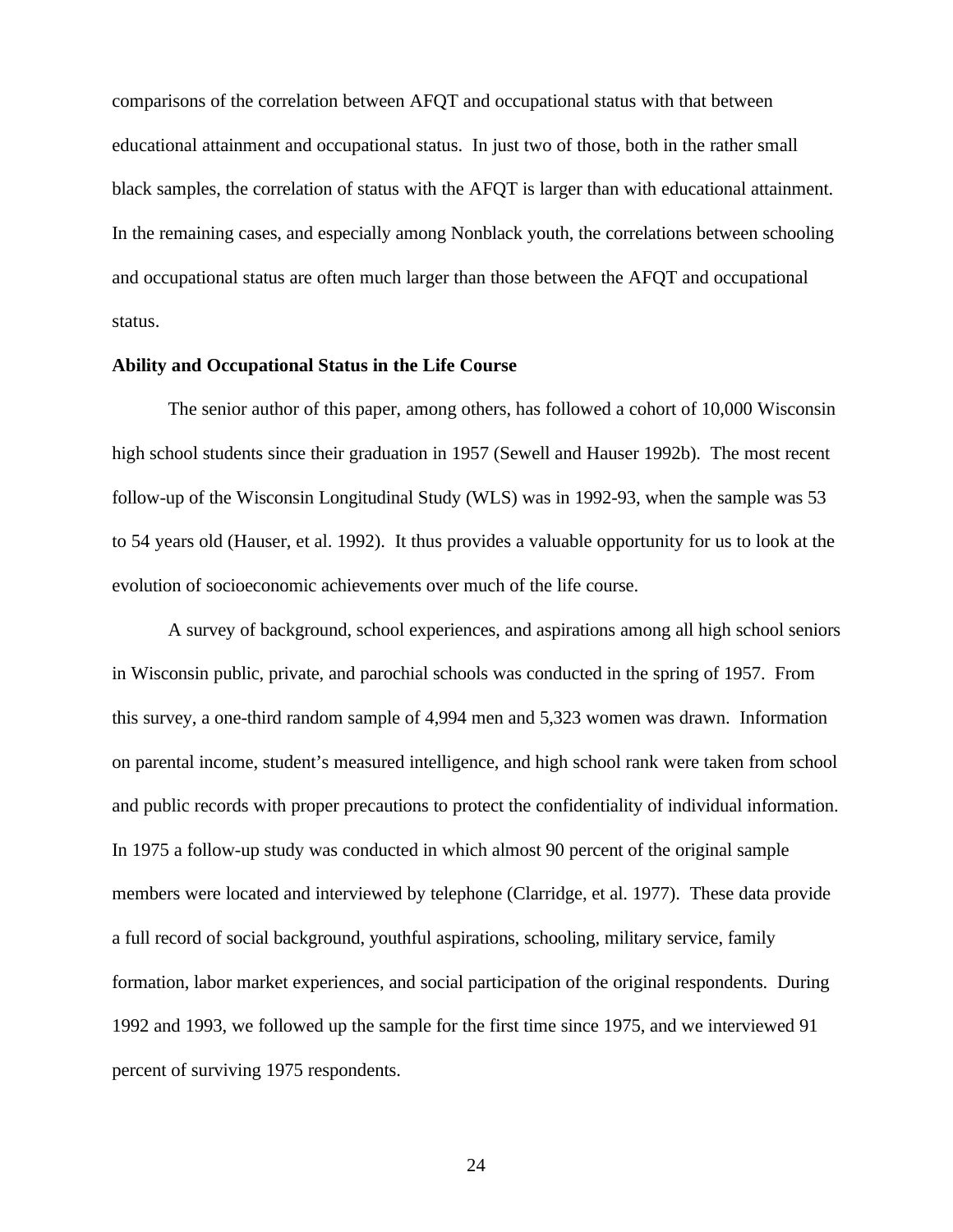comparisons of the correlation between AFQT and occupational status with that between educational attainment and occupational status. In just two of those, both in the rather small black samples, the correlation of status with the AFQT is larger than with educational attainment. In the remaining cases, and especially among Nonblack youth, the correlations between schooling and occupational status are often much larger than those between the AFQT and occupational status.

**Ability and Occupational Status in the Life Course**

The senior author of this paper, among others, has followed a cohort of 10,000 Wisconsin high school students since their graduation in 1957 (Sewell and Hauser 1992b). The most recent follow-up of the Wisconsin Longitudinal Study (WLS) was in 1992-93, when the sample was 53 to 54 years old (Hauser, et al. 1992). It thus provides a valuable opportunity for us to look at the evolution of socioeconomic achievements over much of the life course.

A survey of background, school experiences, and aspirations among all high school seniors in Wisconsin public, private, and parochial schools was conducted in the spring of 1957. From this survey, a one-third random sample of 4,994 men and 5,323 women was drawn. Information on parental income, student's measured intelligence, and high school rank were taken from school and public records with proper precautions to protect the confidentiality of individual information. In 1975 a follow-up study was conducted in which almost 90 percent of the original sample members were located and interviewed by telephone (Clarridge, et al. 1977). These data provide a full record of social background, youthful aspirations, schooling, military service, family formation, labor market experiences, and social participation of the original respondents. During 1992 and 1993, we followed up the sample for the first time since 1975, and we interviewed 91 percent of surviving 1975 respondents.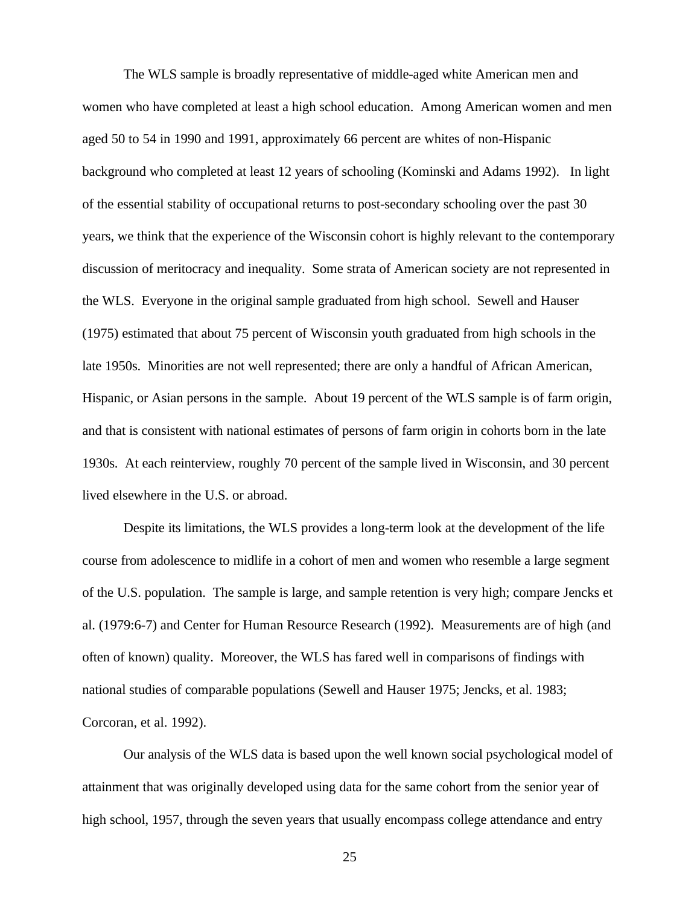The WLS sample is broadly representative of middle-aged white American men and women who have completed at least a high school education. Among American women and men aged 50 to 54 in 1990 and 1991, approximately 66 percent are whites of non-Hispanic background who completed at least 12 years of schooling (Kominski and Adams 1992). In light of the essential stability of occupational returns to post-secondary schooling over the past 30 years, we think that the experience of the Wisconsin cohort is highly relevant to the contemporary discussion of meritocracy and inequality. Some strata of American society are not represented in the WLS. Everyone in the original sample graduated from high school. Sewell and Hauser (1975) estimated that about 75 percent of Wisconsin youth graduated from high schools in the late 1950s. Minorities are not well represented; there are only a handful of African American, Hispanic, or Asian persons in the sample. About 19 percent of the WLS sample is of farm origin, and that is consistent with national estimates of persons of farm origin in cohorts born in the late 1930s. At each reinterview, roughly 70 percent of the sample lived in Wisconsin, and 30 percent lived elsewhere in the U.S. or abroad.

Despite its limitations, the WLS provides a long-term look at the development of the life course from adolescence to midlife in a cohort of men and women who resemble a large segment of the U.S. population. The sample is large, and sample retention is very high; compare Jencks et al. (1979:6-7) and Center for Human Resource Research (1992). Measurements are of high (and often of known) quality. Moreover, the WLS has fared well in comparisons of findings with national studies of comparable populations (Sewell and Hauser 1975; Jencks, et al. 1983; Corcoran, et al. 1992).

Our analysis of the WLS data is based upon the well known social psychological model of attainment that was originally developed using data for the same cohort from the senior year of high school, 1957, through the seven years that usually encompass college attendance and entry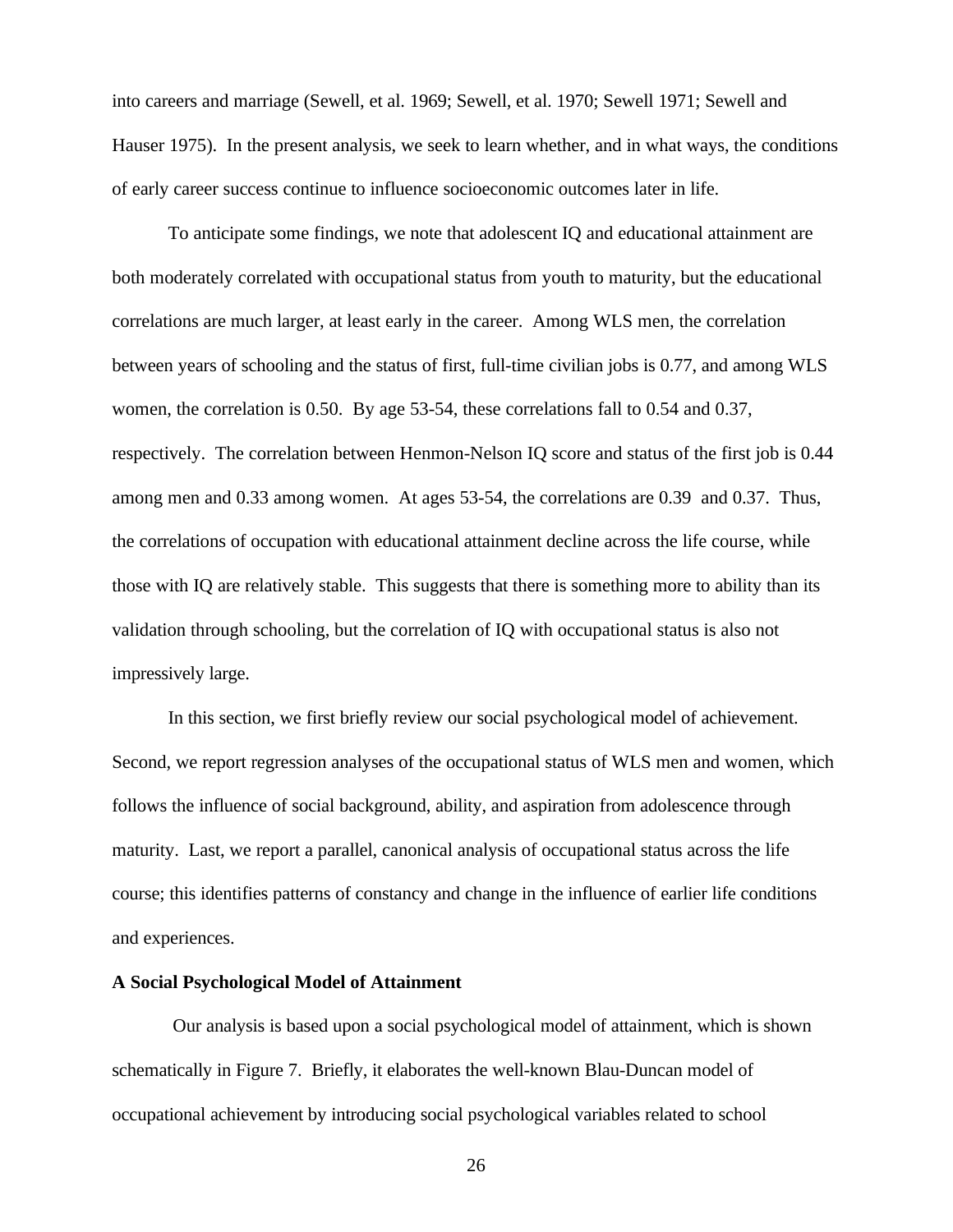into careers and marriage (Sewell, et al. 1969; Sewell, et al. 1970; Sewell 1971; Sewell and Hauser 1975). In the present analysis, we seek to learn whether, and in what ways, the conditions of early career success continue to influence socioeconomic outcomes later in life.

To anticipate some findings, we note that adolescent IQ and educational attainment are both moderately correlated with occupational status from youth to maturity, but the educational correlations are much larger, at least early in the career. Among WLS men, the correlation between years of schooling and the status of first, full-time civilian jobs is 0.77, and among WLS women, the correlation is 0.50. By age 53-54, these correlations fall to 0.54 and 0.37, respectively. The correlation between Henmon-Nelson IQ score and status of the first job is 0.44 among men and 0.33 among women. At ages 53-54, the correlations are 0.39 and 0.37. Thus, the correlations of occupation with educational attainment decline across the life course, while those with IQ are relatively stable. This suggests that there is something more to ability than its validation through schooling, but the correlation of IQ with occupational status is also not impressively large.

In this section, we first briefly review our social psychological model of achievement. Second, we report regression analyses of the occupational status of WLS men and women, which follows the influence of social background, ability, and aspiration from adolescence through maturity. Last, we report a parallel, canonical analysis of occupational status across the life course; this identifies patterns of constancy and change in the influence of earlier life conditions and experiences.

**A Social Psychological Model of Attainment**

Our analysis is based upon a social psychological model of attainment, which is shown schematically in Figure 7. Briefly, it elaborates the well-known Blau-Duncan model of occupational achievement by introducing social psychological variables related to school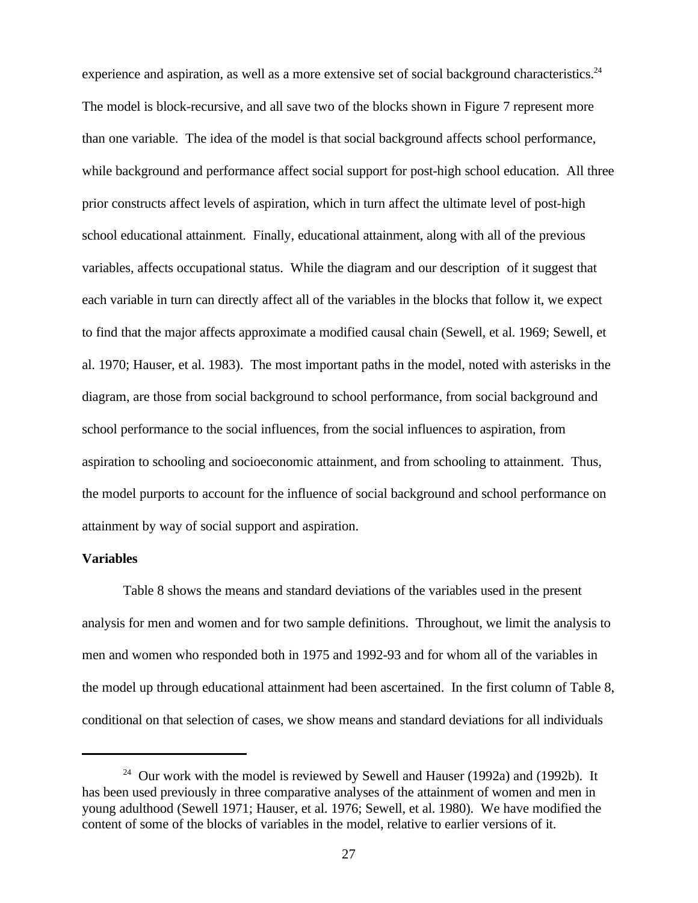experience and aspiration, as well as a more extensive set of social background characteristics.[24] The model is block-recursive, and all save two of the blocks shown in Figure 7 represent more than one variable. The idea of the model is that social background affects school performance, while background and performance affect social support for post-high school education. All three prior constructs affect levels of aspiration, which in turn affect the ultimate level of post-high school educational attainment. Finally, educational attainment, along with all of the previous variables, affects occupational status. While the diagram and our description of it suggest that each variable in turn can directly affect all of the variables in the blocks that follow it, we expect to find that the major affects approximate a modified causal chain (Sewell, et al. 1969; Sewell, et al. 1970; Hauser, et al. 1983). The most important paths in the model, noted with asterisks in the diagram, are those from social background to school performance, from social background and school performance to the social influences, from the social influences to aspiration, from aspiration to schooling and socioeconomic attainment, and from schooling to attainment. Thus, the model purports to account for the influence of social background and school performance on attainment by way of social support and aspiration.

**Variables**

Table 8 shows the means and standard deviations of the variables used in the present analysis for men and women and for two sample definitions. Throughout, we limit the analysis to men and women who responded both in 1975 and 1992-93 and for whom all of the variables in the model up through educational attainment had been ascertained. In the first column of Table 8, conditional on that selection of cases, we show means and standard deviations for all individuals

---

[24] Our work with the model is reviewed by Sewell and Hauser (1992a) and (1992b). It has been used previously in three comparative analyses of the attainment of women and men in young adulthood (Sewell 1971; Hauser, et al. 1976; Sewell, et al. 1980). We have modified the content of some of the blocks of variables in the model, relative to earlier versions of it.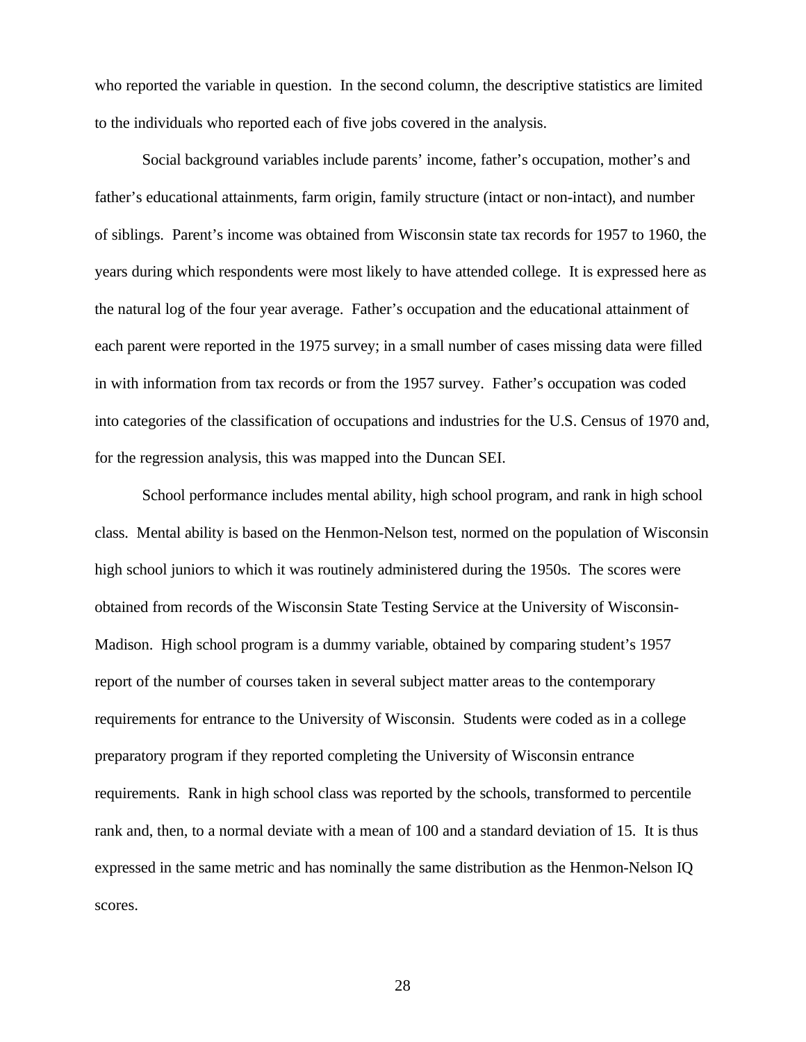who reported the variable in question. In the second column, the descriptive statistics are limited to the individuals who reported each of five jobs covered in the analysis.

Social background variables include parents' income, father's occupation, mother's and father's educational attainments, farm origin, family structure (intact or non-intact), and number of siblings. Parent's income was obtained from Wisconsin state tax records for 1957 to 1960, the years during which respondents were most likely to have attended college. It is expressed here as the natural log of the four year average. Father's occupation and the educational attainment of each parent were reported in the 1975 survey; in a small number of cases missing data were filled in with information from tax records or from the 1957 survey. Father's occupation was coded into categories of the classification of occupations and industries for the U.S. Census of 1970 and, for the regression analysis, this was mapped into the Duncan SEI.

School performance includes mental ability, high school program, and rank in high school class. Mental ability is based on the Henmon-Nelson test, normed on the population of Wisconsin high school juniors to which it was routinely administered during the 1950s. The scores were obtained from records of the Wisconsin State Testing Service at the University of Wisconsin-Madison. High school program is a dummy variable, obtained by comparing student's 1957 report of the number of courses taken in several subject matter areas to the contemporary requirements for entrance to the University of Wisconsin. Students were coded as in a college preparatory program if they reported completing the University of Wisconsin entrance requirements. Rank in high school class was reported by the schools, transformed to percentile rank and, then, to a normal deviate with a mean of 100 and a standard deviation of 15. It is thus expressed in the same metric and has nominally the same distribution as the Henmon-Nelson IQ scores.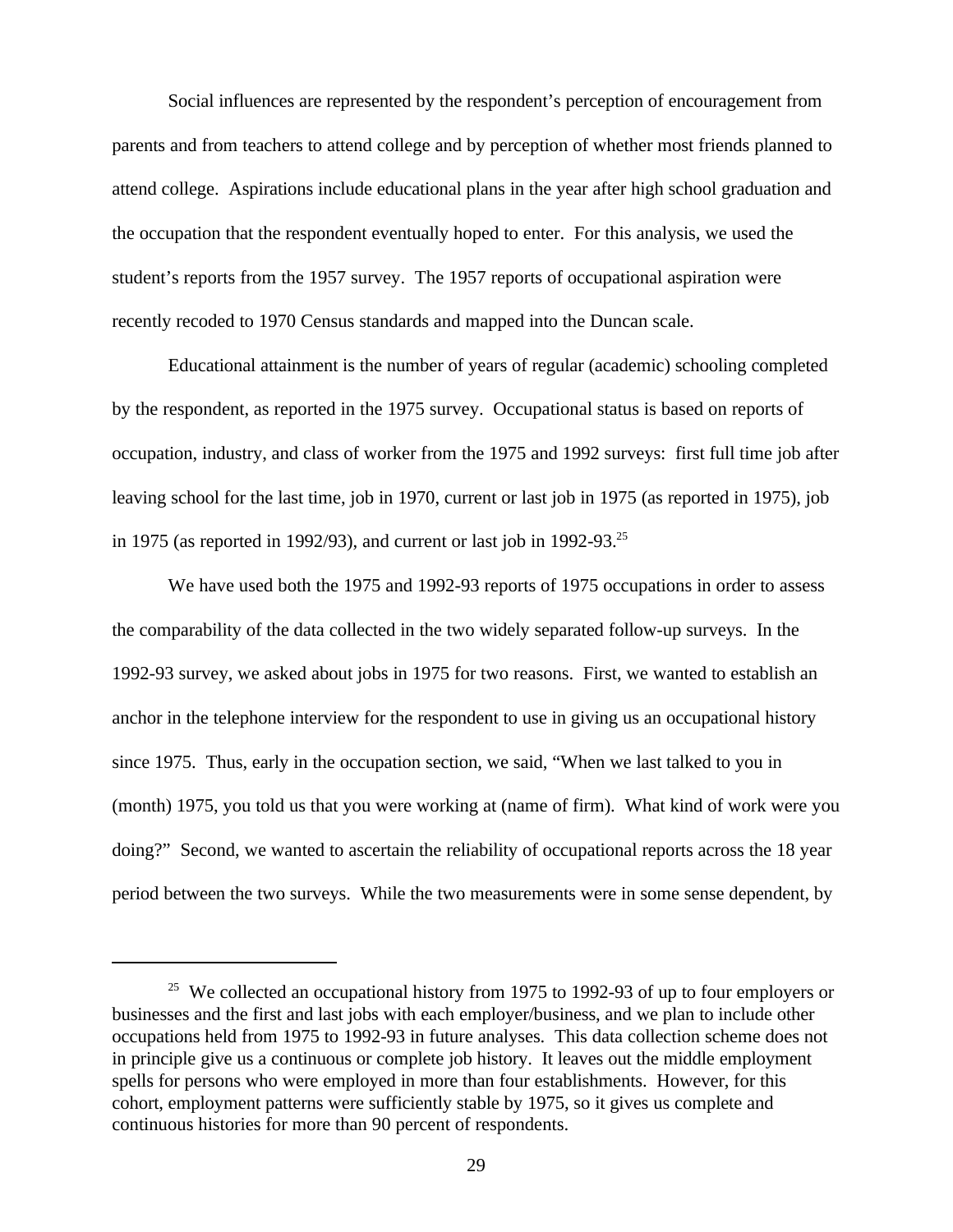Social influences are represented by the respondent's perception of encouragement from parents and from teachers to attend college and by perception of whether most friends planned to attend college. Aspirations include educational plans in the year after high school graduation and the occupation that the respondent eventually hoped to enter. For this analysis, we used the student's reports from the 1957 survey. The 1957 reports of occupational aspiration were recently recoded to 1970 Census standards and mapped into the Duncan scale.

Educational attainment is the number of years of regular (academic) schooling completed by the respondent, as reported in the 1975 survey. Occupational status is based on reports of occupation, industry, and class of worker from the 1975 and 1992 surveys: first full time job after leaving school for the last time, job in 1970, current or last job in 1975 (as reported in 1975), job in 1975 (as reported in 1992/93), and current or last job in 1992-93.[25]

We have used both the 1975 and 1992-93 reports of 1975 occupations in order to assess the comparability of the data collected in the two widely separated follow-up surveys. In the 1992-93 survey, we asked about jobs in 1975 for two reasons. First, we wanted to establish an anchor in the telephone interview for the respondent to use in giving us an occupational history since 1975. Thus, early in the occupation section, we said, "When we last talked to you in (month) 1975, you told us that you were working at (name of firm). What kind of work were you doing?" Second, we wanted to ascertain the reliability of occupational reports across the 18 year period between the two surveys. While the two measurements were in some sense dependent, by

---

[25] We collected an occupational history from 1975 to 1992-93 of up to four employers or businesses and the first and last jobs with each employer/business, and we plan to include other occupations held from 1975 to 1992-93 in future analyses. This data collection scheme does not in principle give us a continuous or complete job history. It leaves out the middle employment spells for persons who were employed in more than four establishments. However, for this cohort, employment patterns were sufficiently stable by 1975, so it gives us complete and continuous histories for more than 90 percent of respondents.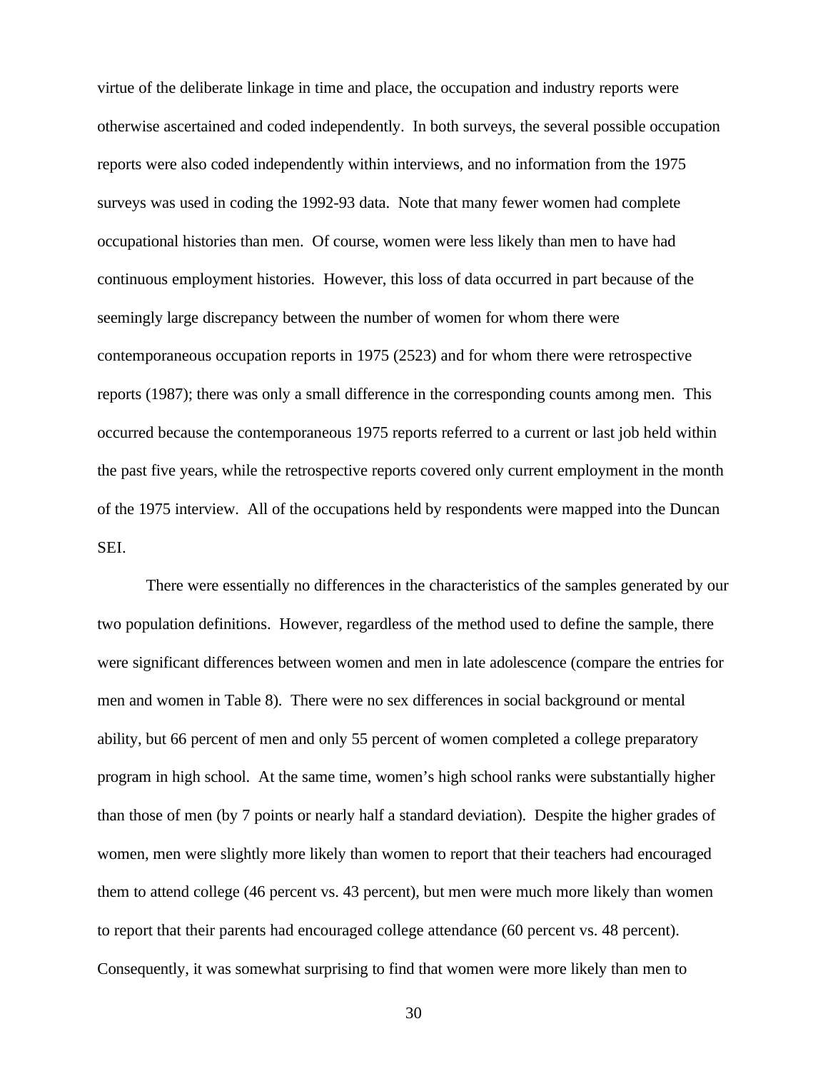virtue of the deliberate linkage in time and place, the occupation and industry reports were otherwise ascertained and coded independently. In both surveys, the several possible occupation reports were also coded independently within interviews, and no information from the 1975 surveys was used in coding the 1992-93 data. Note that many fewer women had complete occupational histories than men. Of course, women were less likely than men to have had continuous employment histories. However, this loss of data occurred in part because of the seemingly large discrepancy between the number of women for whom there were contemporaneous occupation reports in 1975 (2523) and for whom there were retrospective reports (1987); there was only a small difference in the corresponding counts among men. This occurred because the contemporaneous 1975 reports referred to a current or last job held within the past five years, while the retrospective reports covered only current employment in the month of the 1975 interview. All of the occupations held by respondents were mapped into the Duncan SEI.

There were essentially no differences in the characteristics of the samples generated by our two population definitions. However, regardless of the method used to define the sample, there were significant differences between women and men in late adolescence (compare the entries for men and women in Table 8). There were no sex differences in social background or mental ability, but 66 percent of men and only 55 percent of women completed a college preparatory program in high school. At the same time, women's high school ranks were substantially higher than those of men (by 7 points or nearly half a standard deviation). Despite the higher grades of women, men were slightly more likely than women to report that their teachers had encouraged them to attend college (46 percent vs. 43 percent), but men were much more likely than women to report that their parents had encouraged college attendance (60 percent vs. 48 percent). Consequently, it was somewhat surprising to find that women were more likely than men to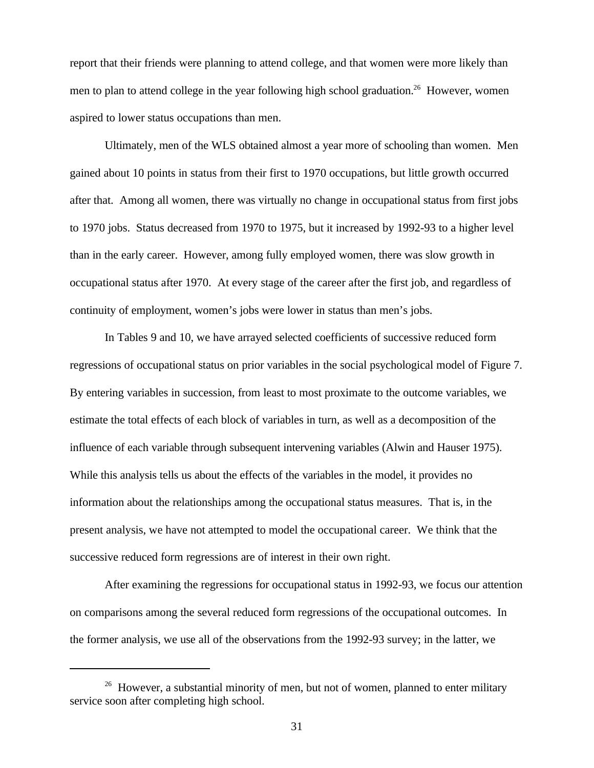report that their friends were planning to attend college, and that women were more likely than men to plan to attend college in the year following high school graduation.[26] However, women aspired to lower status occupations than men.

Ultimately, men of the WLS obtained almost a year more of schooling than women. Men gained about 10 points in status from their first to 1970 occupations, but little growth occurred after that. Among all women, there was virtually no change in occupational status from first jobs to 1970 jobs. Status decreased from 1970 to 1975, but it increased by 1992-93 to a higher level than in the early career. However, among fully employed women, there was slow growth in occupational status after 1970. At every stage of the career after the first job, and regardless of continuity of employment, women's jobs were lower in status than men's jobs.

In Tables 9 and 10, we have arrayed selected coefficients of successive reduced form regressions of occupational status on prior variables in the social psychological model of Figure 7. By entering variables in succession, from least to most proximate to the outcome variables, we estimate the total effects of each block of variables in turn, as well as a decomposition of the influence of each variable through subsequent intervening variables (Alwin and Hauser 1975). While this analysis tells us about the effects of the variables in the model, it provides no information about the relationships among the occupational status measures. That is, in the present analysis, we have not attempted to model the occupational career. We think that the successive reduced form regressions are of interest in their own right.

After examining the regressions for occupational status in 1992-93, we focus our attention on comparisons among the several reduced form regressions of the occupational outcomes. In the former analysis, we use all of the observations from the 1992-93 survey; in the latter, we

---

[26] However, a substantial minority of men, but not of women, planned to enter military service soon after completing high school.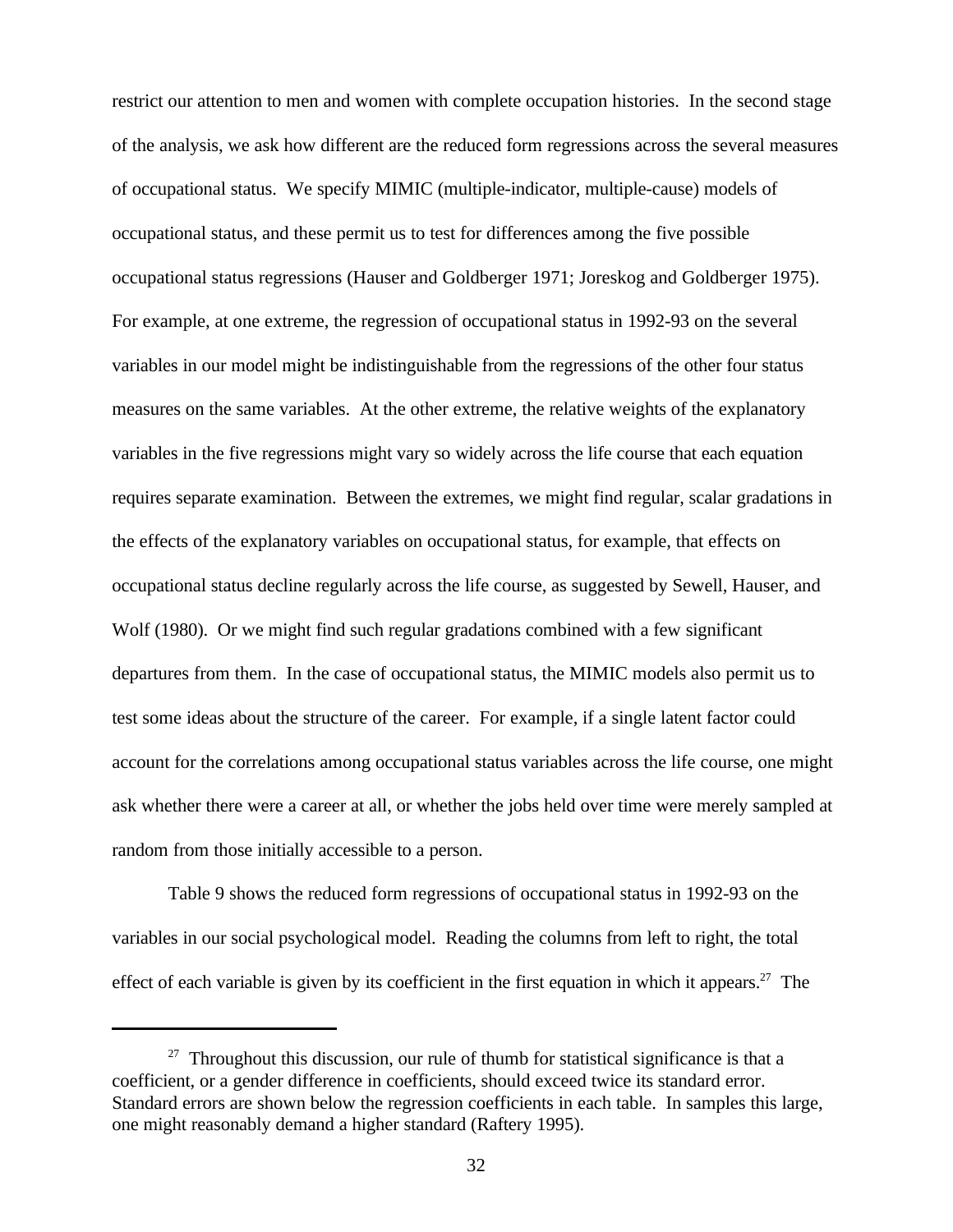restrict our attention to men and women with complete occupation histories. In the second stage of the analysis, we ask how different are the reduced form regressions across the several measures of occupational status. We specify MIMIC (multiple-indicator, multiple-cause) models of occupational status, and these permit us to test for differences among the five possible occupational status regressions (Hauser and Goldberger 1971; Joreskog and Goldberger 1975). For example, at one extreme, the regression of occupational status in 1992-93 on the several variables in our model might be indistinguishable from the regressions of the other four status measures on the same variables. At the other extreme, the relative weights of the explanatory variables in the five regressions might vary so widely across the life course that each equation requires separate examination. Between the extremes, we might find regular, scalar gradations in the effects of the explanatory variables on occupational status, for example, that effects on occupational status decline regularly across the life course, as suggested by Sewell, Hauser, and Wolf (1980). Or we might find such regular gradations combined with a few significant departures from them. In the case of occupational status, the MIMIC models also permit us to test some ideas about the structure of the career. For example, if a single latent factor could account for the correlations among occupational status variables across the life course, one might ask whether there were a career at all, or whether the jobs held over time were merely sampled at random from those initially accessible to a person.

Table 9 shows the reduced form regressions of occupational status in 1992-93 on the variables in our social psychological model. Reading the columns from left to right, the total effect of each variable is given by its coefficient in the first equation in which it appears.[27] The

---

[27] Throughout this discussion, our rule of thumb for statistical significance is that a coefficient, or a gender difference in coefficients, should exceed twice its standard error. Standard errors are shown below the regression coefficients in each table. In samples this large, one might reasonably demand a higher standard (Raftery 1995).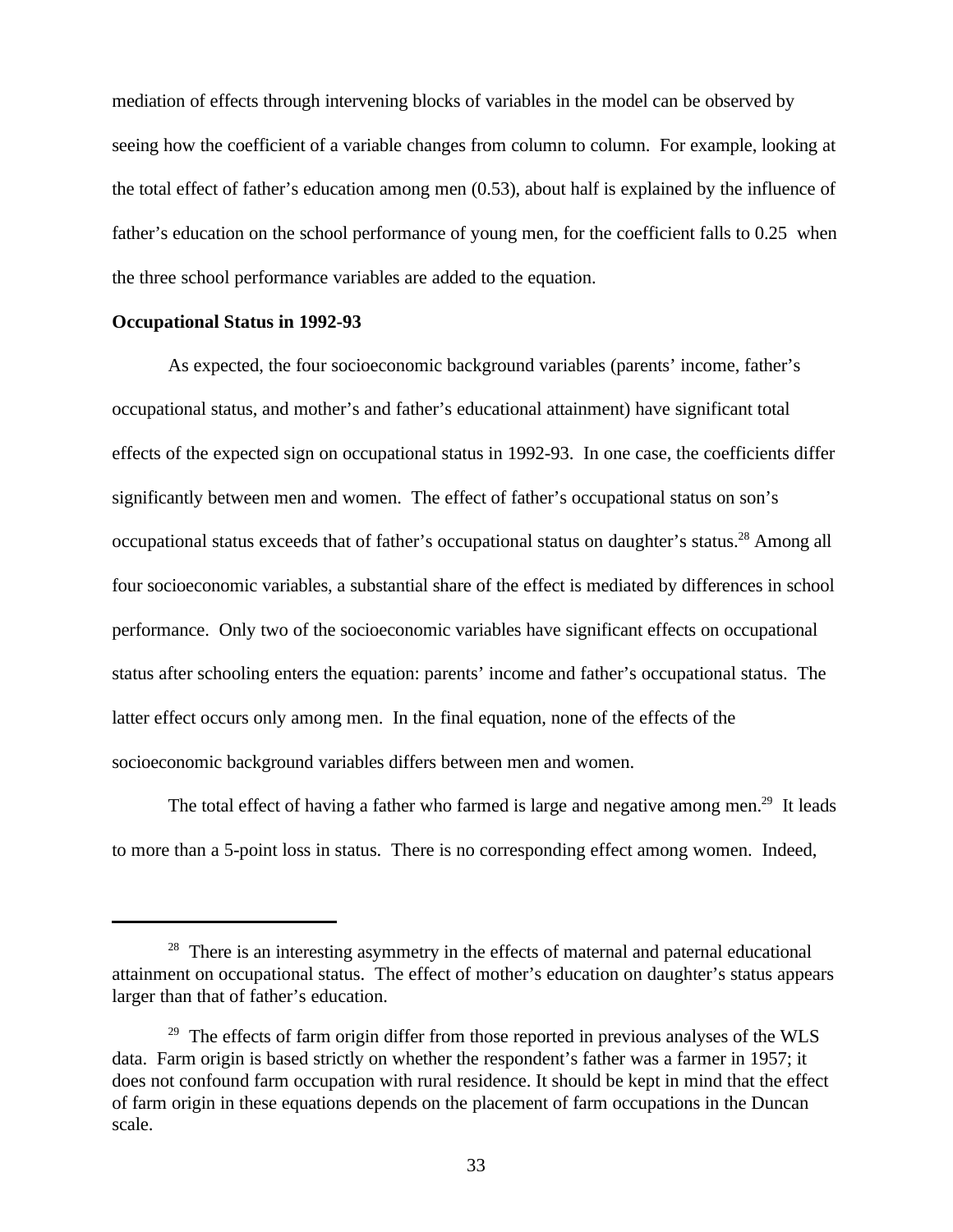mediation of effects through intervening blocks of variables in the model can be observed by seeing how the coefficient of a variable changes from column to column. For example, looking at the total effect of father's education among men (0.53), about half is explained by the influence of father's education on the school performance of young men, for the coefficient falls to 0.25 when the three school performance variables are added to the equation.

**Occupational Status in 1992-93**

As expected, the four socioeconomic background variables (parents' income, father's occupational status, and mother's and father's educational attainment) have significant total effects of the expected sign on occupational status in 1992-93. In one case, the coefficients differ significantly between men and women. The effect of father's occupational status on son's occupational status exceeds that of father's occupational status on daughter's status.[28] Among all four socioeconomic variables, a substantial share of the effect is mediated by differences in school performance. Only two of the socioeconomic variables have significant effects on occupational status after schooling enters the equation: parents' income and father's occupational status. The latter effect occurs only among men. In the final equation, none of the effects of the socioeconomic background variables differs between men and women.

The total effect of having a father who farmed is large and negative among men.[29] It leads to more than a 5-point loss in status. There is no corresponding effect among women. Indeed,

---

[28] There is an interesting asymmetry in the effects of maternal and paternal educational attainment on occupational status. The effect of mother's education on daughter's status appears larger than that of father's education.

[29] The effects of farm origin differ from those reported in previous analyses of the WLS data. Farm origin is based strictly on whether the respondent's father was a farmer in 1957; it does not confound farm occupation with rural residence. It should be kept in mind that the effect of farm origin in these equations depends on the placement of farm occupations in the Duncan scale.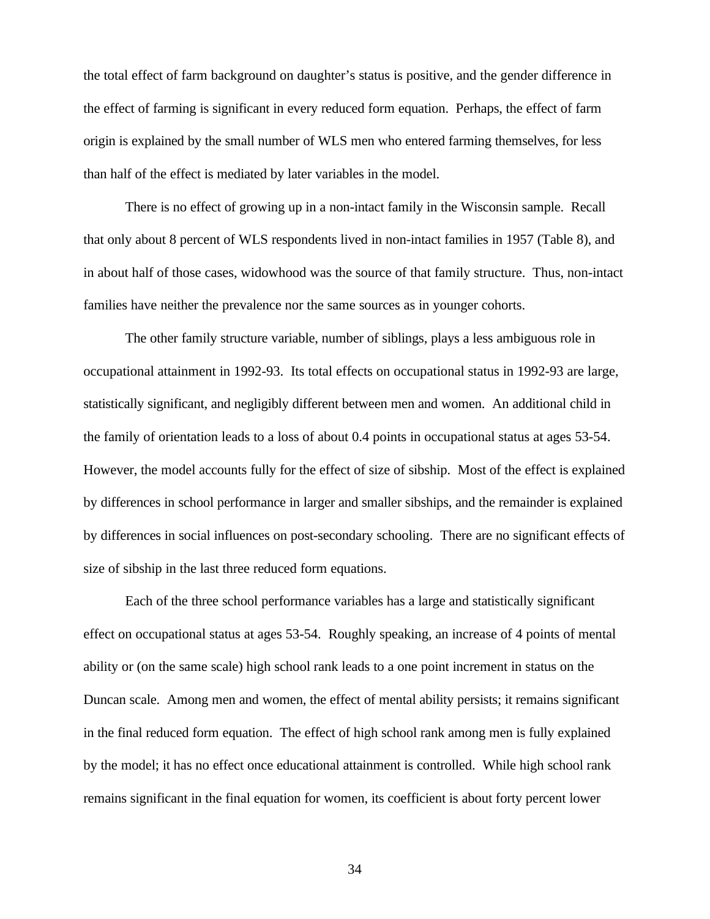the total effect of farm background on daughter's status is positive, and the gender difference in the effect of farming is significant in every reduced form equation. Perhaps, the effect of farm origin is explained by the small number of WLS men who entered farming themselves, for less than half of the effect is mediated by later variables in the model.

There is no effect of growing up in a non-intact family in the Wisconsin sample. Recall that only about 8 percent of WLS respondents lived in non-intact families in 1957 (Table 8), and in about half of those cases, widowhood was the source of that family structure. Thus, non-intact families have neither the prevalence nor the same sources as in younger cohorts.

The other family structure variable, number of siblings, plays a less ambiguous role in occupational attainment in 1992-93. Its total effects on occupational status in 1992-93 are large, statistically significant, and negligibly different between men and women. An additional child in the family of orientation leads to a loss of about 0.4 points in occupational status at ages 53-54. However, the model accounts fully for the effect of size of sibship. Most of the effect is explained by differences in school performance in larger and smaller sibships, and the remainder is explained by differences in social influences on post-secondary schooling. There are no significant effects of size of sibship in the last three reduced form equations.

Each of the three school performance variables has a large and statistically significant effect on occupational status at ages 53-54. Roughly speaking, an increase of 4 points of mental ability or (on the same scale) high school rank leads to a one point increment in status on the Duncan scale. Among men and women, the effect of mental ability persists; it remains significant in the final reduced form equation. The effect of high school rank among men is fully explained by the model; it has no effect once educational attainment is controlled. While high school rank remains significant in the final equation for women, its coefficient is about forty percent lower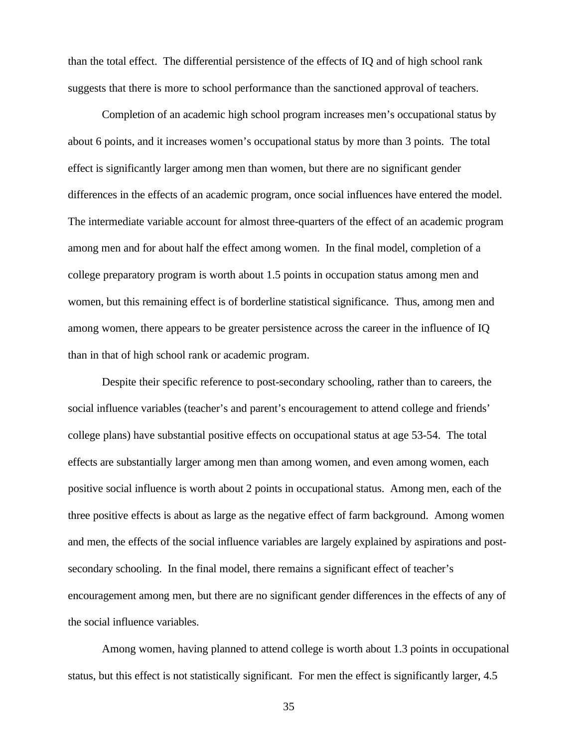than the total effect. The differential persistence of the effects of IQ and of high school rank suggests that there is more to school performance than the sanctioned approval of teachers.

Completion of an academic high school program increases men's occupational status by about 6 points, and it increases women's occupational status by more than 3 points. The total effect is significantly larger among men than women, but there are no significant gender differences in the effects of an academic program, once social influences have entered the model. The intermediate variable account for almost three-quarters of the effect of an academic program among men and for about half the effect among women. In the final model, completion of a college preparatory program is worth about 1.5 points in occupation status among men and women, but this remaining effect is of borderline statistical significance. Thus, among men and among women, there appears to be greater persistence across the career in the influence of IQ than in that of high school rank or academic program.

Despite their specific reference to post-secondary schooling, rather than to careers, the social influence variables (teacher's and parent's encouragement to attend college and friends' college plans) have substantial positive effects on occupational status at age 53-54. The total effects are substantially larger among men than among women, and even among women, each positive social influence is worth about 2 points in occupational status. Among men, each of the three positive effects is about as large as the negative effect of farm background. Among women and men, the effects of the social influence variables are largely explained by aspirations and post-secondary schooling. In the final model, there remains a significant effect of teacher's encouragement among men, but there are no significant gender differences in the effects of any of the social influence variables.

Among women, having planned to attend college is worth about 1.3 points in occupational status, but this effect is not statistically significant. For men the effect is significantly larger, 4.5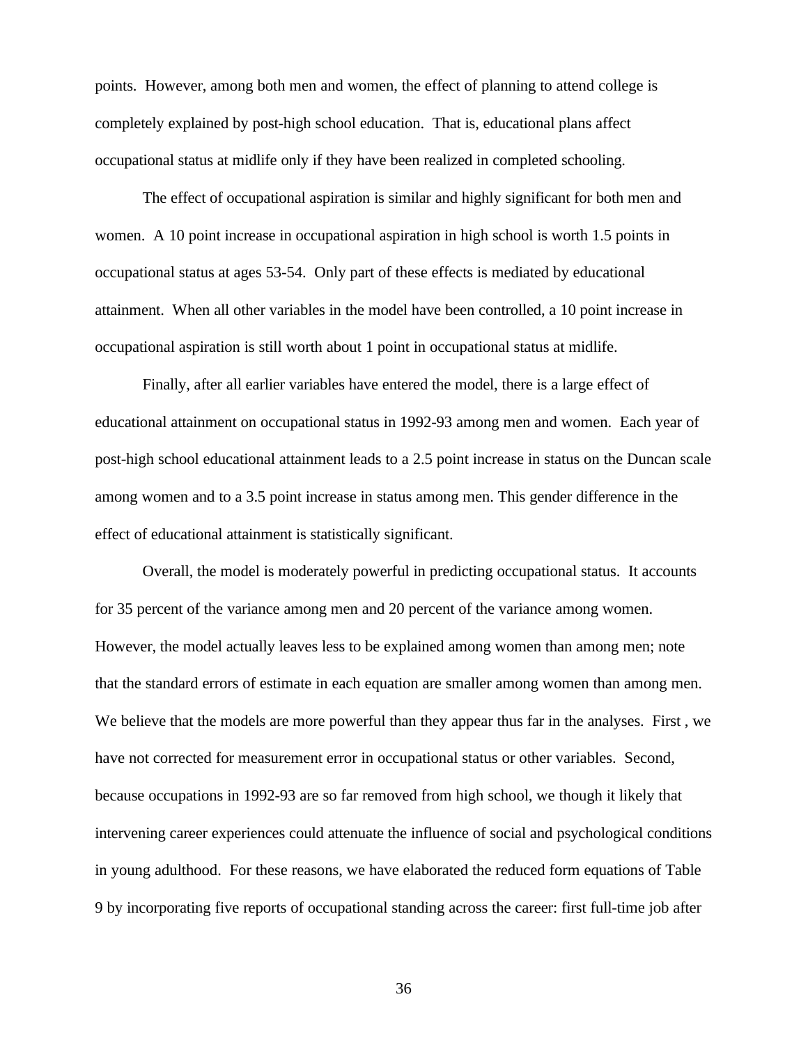points. However, among both men and women, the effect of planning to attend college is completely explained by post-high school education. That is, educational plans affect occupational status at midlife only if they have been realized in completed schooling.

The effect of occupational aspiration is similar and highly significant for both men and women. A 10 point increase in occupational aspiration in high school is worth 1.5 points in occupational status at ages 53-54. Only part of these effects is mediated by educational attainment. When all other variables in the model have been controlled, a 10 point increase in occupational aspiration is still worth about 1 point in occupational status at midlife.

Finally, after all earlier variables have entered the model, there is a large effect of educational attainment on occupational status in 1992-93 among men and women. Each year of post-high school educational attainment leads to a 2.5 point increase in status on the Duncan scale among women and to a 3.5 point increase in status among men. This gender difference in the effect of educational attainment is statistically significant.

Overall, the model is moderately powerful in predicting occupational status. It accounts for 35 percent of the variance among men and 20 percent of the variance among women. However, the model actually leaves less to be explained among women than among men; note that the standard errors of estimate in each equation are smaller among women than among men. We believe that the models are more powerful than they appear thus far in the analyses. First , we have not corrected for measurement error in occupational status or other variables. Second, because occupations in 1992-93 are so far removed from high school, we though it likely that intervening career experiences could attenuate the influence of social and psychological conditions in young adulthood. For these reasons, we have elaborated the reduced form equations of Table 9 by incorporating five reports of occupational standing across the career: first full-time job after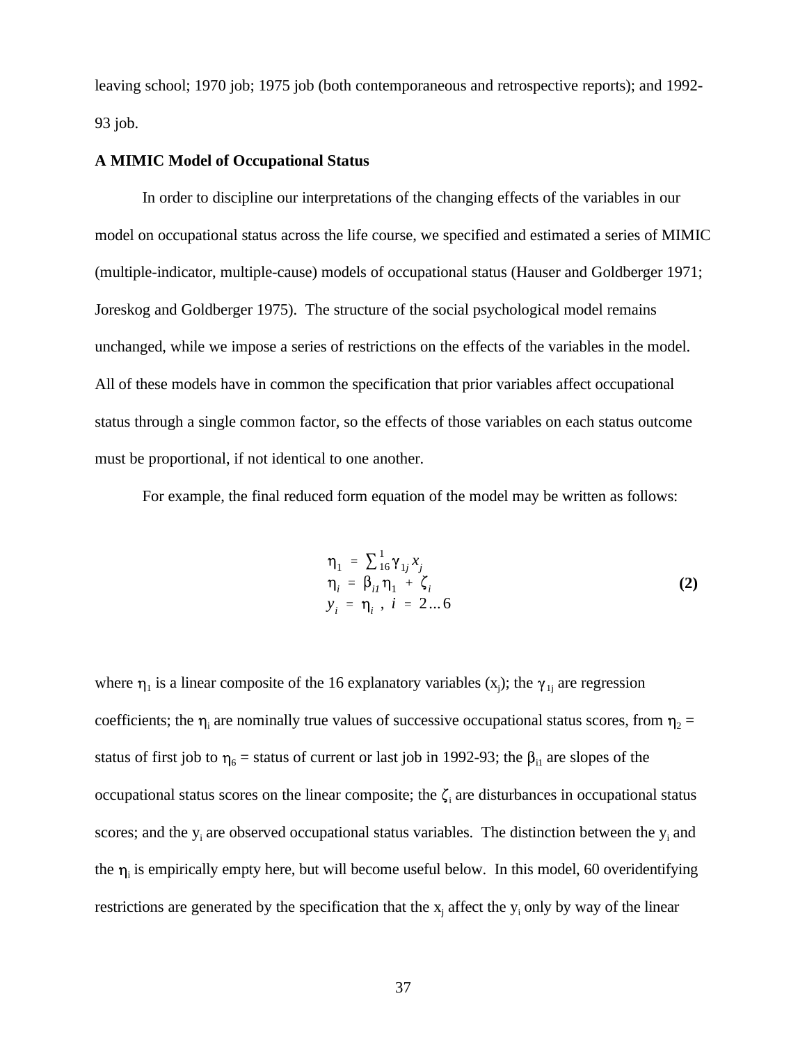leaving school; 1970 job; 1975 job (both contemporaneous and retrospective reports); and 1992-93 job.

**A MIMIC Model of Occupational Status**

In order to discipline our interpretations of the changing effects of the variables in our model on occupational status across the life course, we specified and estimated a series of MIMIC (multiple-indicator, multiple-cause) models of occupational status (Hauser and Goldberger 1971; Joreskog and Goldberger 1975). The structure of the social psychological model remains unchanged, while we impose a series of restrictions on the effects of the variables in the model. All of these models have in common the specification that prior variables affect occupational status through a single common factor, so the effects of those variables on each status outcome must be proportional, if not identical to one another.

For example, the final reduced form equation of the model may be written as follows:

$$
\begin{aligned}
\eta_1 &= \textstyle\sum_{16}^{1} \gamma_{1j}\, x_j \\
\eta_i &= \beta_{i1}\,\eta_1 + \zeta_i \\
y_i &= \eta_i \;,\; i = 2 \ldots 6
\end{aligned}
\qquad \textbf{(2)}
$$

where $\eta_1$ is a linear composite of the 16 explanatory variables ($x_j$); the $\gamma_{1j}$ are regression coefficients; the $\eta_i$ are nominally true values of successive occupational status scores, from $\eta_2$ = status of first job to $\eta_6$ = status of current or last job in 1992-93; the $\beta_{i1}$ are slopes of the occupational status scores on the linear composite; the $\zeta_i$ are disturbances in occupational status scores; and the $y_i$ are observed occupational status variables. The distinction between the $y_i$ and the $\eta_i$ is empirically empty here, but will become useful below. In this model, 60 overidentifying restrictions are generated by the specification that the $x_j$ affect the $y_i$ only by way of the linear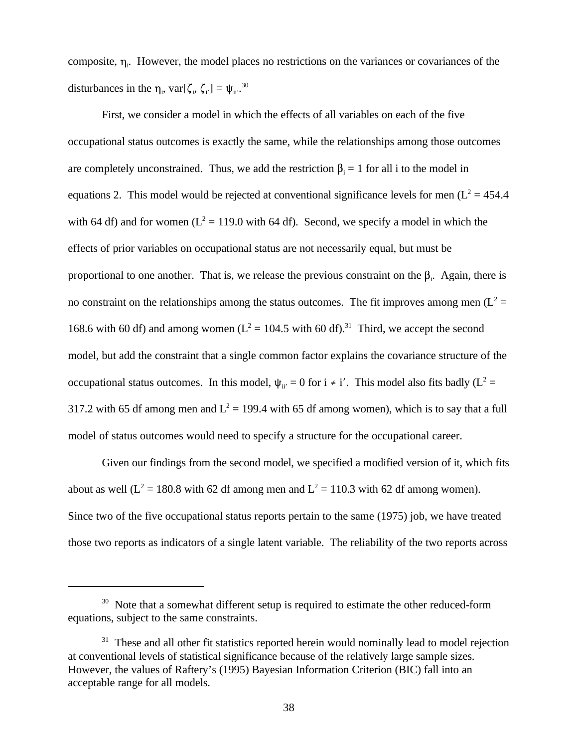composite, $\eta_i$. However, the model places no restrictions on the variances or covariances of the disturbances in the $\eta_i$, var[$\zeta_i$, $\zeta_{i'}$] = $\psi_{ii'}$.[30]

First, we consider a model in which the effects of all variables on each of the five occupational status outcomes is exactly the same, while the relationships among those outcomes are completely unconstrained. Thus, we add the restriction $\beta_i = 1$ for all i to the model in equations 2. This model would be rejected at conventional significance levels for men ($L^2 = 454.4$ with 64 df) and for women ($L^2 = 119.0$ with 64 df). Second, we specify a model in which the effects of prior variables on occupational status are not necessarily equal, but must be proportional to one another. That is, we release the previous constraint on the $\beta_i$. Again, there is no constraint on the relationships among the status outcomes. The fit improves among men ($L^2 = 168.6$ with 60 df) and among women ($L^2 = 104.5$ with 60 df).[31] Third, we accept the second model, but add the constraint that a single common factor explains the covariance structure of the occupational status outcomes. In this model, $\psi_{ii'} = 0$ for $i \neq i'$. This model also fits badly ($L^2 = 317.2$ with 65 df among men and $L^2 = 199.4$ with 65 df among women), which is to say that a full model of status outcomes would need to specify a structure for the occupational career.

Given our findings from the second model, we specified a modified version of it, which fits about as well ($L^2 = 180.8$ with 62 df among men and $L^2 = 110.3$ with 62 df among women). Since two of the five occupational status reports pertain to the same (1975) job, we have treated those two reports as indicators of a single latent variable. The reliability of the two reports across

---

[30] Note that a somewhat different setup is required to estimate the other reduced-form equations, subject to the same constraints.

[31] These and all other fit statistics reported herein would nominally lead to model rejection at conventional levels of statistical significance because of the relatively large sample sizes. However, the values of Raftery's (1995) Bayesian Information Criterion (BIC) fall into an acceptable range for all models.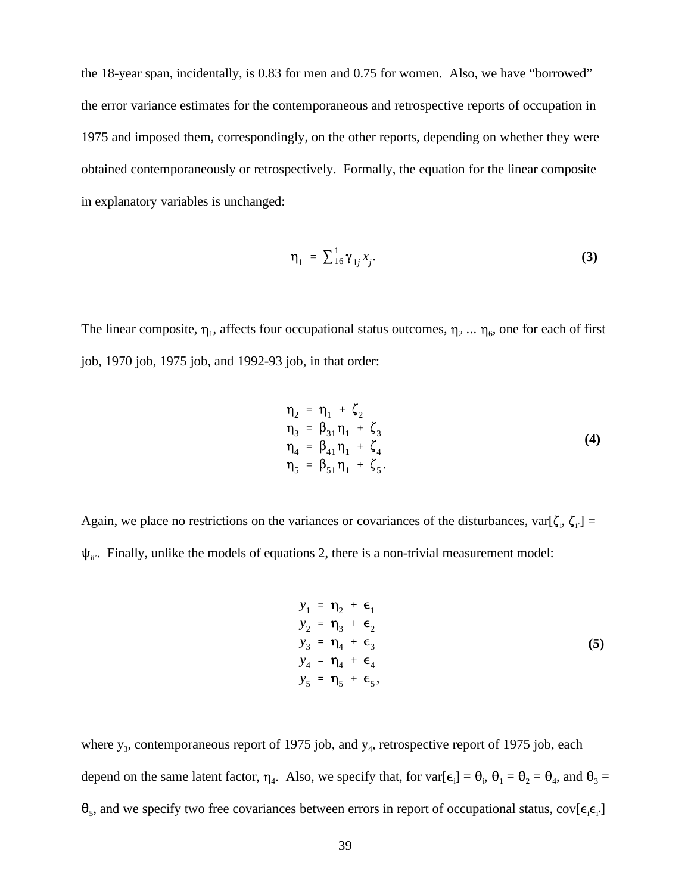the 18-year span, incidentally, is 0.83 for men and 0.75 for women. Also, we have "borrowed" the error variance estimates for the contemporaneous and retrospective reports of occupation in 1975 and imposed them, correspondingly, on the other reports, depending on whether they were obtained contemporaneously or retrospectively. Formally, the equation for the linear composite in explanatory variables is unchanged:

$$\eta_1 = \sum_{16}^{1} \gamma_{1j} x_j. \tag{3}$$

The linear composite, $\eta_1$, affects four occupational status outcomes, $\eta_2 \ldots \eta_6$, one for each of first job, 1970 job, 1975 job, and 1992-93 job, in that order:

$$\begin{aligned}
\eta_2 &= \eta_1 + \zeta_2 \\
\eta_3 &= \beta_{31}\eta_1 + \zeta_3 \\
\eta_4 &= \beta_{41}\eta_1 + \zeta_4 \\
\eta_5 &= \beta_{51}\eta_1 + \zeta_5 .
\end{aligned} \tag{4}$$

Again, we place no restrictions on the variances or covariances of the disturbances, var[$\zeta_i$, $\zeta_{i'}$] = $\psi_{ii'}$. Finally, unlike the models of equations 2, there is a non-trivial measurement model:

$$\begin{aligned}
y_1 &= \eta_2 + \epsilon_1 \\
y_2 &= \eta_3 + \epsilon_2 \\
y_3 &= \eta_4 + \epsilon_3 \\
y_4 &= \eta_4 + \epsilon_4 \\
y_5 &= \eta_5 + \epsilon_5 ,
\end{aligned} \tag{5}$$

where $y_3$, contemporaneous report of 1975 job, and $y_4$, retrospective report of 1975 job, each depend on the same latent factor, $\eta_4$. Also, we specify that, for var[$\epsilon_i$] = $\theta_i$, $\theta_1 = \theta_2 = \theta_4$, and $\theta_3 = \theta_5$, and we specify two free covariances between errors in report of occupational status, cov[$\epsilon_i \epsilon_{i'}$]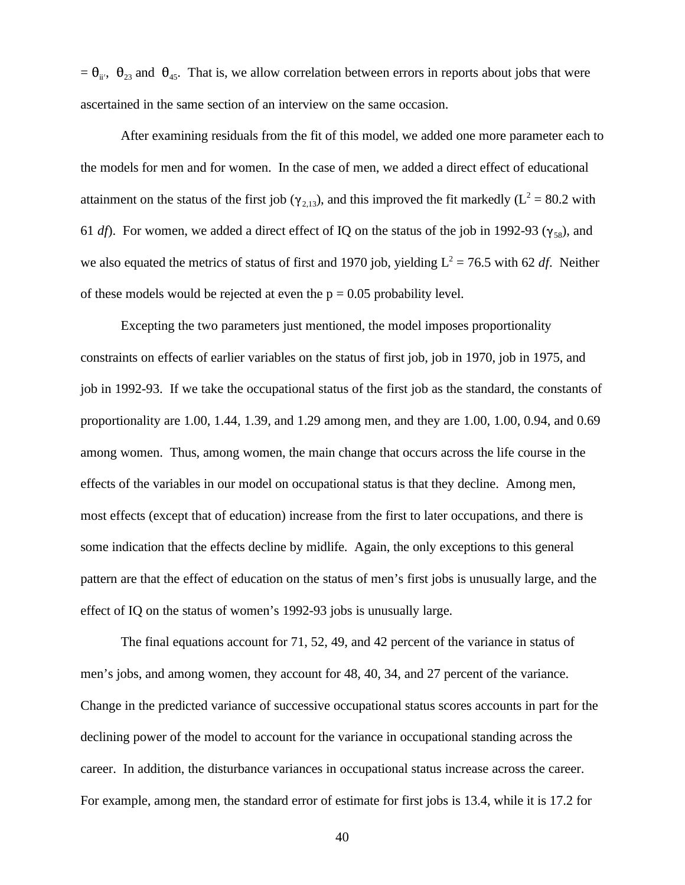$= \theta_{ii'}$, $\theta_{23}$ and $\theta_{45}$. That is, we allow correlation between errors in reports about jobs that were ascertained in the same section of an interview on the same occasion.

After examining residuals from the fit of this model, we added one more parameter each to the models for men and for women. In the case of men, we added a direct effect of educational attainment on the status of the first job ($\gamma_{2,13}$), and this improved the fit markedly ($L^2 = 80.2$ with 61 *df*). For women, we added a direct effect of IQ on the status of the job in 1992-93 ($\gamma_{58}$), and we also equated the metrics of status of first and 1970 job, yielding $L^2 = 76.5$ with 62 *df*. Neither of these models would be rejected at even the $p = 0.05$ probability level.

Excepting the two parameters just mentioned, the model imposes proportionality constraints on effects of earlier variables on the status of first job, job in 1970, job in 1975, and job in 1992-93. If we take the occupational status of the first job as the standard, the constants of proportionality are 1.00, 1.44, 1.39, and 1.29 among men, and they are 1.00, 1.00, 0.94, and 0.69 among women. Thus, among women, the main change that occurs across the life course in the effects of the variables in our model on occupational status is that they decline. Among men, most effects (except that of education) increase from the first to later occupations, and there is some indication that the effects decline by midlife. Again, the only exceptions to this general pattern are that the effect of education on the status of men's first jobs is unusually large, and the effect of IQ on the status of women's 1992-93 jobs is unusually large.

The final equations account for 71, 52, 49, and 42 percent of the variance in status of men's jobs, and among women, they account for 48, 40, 34, and 27 percent of the variance. Change in the predicted variance of successive occupational status scores accounts in part for the declining power of the model to account for the variance in occupational standing across the career. In addition, the disturbance variances in occupational status increase across the career. For example, among men, the standard error of estimate for first jobs is 13.4, while it is 17.2 for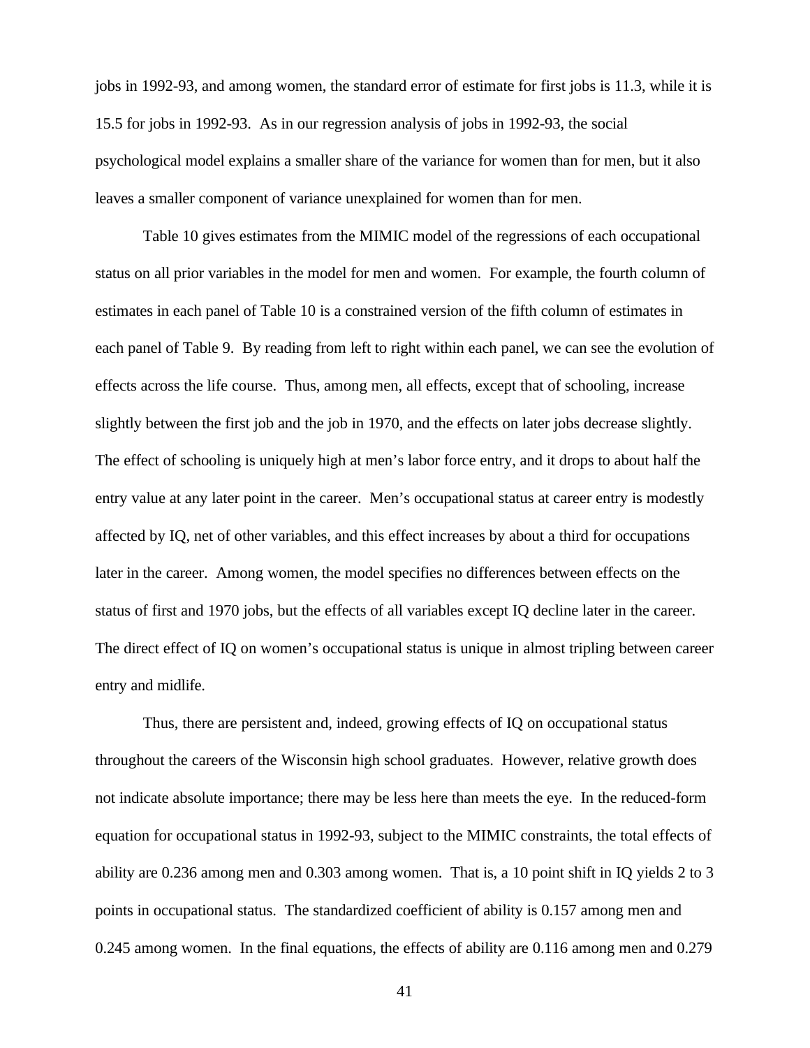jobs in 1992-93, and among women, the standard error of estimate for first jobs is 11.3, while it is 15.5 for jobs in 1992-93. As in our regression analysis of jobs in 1992-93, the social psychological model explains a smaller share of the variance for women than for men, but it also leaves a smaller component of variance unexplained for women than for men.

Table 10 gives estimates from the MIMIC model of the regressions of each occupational status on all prior variables in the model for men and women. For example, the fourth column of estimates in each panel of Table 10 is a constrained version of the fifth column of estimates in each panel of Table 9. By reading from left to right within each panel, we can see the evolution of effects across the life course. Thus, among men, all effects, except that of schooling, increase slightly between the first job and the job in 1970, and the effects on later jobs decrease slightly. The effect of schooling is uniquely high at men's labor force entry, and it drops to about half the entry value at any later point in the career. Men's occupational status at career entry is modestly affected by IQ, net of other variables, and this effect increases by about a third for occupations later in the career. Among women, the model specifies no differences between effects on the status of first and 1970 jobs, but the effects of all variables except IQ decline later in the career. The direct effect of IQ on women's occupational status is unique in almost tripling between career entry and midlife.

Thus, there are persistent and, indeed, growing effects of IQ on occupational status throughout the careers of the Wisconsin high school graduates. However, relative growth does not indicate absolute importance; there may be less here than meets the eye. In the reduced-form equation for occupational status in 1992-93, subject to the MIMIC constraints, the total effects of ability are 0.236 among men and 0.303 among women. That is, a 10 point shift in IQ yields 2 to 3 points in occupational status. The standardized coefficient of ability is 0.157 among men and 0.245 among women. In the final equations, the effects of ability are 0.116 among men and 0.279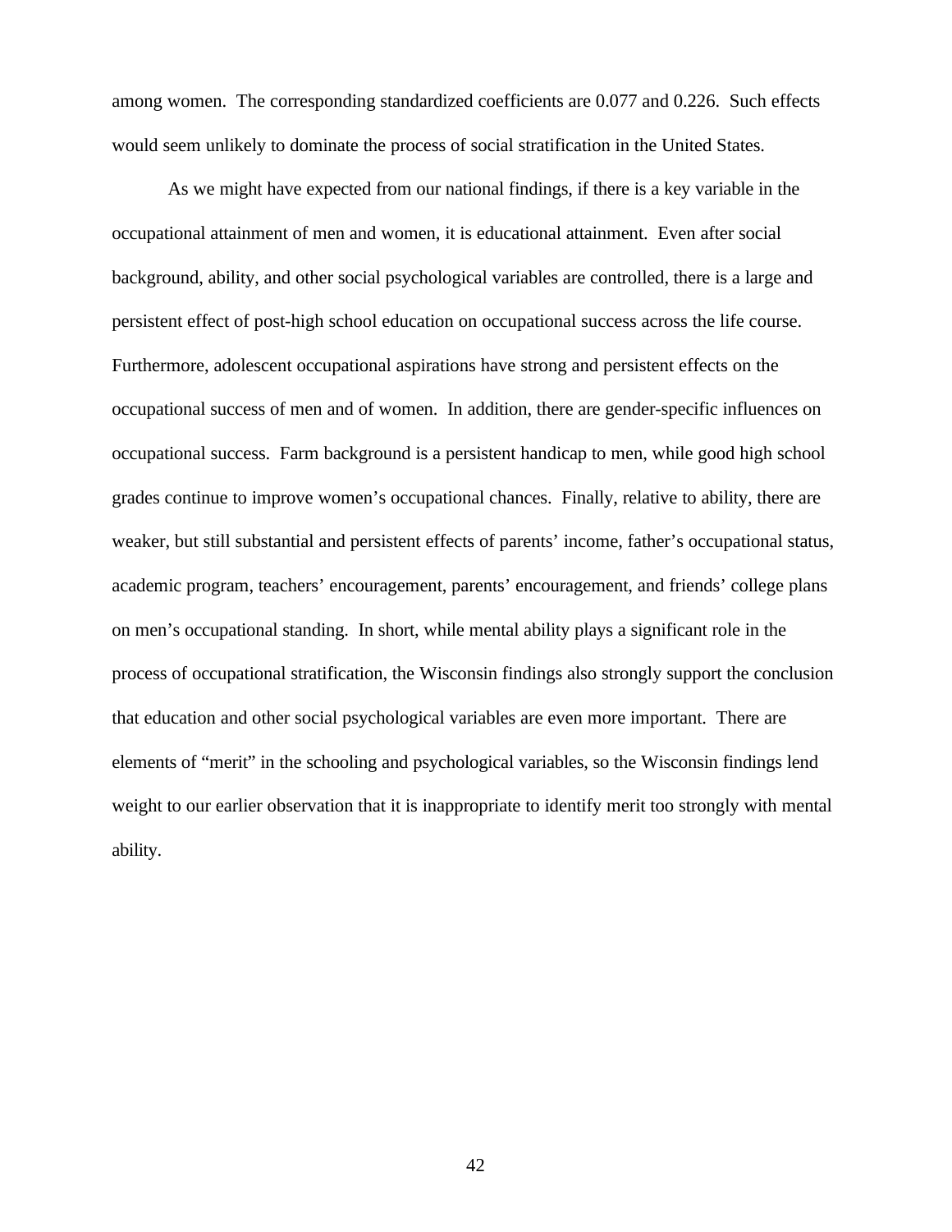among women. The corresponding standardized coefficients are 0.077 and 0.226. Such effects would seem unlikely to dominate the process of social stratification in the United States.

As we might have expected from our national findings, if there is a key variable in the occupational attainment of men and women, it is educational attainment. Even after social background, ability, and other social psychological variables are controlled, there is a large and persistent effect of post-high school education on occupational success across the life course. Furthermore, adolescent occupational aspirations have strong and persistent effects on the occupational success of men and of women. In addition, there are gender-specific influences on occupational success. Farm background is a persistent handicap to men, while good high school grades continue to improve women's occupational chances. Finally, relative to ability, there are weaker, but still substantial and persistent effects of parents' income, father's occupational status, academic program, teachers' encouragement, parents' encouragement, and friends' college plans on men's occupational standing. In short, while mental ability plays a significant role in the process of occupational stratification, the Wisconsin findings also strongly support the conclusion that education and other social psychological variables are even more important. There are elements of "merit" in the schooling and psychological variables, so the Wisconsin findings lend weight to our earlier observation that it is inappropriate to identify merit too strongly with mental ability.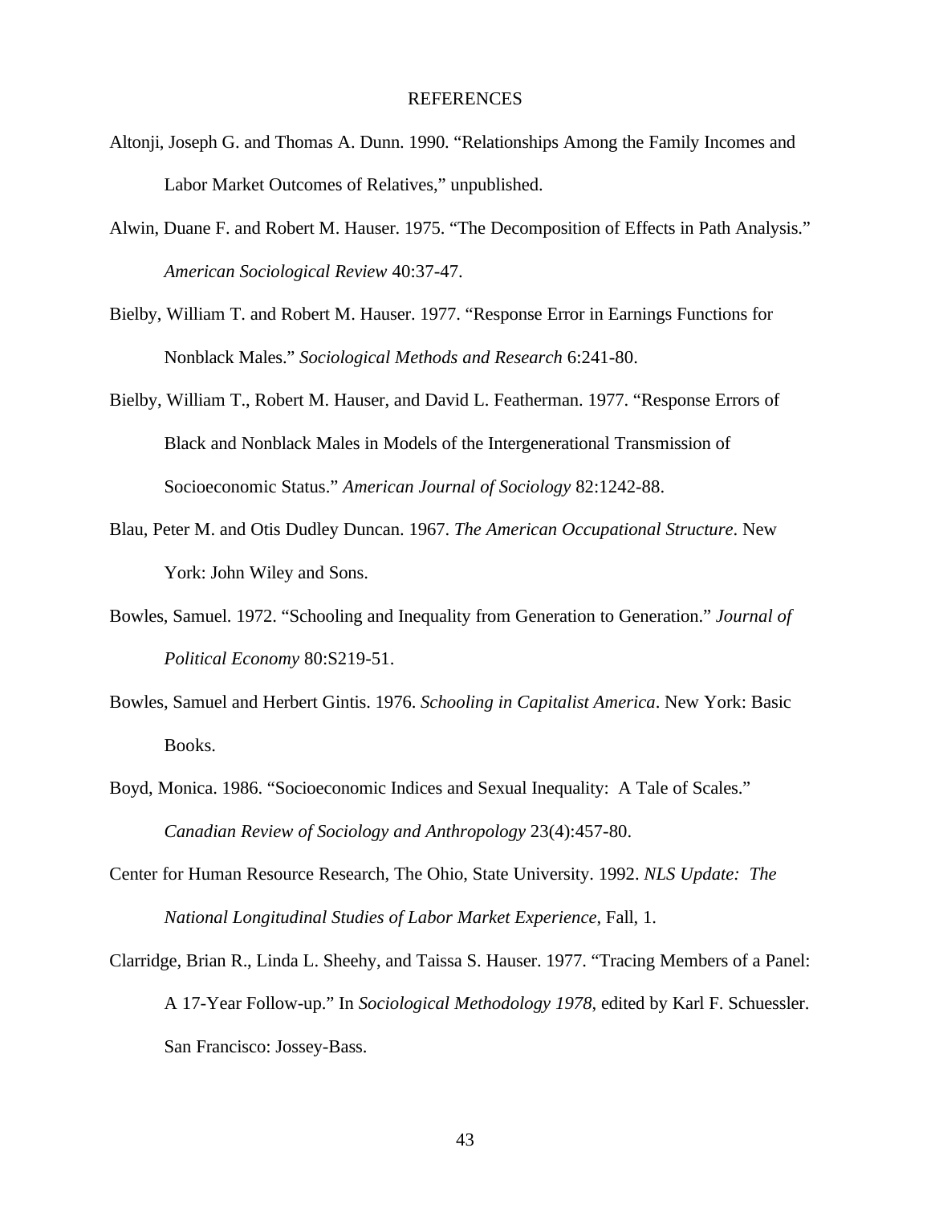# REFERENCES

Altonji, Joseph G. and Thomas A. Dunn. 1990. "Relationships Among the Family Incomes and Labor Market Outcomes of Relatives," unpublished.

Alwin, Duane F. and Robert M. Hauser. 1975. "The Decomposition of Effects in Path Analysis." *American Sociological Review* 40:37-47.

Bielby, William T. and Robert M. Hauser. 1977. "Response Error in Earnings Functions for Nonblack Males." *Sociological Methods and Research* 6:241-80.

Bielby, William T., Robert M. Hauser, and David L. Featherman. 1977. "Response Errors of Black and Nonblack Males in Models of the Intergenerational Transmission of Socioeconomic Status." *American Journal of Sociology* 82:1242-88.

Blau, Peter M. and Otis Dudley Duncan. 1967. *The American Occupational Structure*. New York: John Wiley and Sons.

Bowles, Samuel. 1972. "Schooling and Inequality from Generation to Generation." *Journal of Political Economy* 80:S219-51.

Bowles, Samuel and Herbert Gintis. 1976. *Schooling in Capitalist America*. New York: Basic Books.

Boyd, Monica. 1986. "Socioeconomic Indices and Sexual Inequality: A Tale of Scales." *Canadian Review of Sociology and Anthropology* 23(4):457-80.

Center for Human Resource Research, The Ohio, State University. 1992. *NLS Update: The National Longitudinal Studies of Labor Market Experience*, Fall, 1.

Clarridge, Brian R., Linda L. Sheehy, and Taissa S. Hauser. 1977. "Tracing Members of a Panel: A 17-Year Follow-up." In *Sociological Methodology 1978*, edited by Karl F. Schuessler. San Francisco: Jossey-Bass.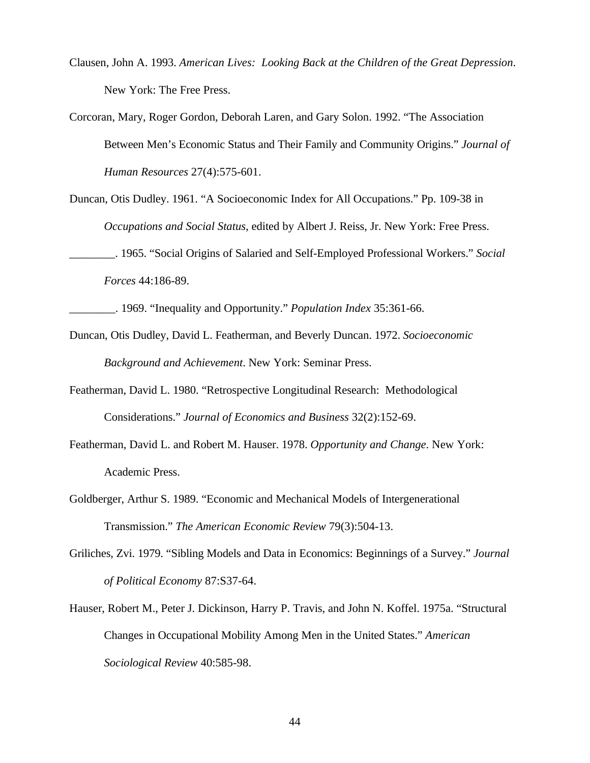Clausen, John A. 1993. *American Lives: Looking Back at the Children of the Great Depression*. New York: The Free Press.

Corcoran, Mary, Roger Gordon, Deborah Laren, and Gary Solon. 1992. "The Association Between Men's Economic Status and Their Family and Community Origins." *Journal of Human Resources* 27(4):575-601.

Duncan, Otis Dudley. 1961. "A Socioeconomic Index for All Occupations." Pp. 109-38 in *Occupations and Social Status*, edited by Albert J. Reiss, Jr. New York: Free Press.

________. 1965. "Social Origins of Salaried and Self-Employed Professional Workers." *Social Forces* 44:186-89.

________. 1969. "Inequality and Opportunity." *Population Index* 35:361-66.

Duncan, Otis Dudley, David L. Featherman, and Beverly Duncan. 1972. *Socioeconomic Background and Achievement*. New York: Seminar Press.

Featherman, David L. 1980. "Retrospective Longitudinal Research: Methodological Considerations." *Journal of Economics and Business* 32(2):152-69.

Featherman, David L. and Robert M. Hauser. 1978. *Opportunity and Change*. New York: Academic Press.

Goldberger, Arthur S. 1989. "Economic and Mechanical Models of Intergenerational Transmission." *The American Economic Review* 79(3):504-13.

Griliches, Zvi. 1979. "Sibling Models and Data in Economics: Beginnings of a Survey." *Journal of Political Economy* 87:S37-64.

Hauser, Robert M., Peter J. Dickinson, Harry P. Travis, and John N. Koffel. 1975a. "Structural Changes in Occupational Mobility Among Men in the United States." *American Sociological Review* 40:585-98.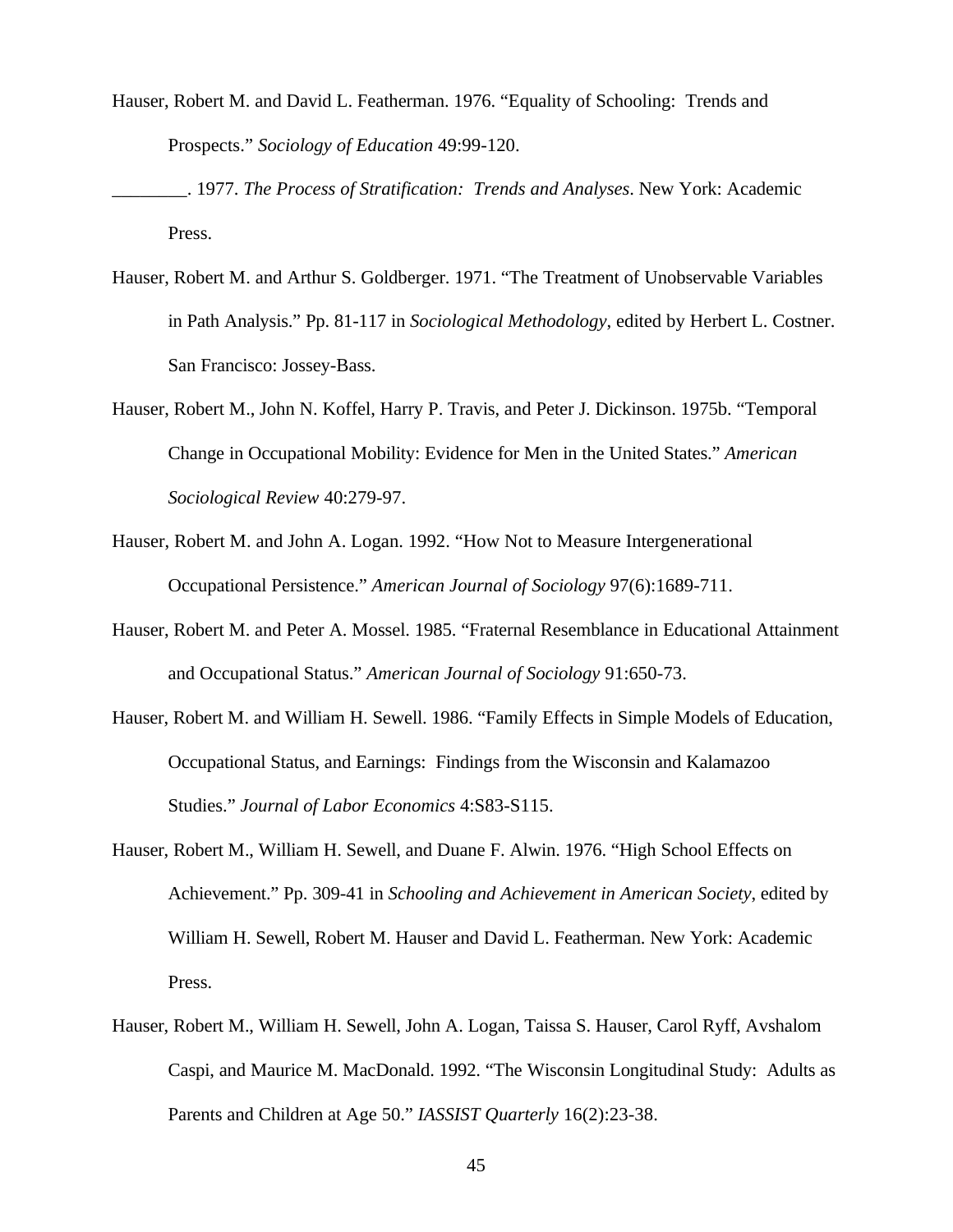Hauser, Robert M. and David L. Featherman. 1976. “Equality of Schooling: Trends and Prospects.” *Sociology of Education* 49:99-120.

________. 1977. *The Process of Stratification: Trends and Analyses*. New York: Academic Press.

Hauser, Robert M. and Arthur S. Goldberger. 1971. “The Treatment of Unobservable Variables in Path Analysis.” Pp. 81-117 in *Sociological Methodology*, edited by Herbert L. Costner. San Francisco: Jossey-Bass.

Hauser, Robert M., John N. Koffel, Harry P. Travis, and Peter J. Dickinson. 1975b. “Temporal Change in Occupational Mobility: Evidence for Men in the United States.” *American Sociological Review* 40:279-97.

Hauser, Robert M. and John A. Logan. 1992. “How Not to Measure Intergenerational Occupational Persistence.” *American Journal of Sociology* 97(6):1689-711.

Hauser, Robert M. and Peter A. Mossel. 1985. “Fraternal Resemblance in Educational Attainment and Occupational Status.” *American Journal of Sociology* 91:650-73.

Hauser, Robert M. and William H. Sewell. 1986. “Family Effects in Simple Models of Education, Occupational Status, and Earnings: Findings from the Wisconsin and Kalamazoo Studies.” *Journal of Labor Economics* 4:S83-S115.

Hauser, Robert M., William H. Sewell, and Duane F. Alwin. 1976. “High School Effects on Achievement.” Pp. 309-41 in *Schooling and Achievement in American Society*, edited by William H. Sewell, Robert M. Hauser and David L. Featherman. New York: Academic Press.

Hauser, Robert M., William H. Sewell, John A. Logan, Taissa S. Hauser, Carol Ryff, Avshalom Caspi, and Maurice M. MacDonald. 1992. “The Wisconsin Longitudinal Study: Adults as Parents and Children at Age 50.” *IASSIST Quarterly* 16(2):23-38.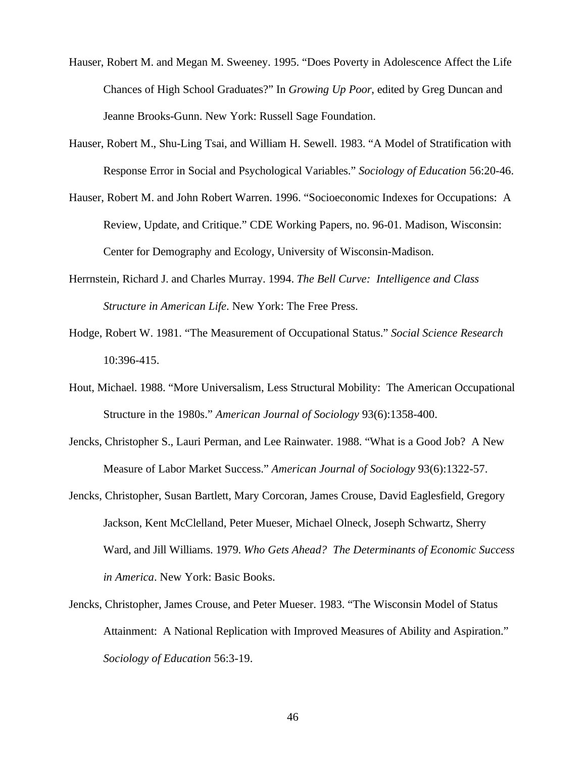Hauser, Robert M. and Megan M. Sweeney. 1995. "Does Poverty in Adolescence Affect the Life Chances of High School Graduates?" In *Growing Up Poor*, edited by Greg Duncan and Jeanne Brooks-Gunn. New York: Russell Sage Foundation.

Hauser, Robert M., Shu-Ling Tsai, and William H. Sewell. 1983. "A Model of Stratification with Response Error in Social and Psychological Variables." *Sociology of Education* 56:20-46.

Hauser, Robert M. and John Robert Warren. 1996. "Socioeconomic Indexes for Occupations: A Review, Update, and Critique." CDE Working Papers, no. 96-01. Madison, Wisconsin: Center for Demography and Ecology, University of Wisconsin-Madison.

Herrnstein, Richard J. and Charles Murray. 1994. *The Bell Curve: Intelligence and Class Structure in American Life*. New York: The Free Press.

Hodge, Robert W. 1981. "The Measurement of Occupational Status." *Social Science Research* 10:396-415.

Hout, Michael. 1988. "More Universalism, Less Structural Mobility: The American Occupational Structure in the 1980s." *American Journal of Sociology* 93(6):1358-400.

Jencks, Christopher S., Lauri Perman, and Lee Rainwater. 1988. "What is a Good Job? A New Measure of Labor Market Success." *American Journal of Sociology* 93(6):1322-57.

Jencks, Christopher, Susan Bartlett, Mary Corcoran, James Crouse, David Eaglesfield, Gregory Jackson, Kent McClelland, Peter Mueser, Michael Olneck, Joseph Schwartz, Sherry Ward, and Jill Williams. 1979. *Who Gets Ahead? The Determinants of Economic Success in America*. New York: Basic Books.

Jencks, Christopher, James Crouse, and Peter Mueser. 1983. "The Wisconsin Model of Status Attainment: A National Replication with Improved Measures of Ability and Aspiration." *Sociology of Education* 56:3-19.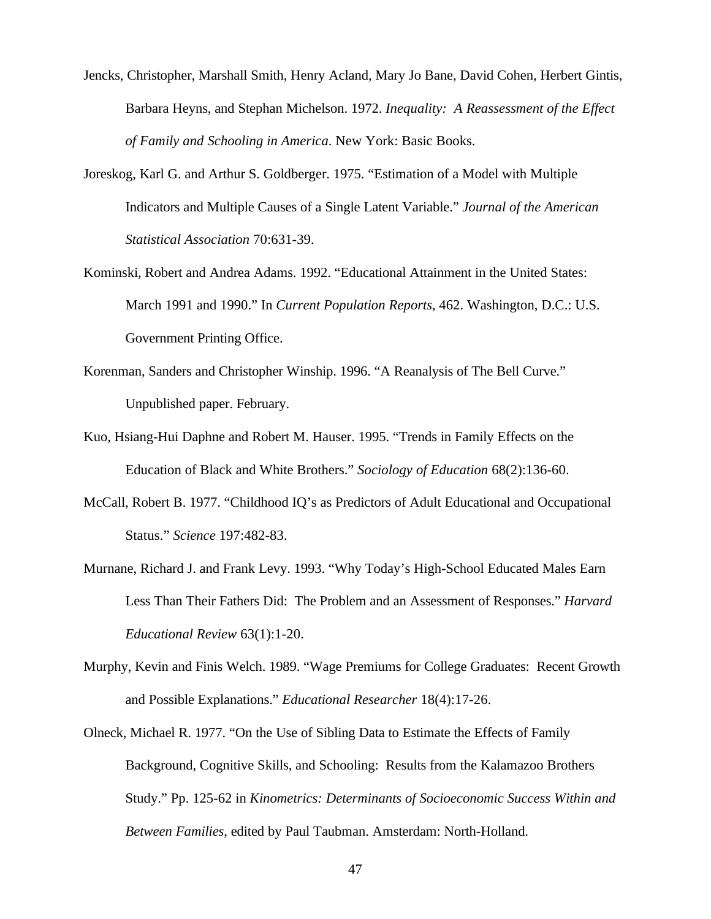Jencks, Christopher, Marshall Smith, Henry Acland, Mary Jo Bane, David Cohen, Herbert Gintis, Barbara Heyns, and Stephan Michelson. 1972. *Inequality: A Reassessment of the Effect of Family and Schooling in America*. New York: Basic Books.

Joreskog, Karl G. and Arthur S. Goldberger. 1975. "Estimation of a Model with Multiple Indicators and Multiple Causes of a Single Latent Variable." *Journal of the American Statistical Association* 70:631-39.

Kominski, Robert and Andrea Adams. 1992. "Educational Attainment in the United States: March 1991 and 1990." In *Current Population Reports*, 462. Washington, D.C.: U.S. Government Printing Office.

Korenman, Sanders and Christopher Winship. 1996. "A Reanalysis of The Bell Curve." Unpublished paper. February.

Kuo, Hsiang-Hui Daphne and Robert M. Hauser. 1995. "Trends in Family Effects on the Education of Black and White Brothers." *Sociology of Education* 68(2):136-60.

McCall, Robert B. 1977. "Childhood IQ's as Predictors of Adult Educational and Occupational Status." *Science* 197:482-83.

Murnane, Richard J. and Frank Levy. 1993. "Why Today's High-School Educated Males Earn Less Than Their Fathers Did: The Problem and an Assessment of Responses." *Harvard Educational Review* 63(1):1-20.

Murphy, Kevin and Finis Welch. 1989. "Wage Premiums for College Graduates: Recent Growth and Possible Explanations." *Educational Researcher* 18(4):17-26.

Olneck, Michael R. 1977. "On the Use of Sibling Data to Estimate the Effects of Family Background, Cognitive Skills, and Schooling: Results from the Kalamazoo Brothers Study." Pp. 125-62 in *Kinometrics: Determinants of Socioeconomic Success Within and Between Families*, edited by Paul Taubman. Amsterdam: North-Holland.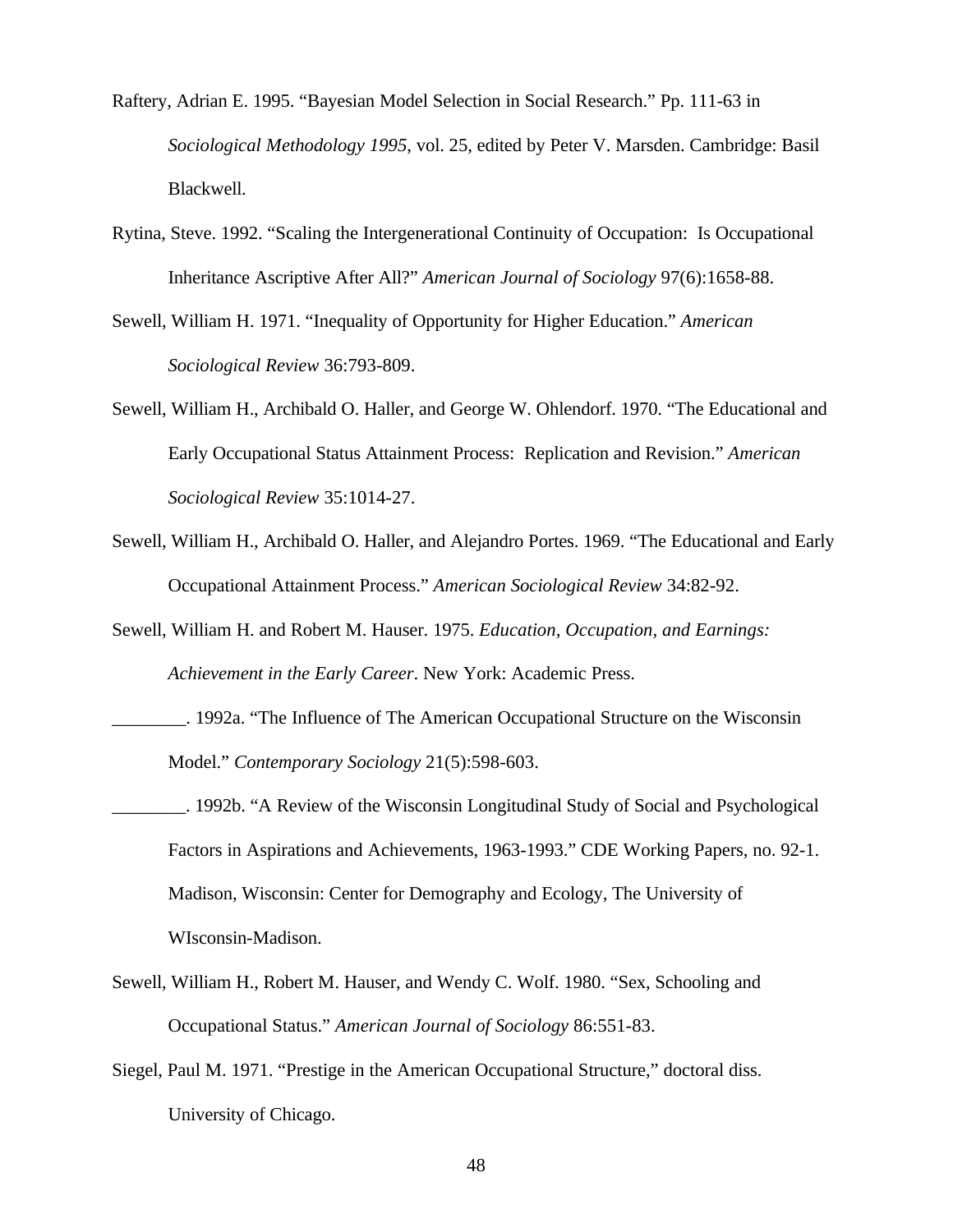Raftery, Adrian E. 1995. "Bayesian Model Selection in Social Research." Pp. 111-63 in *Sociological Methodology 1995*, vol. 25, edited by Peter V. Marsden. Cambridge: Basil Blackwell.

Rytina, Steve. 1992. "Scaling the Intergenerational Continuity of Occupation: Is Occupational Inheritance Ascriptive After All?" *American Journal of Sociology* 97(6):1658-88.

Sewell, William H. 1971. "Inequality of Opportunity for Higher Education." *American Sociological Review* 36:793-809.

Sewell, William H., Archibald O. Haller, and George W. Ohlendorf. 1970. "The Educational and Early Occupational Status Attainment Process: Replication and Revision." *American Sociological Review* 35:1014-27.

Sewell, William H., Archibald O. Haller, and Alejandro Portes. 1969. "The Educational and Early Occupational Attainment Process." *American Sociological Review* 34:82-92.

Sewell, William H. and Robert M. Hauser. 1975. *Education, Occupation, and Earnings: Achievement in the Early Career*. New York: Academic Press.

________. 1992a. "The Influence of The American Occupational Structure on the Wisconsin Model." *Contemporary Sociology* 21(5):598-603.

________. 1992b. "A Review of the Wisconsin Longitudinal Study of Social and Psychological Factors in Aspirations and Achievements, 1963-1993." CDE Working Papers, no. 92-1. Madison, Wisconsin: Center for Demography and Ecology, The University of WIsconsin-Madison.

Sewell, William H., Robert M. Hauser, and Wendy C. Wolf. 1980. "Sex, Schooling and Occupational Status." *American Journal of Sociology* 86:551-83.

Siegel, Paul M. 1971. "Prestige in the American Occupational Structure," doctoral diss. University of Chicago.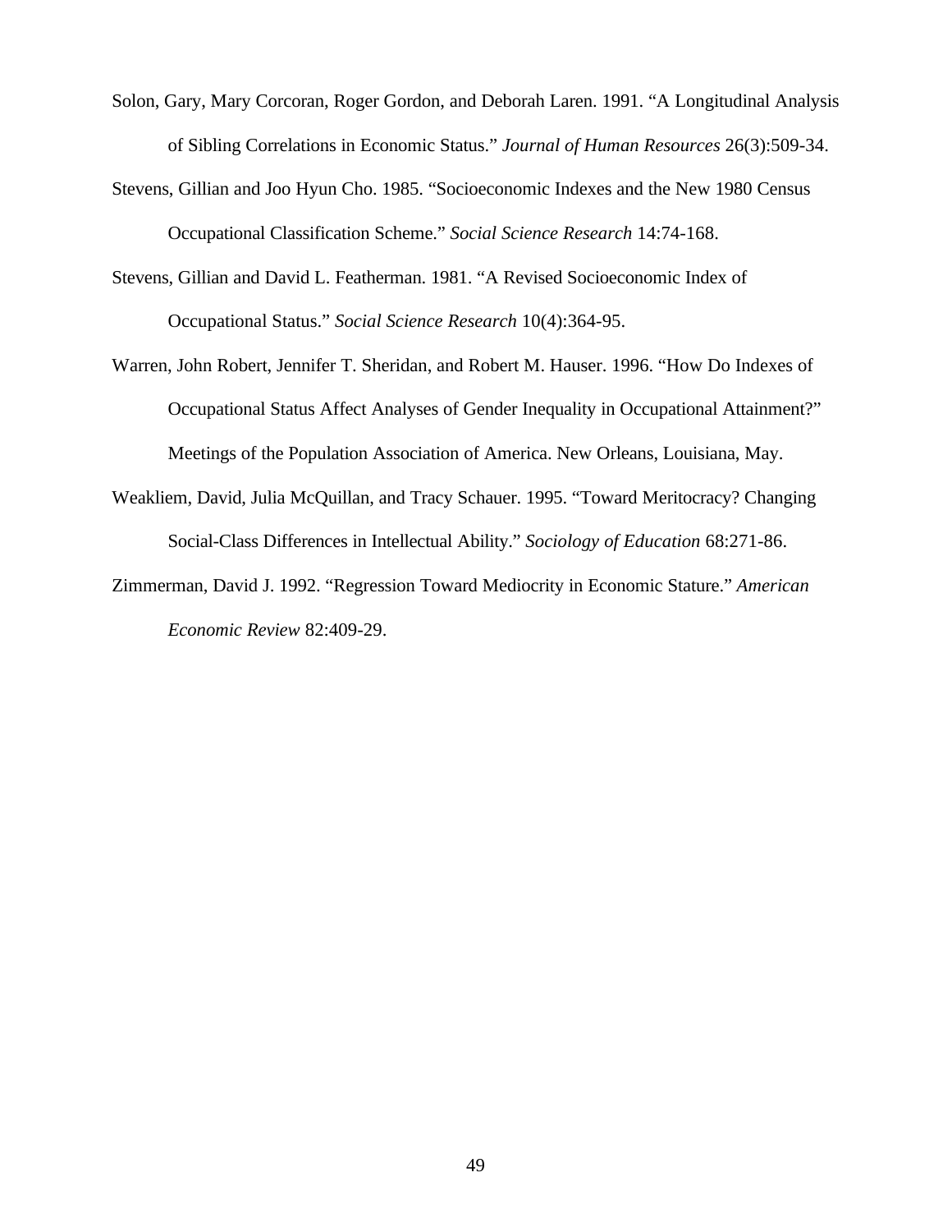Solon, Gary, Mary Corcoran, Roger Gordon, and Deborah Laren. 1991. "A Longitudinal Analysis of Sibling Correlations in Economic Status." *Journal of Human Resources* 26(3):509-34.

Stevens, Gillian and Joo Hyun Cho. 1985. "Socioeconomic Indexes and the New 1980 Census Occupational Classification Scheme." *Social Science Research* 14:74-168.

Stevens, Gillian and David L. Featherman. 1981. "A Revised Socioeconomic Index of Occupational Status." *Social Science Research* 10(4):364-95.

Warren, John Robert, Jennifer T. Sheridan, and Robert M. Hauser. 1996. "How Do Indexes of Occupational Status Affect Analyses of Gender Inequality in Occupational Attainment?" Meetings of the Population Association of America. New Orleans, Louisiana, May.

Weakliem, David, Julia McQuillan, and Tracy Schauer. 1995. "Toward Meritocracy? Changing Social-Class Differences in Intellectual Ability." *Sociology of Education* 68:271-86.

Zimmerman, David J. 1992. "Regression Toward Mediocrity in Economic Stature." *American Economic Review* 82:409-29.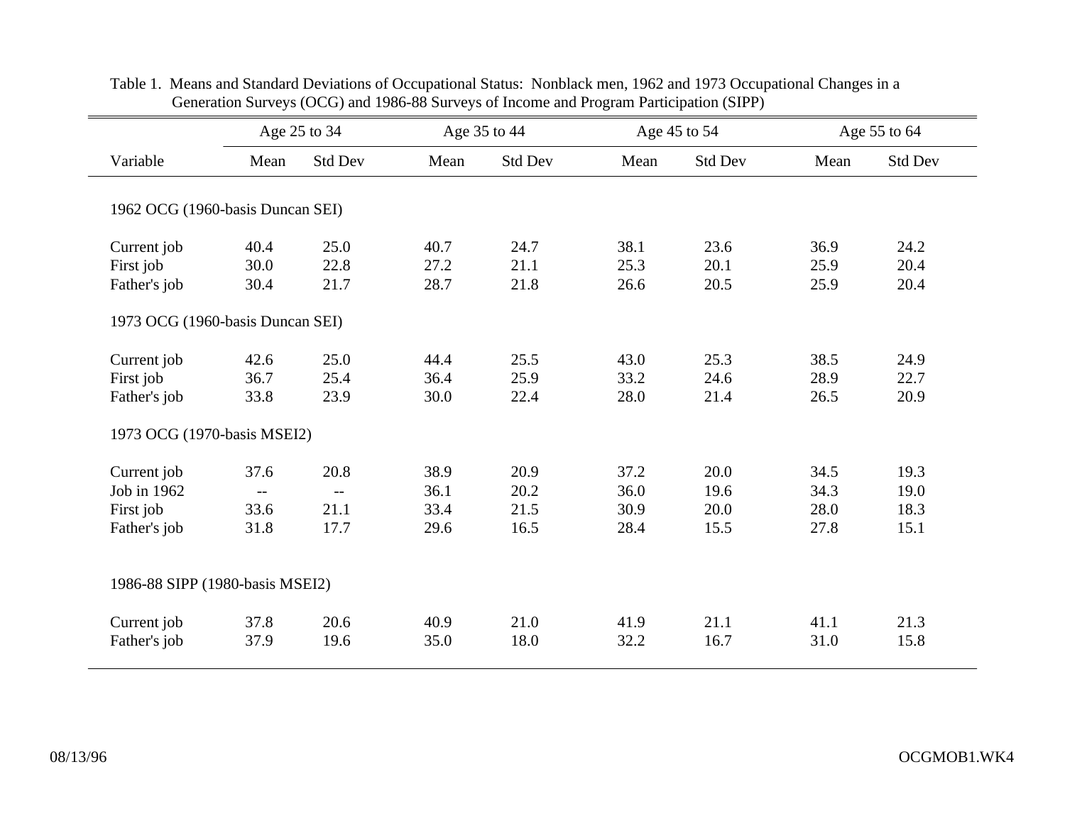Table 1. Means and Standard Deviations of Occupational Status: Nonblack men, 1962 and 1973 Occupational Changes in a Generation Surveys (OCG) and 1986-88 Surveys of Income and Program Participation (SIPP)

| | Age 25 to 34 | | Age 35 to 44 | | Age 45 to 54 | | Age 55 to 64 | |
|---|---|---|---|---|---|---|---|---|
| Variable | Mean | Std Dev | Mean | Std Dev | Mean | Std Dev | Mean | Std Dev |
| 1962 OCG (1960-basis Duncan SEI) | | | | | | | | |
| Current job | 40.4 | 25.0 | 40.7 | 24.7 | 38.1 | 23.6 | 36.9 | 24.2 |
| First job | 30.0 | 22.8 | 27.2 | 21.1 | 25.3 | 20.1 | 25.9 | 20.4 |
| Father's job | 30.4 | 21.7 | 28.7 | 21.8 | 26.6 | 20.5 | 25.9 | 20.4 |
| 1973 OCG (1960-basis Duncan SEI) | | | | | | | | |
| Current job | 42.6 | 25.0 | 44.4 | 25.5 | 43.0 | 25.3 | 38.5 | 24.9 |
| First job | 36.7 | 25.4 | 36.4 | 25.9 | 33.2 | 24.6 | 28.9 | 22.7 |
| Father's job | 33.8 | 23.9 | 30.0 | 22.4 | 28.0 | 21.4 | 26.5 | 20.9 |
| 1973 OCG (1970-basis MSEI2) | | | | | | | | |
| Current job | 37.6 | 20.8 | 38.9 | 20.9 | 37.2 | 20.0 | 34.5 | 19.3 |
| Job in 1962 | -- | -- | 36.1 | 20.2 | 36.0 | 19.6 | 34.3 | 19.0 |
| First job | 33.6 | 21.1 | 33.4 | 21.5 | 30.9 | 20.0 | 28.0 | 18.3 |
| Father's job | 31.8 | 17.7 | 29.6 | 16.5 | 28.4 | 15.5 | 27.8 | 15.1 |
| 1986-88 SIPP (1980-basis MSEI2) | | | | | | | | |
| Current job | 37.8 | 20.6 | 40.9 | 21.0 | 41.9 | 21.1 | 41.1 | 21.3 |
| Father's job | 37.9 | 19.6 | 35.0 | 18.0 | 32.2 | 16.7 | 31.0 | 15.8 |

08/13/96 OCGMOB1.WK4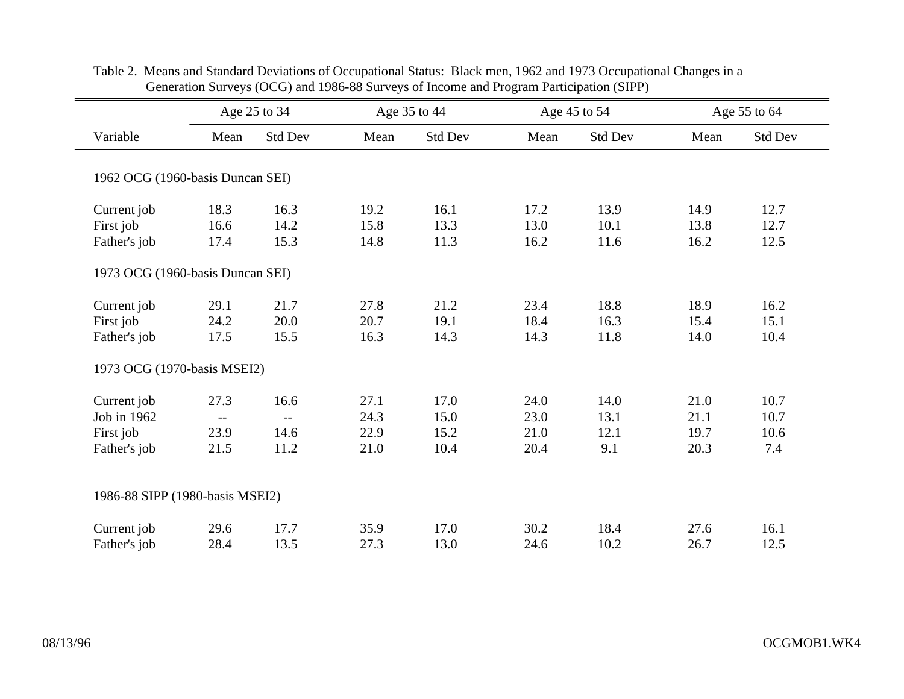Table 2. Means and Standard Deviations of Occupational Status: Black men, 1962 and 1973 Occupational Changes in a Generation Surveys (OCG) and 1986-88 Surveys of Income and Program Participation (SIPP)

| | Age 25 to 34 | | Age 35 to 44 | | Age 45 to 54 | | Age 55 to 64 | |
|---|---|---|---|---|---|---|---|---|
| Variable | Mean | Std Dev | Mean | Std Dev | Mean | Std Dev | Mean | Std Dev |
| 1962 OCG (1960-basis Duncan SEI) | | | | | | | | |
| Current job | 18.3 | 16.3 | 19.2 | 16.1 | 17.2 | 13.9 | 14.9 | 12.7 |
| First job | 16.6 | 14.2 | 15.8 | 13.3 | 13.0 | 10.1 | 13.8 | 12.7 |
| Father's job | 17.4 | 15.3 | 14.8 | 11.3 | 16.2 | 11.6 | 16.2 | 12.5 |
| 1973 OCG (1960-basis Duncan SEI) | | | | | | | | |
| Current job | 29.1 | 21.7 | 27.8 | 21.2 | 23.4 | 18.8 | 18.9 | 16.2 |
| First job | 24.2 | 20.0 | 20.7 | 19.1 | 18.4 | 16.3 | 15.4 | 15.1 |
| Father's job | 17.5 | 15.5 | 16.3 | 14.3 | 14.3 | 11.8 | 14.0 | 10.4 |
| 1973 OCG (1970-basis MSEI2) | | | | | | | | |
| Current job | 27.3 | 16.6 | 27.1 | 17.0 | 24.0 | 14.0 | 21.0 | 10.7 |
| Job in 1962 | -- | -- | 24.3 | 15.0 | 23.0 | 13.1 | 21.1 | 10.7 |
| First job | 23.9 | 14.6 | 22.9 | 15.2 | 21.0 | 12.1 | 19.7 | 10.6 |
| Father's job | 21.5 | 11.2 | 21.0 | 10.4 | 20.4 | 9.1 | 20.3 | 7.4 |
| 1986-88 SIPP (1980-basis MSEI2) | | | | | | | | |
| Current job | 29.6 | 17.7 | 35.9 | 17.0 | 30.2 | 18.4 | 27.6 | 16.1 |
| Father's job | 28.4 | 13.5 | 27.3 | 13.0 | 24.6 | 10.2 | 26.7 | 12.5 |

08/13/96 OCGMOB1.WK4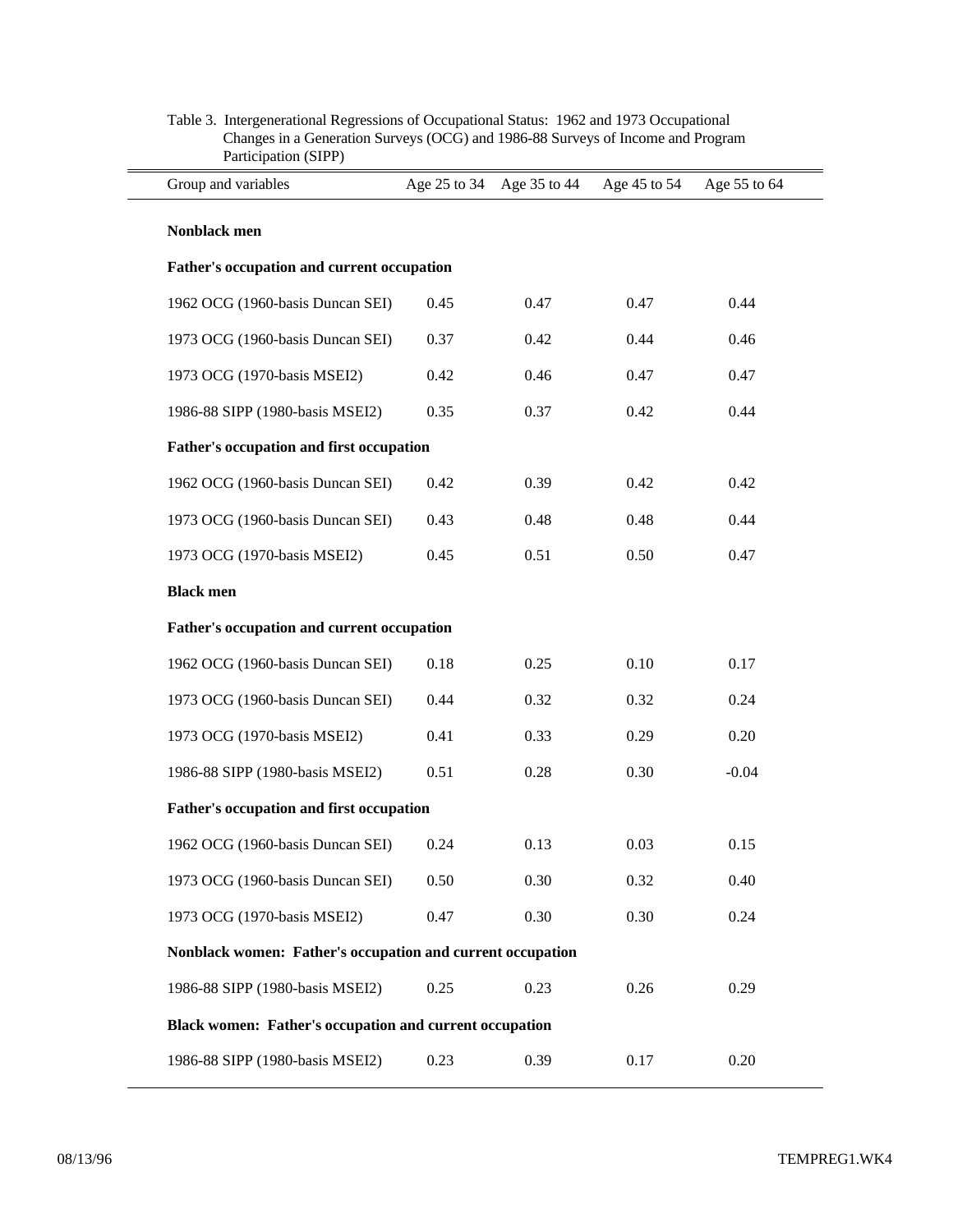Table 3. Intergenerational Regressions of Occupational Status: 1962 and 1973 Occupational Changes in a Generation Surveys (OCG) and 1986-88 Surveys of Income and Program Participation (SIPP)

| Group and variables | Age 25 to 34 | Age 35 to 44 | Age 45 to 54 | Age 55 to 64 |
|---|---|---|---|---|
| **Nonblack men** | | | | |
| **Father's occupation and current occupation** | | | | |
| 1962 OCG (1960-basis Duncan SEI) | 0.45 | 0.47 | 0.47 | 0.44 |
| 1973 OCG (1960-basis Duncan SEI) | 0.37 | 0.42 | 0.44 | 0.46 |
| 1973 OCG (1970-basis MSEI2) | 0.42 | 0.46 | 0.47 | 0.47 |
| 1986-88 SIPP (1980-basis MSEI2) | 0.35 | 0.37 | 0.42 | 0.44 |
| **Father's occupation and first occupation** | | | | |
| 1962 OCG (1960-basis Duncan SEI) | 0.42 | 0.39 | 0.42 | 0.42 |
| 1973 OCG (1960-basis Duncan SEI) | 0.43 | 0.48 | 0.48 | 0.44 |
| 1973 OCG (1970-basis MSEI2) | 0.45 | 0.51 | 0.50 | 0.47 |
| **Black men** | | | | |
| **Father's occupation and current occupation** | | | | |
| 1962 OCG (1960-basis Duncan SEI) | 0.18 | 0.25 | 0.10 | 0.17 |
| 1973 OCG (1960-basis Duncan SEI) | 0.44 | 0.32 | 0.32 | 0.24 |
| 1973 OCG (1970-basis MSEI2) | 0.41 | 0.33 | 0.29 | 0.20 |
| 1986-88 SIPP (1980-basis MSEI2) | 0.51 | 0.28 | 0.30 | -0.04 |
| **Father's occupation and first occupation** | | | | |
| 1962 OCG (1960-basis Duncan SEI) | 0.24 | 0.13 | 0.03 | 0.15 |
| 1973 OCG (1960-basis Duncan SEI) | 0.50 | 0.30 | 0.32 | 0.40 |
| 1973 OCG (1970-basis MSEI2) | 0.47 | 0.30 | 0.30 | 0.24 |
| **Nonblack women: Father's occupation and current occupation** | | | | |
| 1986-88 SIPP (1980-basis MSEI2) | 0.25 | 0.23 | 0.26 | 0.29 |
| **Black women: Father's occupation and current occupation** | | | | |
| 1986-88 SIPP (1980-basis MSEI2) | 0.23 | 0.39 | 0.17 | 0.20 |

08/13/96 TEMPREG1.WK4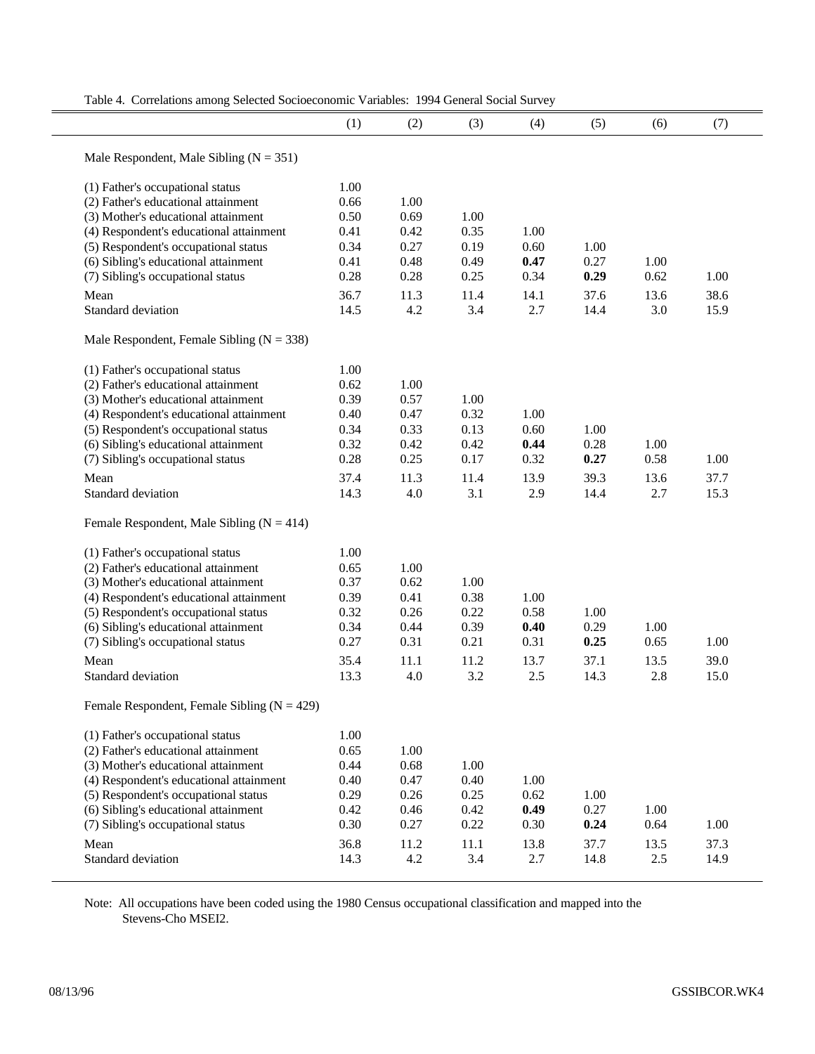Table 4. Correlations among Selected Socioeconomic Variables: 1994 General Social Survey

| | (1) | (2) | (3) | (4) | (5) | (6) | (7) |
|---|---|---|---|---|---|---|---|
| Male Respondent, Male Sibling (N = 351) | | | | | | | |
| (1) Father's occupational status | 1.00 | | | | | | |
| (2) Father's educational attainment | 0.66 | 1.00 | | | | | |
| (3) Mother's educational attainment | 0.50 | 0.69 | 1.00 | | | | |
| (4) Respondent's educational attainment | 0.41 | 0.42 | 0.35 | 1.00 | | | |
| (5) Respondent's occupational status | 0.34 | 0.27 | 0.19 | 0.60 | 1.00 | | |
| (6) Sibling's educational attainment | 0.41 | 0.48 | 0.49 | **0.47** | 0.27 | 1.00 | |
| (7) Sibling's occupational status | 0.28 | 0.28 | 0.25 | 0.34 | **0.29** | 0.62 | 1.00 |
| Mean | 36.7 | 11.3 | 11.4 | 14.1 | 37.6 | 13.6 | 38.6 |
| Standard deviation | 14.5 | 4.2 | 3.4 | 2.7 | 14.4 | 3.0 | 15.9 |
| Male Respondent, Female Sibling (N = 338) | | | | | | | |
| (1) Father's occupational status | 1.00 | | | | | | |
| (2) Father's educational attainment | 0.62 | 1.00 | | | | | |
| (3) Mother's educational attainment | 0.39 | 0.57 | 1.00 | | | | |
| (4) Respondent's educational attainment | 0.40 | 0.47 | 0.32 | 1.00 | | | |
| (5) Respondent's occupational status | 0.34 | 0.33 | 0.13 | 0.60 | 1.00 | | |
| (6) Sibling's educational attainment | 0.32 | 0.42 | 0.42 | **0.44** | 0.28 | 1.00 | |
| (7) Sibling's occupational status | 0.28 | 0.25 | 0.17 | 0.32 | **0.27** | 0.58 | 1.00 |
| Mean | 37.4 | 11.3 | 11.4 | 13.9 | 39.3 | 13.6 | 37.7 |
| Standard deviation | 14.3 | 4.0 | 3.1 | 2.9 | 14.4 | 2.7 | 15.3 |
| Female Respondent, Male Sibling (N = 414) | | | | | | | |
| (1) Father's occupational status | 1.00 | | | | | | |
| (2) Father's educational attainment | 0.65 | 1.00 | | | | | |
| (3) Mother's educational attainment | 0.37 | 0.62 | 1.00 | | | | |
| (4) Respondent's educational attainment | 0.39 | 0.41 | 0.38 | 1.00 | | | |
| (5) Respondent's occupational status | 0.32 | 0.26 | 0.22 | 0.58 | 1.00 | | |
| (6) Sibling's educational attainment | 0.34 | 0.44 | 0.39 | **0.40** | 0.29 | 1.00 | |
| (7) Sibling's occupational status | 0.27 | 0.31 | 0.21 | 0.31 | **0.25** | 0.65 | 1.00 |
| Mean | 35.4 | 11.1 | 11.2 | 13.7 | 37.1 | 13.5 | 39.0 |
| Standard deviation | 13.3 | 4.0 | 3.2 | 2.5 | 14.3 | 2.8 | 15.0 |
| Female Respondent, Female Sibling (N = 429) | | | | | | | |
| (1) Father's occupational status | 1.00 | | | | | | |
| (2) Father's educational attainment | 0.65 | 1.00 | | | | | |
| (3) Mother's educational attainment | 0.44 | 0.68 | 1.00 | | | | |
| (4) Respondent's educational attainment | 0.40 | 0.47 | 0.40 | 1.00 | | | |
| (5) Respondent's occupational status | 0.29 | 0.26 | 0.25 | 0.62 | 1.00 | | |
| (6) Sibling's educational attainment | 0.42 | 0.46 | 0.42 | **0.49** | 0.27 | 1.00 | |
| (7) Sibling's occupational status | 0.30 | 0.27 | 0.22 | 0.30 | **0.24** | 0.64 | 1.00 |
| Mean | 36.8 | 11.2 | 11.1 | 13.8 | 37.7 | 13.5 | 37.3 |
| Standard deviation | 14.3 | 4.2 | 3.4 | 2.7 | 14.8 | 2.5 | 14.9 |

Note: All occupations have been coded using the 1980 Census occupational classification and mapped into the Stevens-Cho MSEI2.

08/13/96

GSSIBCOR.WK4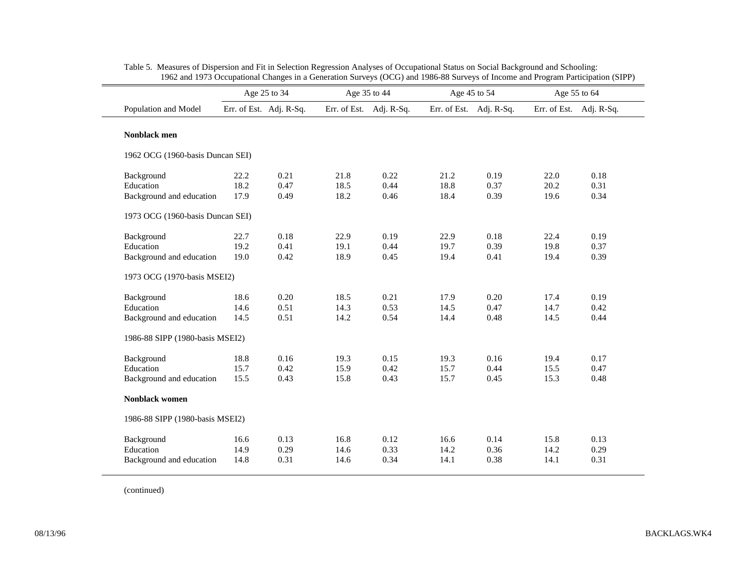Table 5. Measures of Dispersion and Fit in Selection Regression Analyses of Occupational Status on Social Background and Schooling: 1962 and 1973 Occupational Changes in a Generation Surveys (OCG) and 1986-88 Surveys of Income and Program Participation (SIPP)

| | Age 25 to 34 | | Age 35 to 44 | | Age 45 to 54 | | Age 55 to 64 | |
|---|---|---|---|---|---|---|---|---|
| Population and Model | Err. of Est. | Adj. R-Sq. | Err. of Est. | Adj. R-Sq. | Err. of Est. | Adj. R-Sq. | Err. of Est. | Adj. R-Sq. |
| **Nonblack men** | | | | | | | | |
| 1962 OCG (1960-basis Duncan SEI) | | | | | | | | |
| Background | 22.2 | 0.21 | 21.8 | 0.22 | 21.2 | 0.19 | 22.0 | 0.18 |
| Education | 18.2 | 0.47 | 18.5 | 0.44 | 18.8 | 0.37 | 20.2 | 0.31 |
| Background and education | 17.9 | 0.49 | 18.2 | 0.46 | 18.4 | 0.39 | 19.6 | 0.34 |
| 1973 OCG (1960-basis Duncan SEI) | | | | | | | | |
| Background | 22.7 | 0.18 | 22.9 | 0.19 | 22.9 | 0.18 | 22.4 | 0.19 |
| Education | 19.2 | 0.41 | 19.1 | 0.44 | 19.7 | 0.39 | 19.8 | 0.37 |
| Background and education | 19.0 | 0.42 | 18.9 | 0.45 | 19.4 | 0.41 | 19.4 | 0.39 |
| 1973 OCG (1970-basis MSEI2) | | | | | | | | |
| Background | 18.6 | 0.20 | 18.5 | 0.21 | 17.9 | 0.20 | 17.4 | 0.19 |
| Education | 14.6 | 0.51 | 14.3 | 0.53 | 14.5 | 0.47 | 14.7 | 0.42 |
| Background and education | 14.5 | 0.51 | 14.2 | 0.54 | 14.4 | 0.48 | 14.5 | 0.44 |
| 1986-88 SIPP (1980-basis MSEI2) | | | | | | | | |
| Background | 18.8 | 0.16 | 19.3 | 0.15 | 19.3 | 0.16 | 19.4 | 0.17 |
| Education | 15.7 | 0.42 | 15.9 | 0.42 | 15.7 | 0.44 | 15.5 | 0.47 |
| Background and education | 15.5 | 0.43 | 15.8 | 0.43 | 15.7 | 0.45 | 15.3 | 0.48 |
| **Nonblack women** | | | | | | | | |
| 1986-88 SIPP (1980-basis MSEI2) | | | | | | | | |
| Background | 16.6 | 0.13 | 16.8 | 0.12 | 16.6 | 0.14 | 15.8 | 0.13 |
| Education | 14.9 | 0.29 | 14.6 | 0.33 | 14.2 | 0.36 | 14.2 | 0.29 |
| Background and education | 14.8 | 0.31 | 14.6 | 0.34 | 14.1 | 0.38 | 14.1 | 0.31 |

(continued)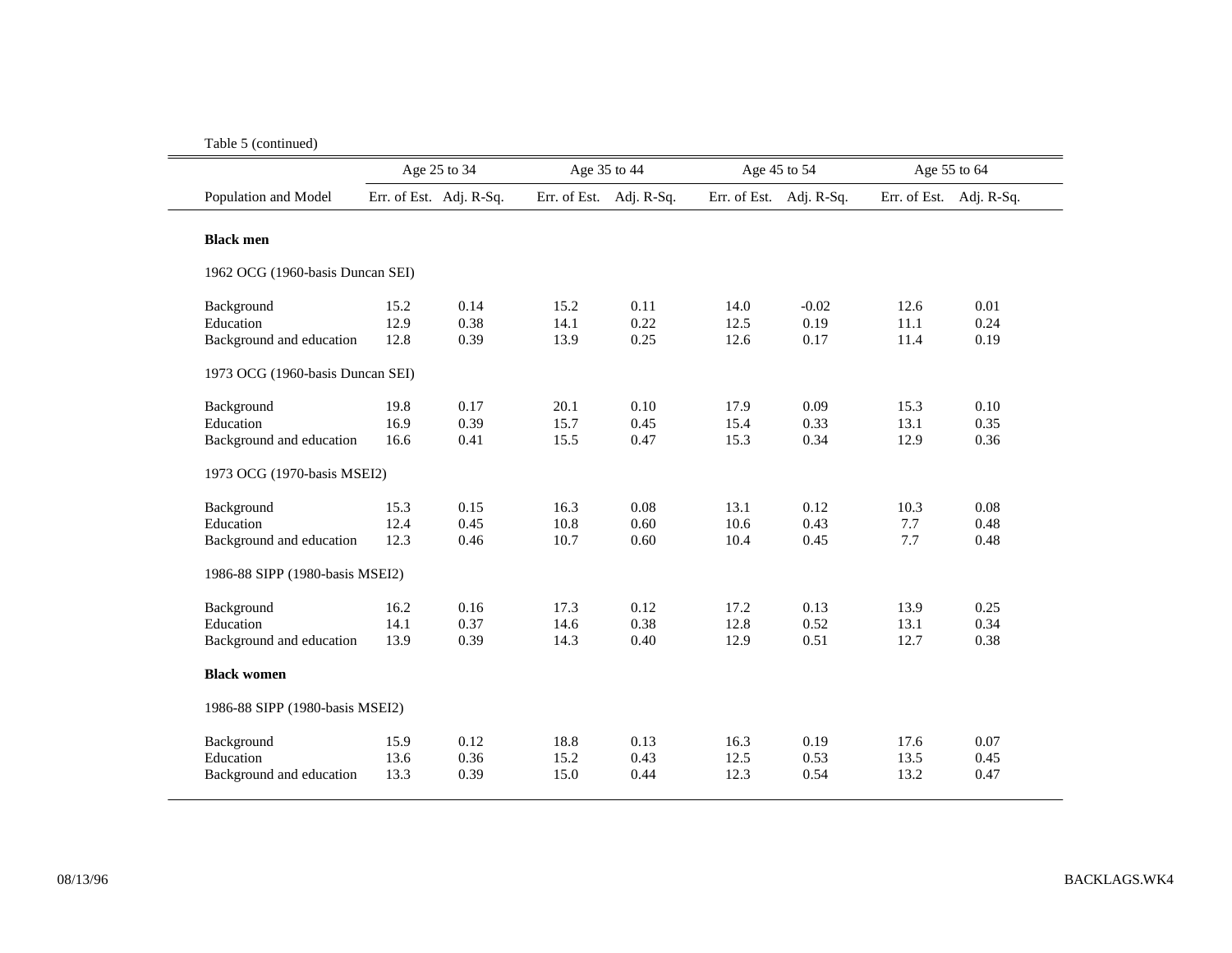Table 5 (continued)

| Population and Model | Age 25 to 34 | | Age 35 to 44 | | Age 45 to 54 | | Age 55 to 64 | |
|---|---|---|---|---|---|---|---|---|
| | Err. of Est. | Adj. R-Sq. | Err. of Est. | Adj. R-Sq. | Err. of Est. | Adj. R-Sq. | Err. of Est. | Adj. R-Sq. |
| **Black men** | | | | | | | | |
| 1962 OCG (1960-basis Duncan SEI) | | | | | | | | |
| Background | 15.2 | 0.14 | 15.2 | 0.11 | 14.0 | -0.02 | 12.6 | 0.01 |
| Education | 12.9 | 0.38 | 14.1 | 0.22 | 12.5 | 0.19 | 11.1 | 0.24 |
| Background and education | 12.8 | 0.39 | 13.9 | 0.25 | 12.6 | 0.17 | 11.4 | 0.19 |
| 1973 OCG (1960-basis Duncan SEI) | | | | | | | | |
| Background | 19.8 | 0.17 | 20.1 | 0.10 | 17.9 | 0.09 | 15.3 | 0.10 |
| Education | 16.9 | 0.39 | 15.7 | 0.45 | 15.4 | 0.33 | 13.1 | 0.35 |
| Background and education | 16.6 | 0.41 | 15.5 | 0.47 | 15.3 | 0.34 | 12.9 | 0.36 |
| 1973 OCG (1970-basis MSEI2) | | | | | | | | |
| Background | 15.3 | 0.15 | 16.3 | 0.08 | 13.1 | 0.12 | 10.3 | 0.08 |
| Education | 12.4 | 0.45 | 10.8 | 0.60 | 10.6 | 0.43 | 7.7 | 0.48 |
| Background and education | 12.3 | 0.46 | 10.7 | 0.60 | 10.4 | 0.45 | 7.7 | 0.48 |
| 1986-88 SIPP (1980-basis MSEI2) | | | | | | | | |
| Background | 16.2 | 0.16 | 17.3 | 0.12 | 17.2 | 0.13 | 13.9 | 0.25 |
| Education | 14.1 | 0.37 | 14.6 | 0.38 | 12.8 | 0.52 | 13.1 | 0.34 |
| Background and education | 13.9 | 0.39 | 14.3 | 0.40 | 12.9 | 0.51 | 12.7 | 0.38 |
| **Black women** | | | | | | | | |
| 1986-88 SIPP (1980-basis MSEI2) | | | | | | | | |
| Background | 15.9 | 0.12 | 18.8 | 0.13 | 16.3 | 0.19 | 17.6 | 0.07 |
| Education | 13.6 | 0.36 | 15.2 | 0.43 | 12.5 | 0.53 | 13.5 | 0.45 |
| Background and education | 13.3 | 0.39 | 15.0 | 0.44 | 12.3 | 0.54 | 13.2 | 0.47 |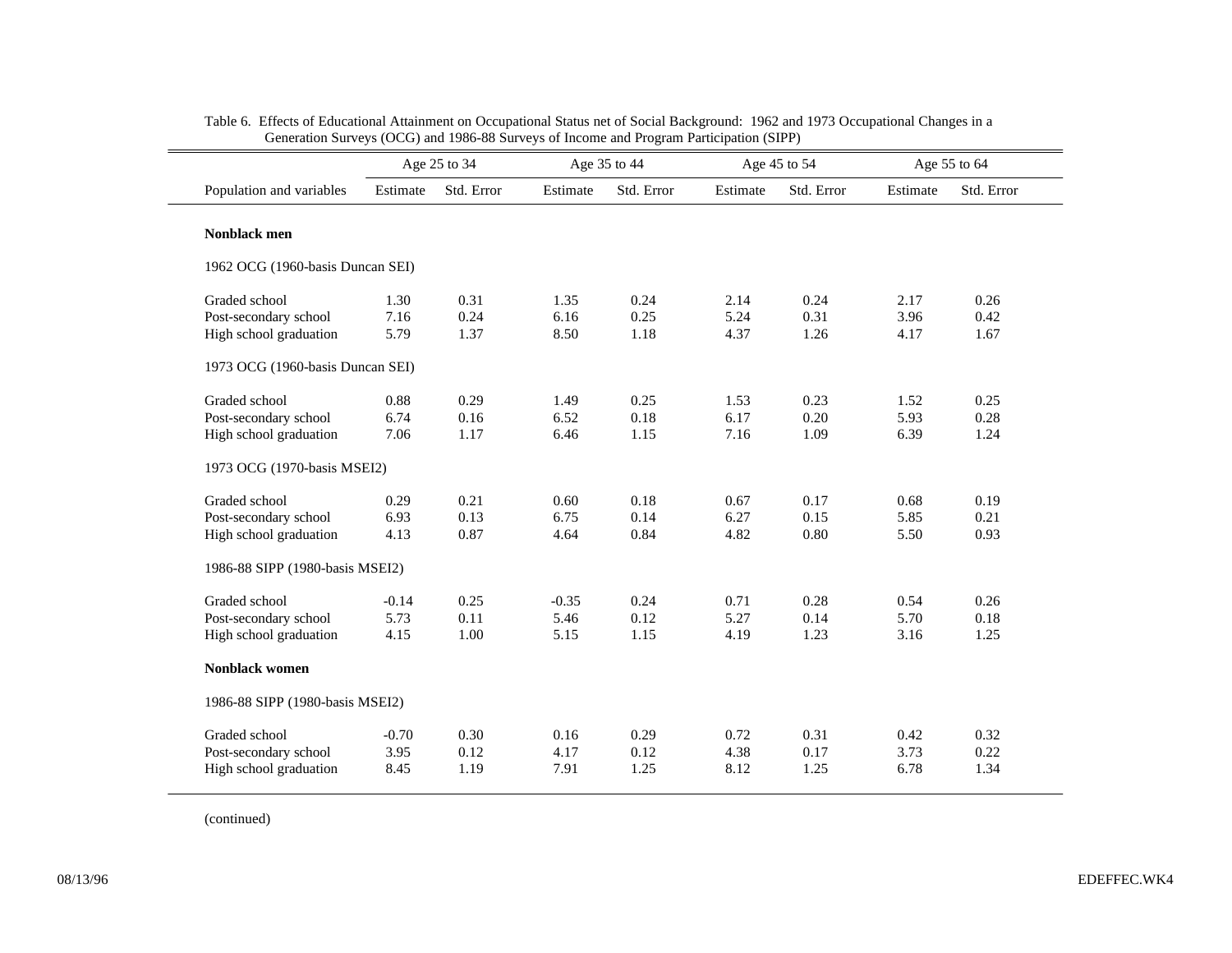Table 6. Effects of Educational Attainment on Occupational Status net of Social Background: 1962 and 1973 Occupational Changes in a Generation Surveys (OCG) and 1986-88 Surveys of Income and Program Participation (SIPP)

| | Age 25 to 34 | | Age 35 to 44 | | Age 45 to 54 | | Age 55 to 64 | |
|---|---|---|---|---|---|---|---|---|
| Population and variables | Estimate | Std. Error | Estimate | Std. Error | Estimate | Std. Error | Estimate | Std. Error |
| **Nonblack men** | | | | | | | | |
| 1962 OCG (1960-basis Duncan SEI) | | | | | | | | |
| Graded school | 1.30 | 0.31 | 1.35 | 0.24 | 2.14 | 0.24 | 2.17 | 0.26 |
| Post-secondary school | 7.16 | 0.24 | 6.16 | 0.25 | 5.24 | 0.31 | 3.96 | 0.42 |
| High school graduation | 5.79 | 1.37 | 8.50 | 1.18 | 4.37 | 1.26 | 4.17 | 1.67 |
| 1973 OCG (1960-basis Duncan SEI) | | | | | | | | |
| Graded school | 0.88 | 0.29 | 1.49 | 0.25 | 1.53 | 0.23 | 1.52 | 0.25 |
| Post-secondary school | 6.74 | 0.16 | 6.52 | 0.18 | 6.17 | 0.20 | 5.93 | 0.28 |
| High school graduation | 7.06 | 1.17 | 6.46 | 1.15 | 7.16 | 1.09 | 6.39 | 1.24 |
| 1973 OCG (1970-basis MSEI2) | | | | | | | | |
| Graded school | 0.29 | 0.21 | 0.60 | 0.18 | 0.67 | 0.17 | 0.68 | 0.19 |
| Post-secondary school | 6.93 | 0.13 | 6.75 | 0.14 | 6.27 | 0.15 | 5.85 | 0.21 |
| High school graduation | 4.13 | 0.87 | 4.64 | 0.84 | 4.82 | 0.80 | 5.50 | 0.93 |
| 1986-88 SIPP (1980-basis MSEI2) | | | | | | | | |
| Graded school | -0.14 | 0.25 | -0.35 | 0.24 | 0.71 | 0.28 | 0.54 | 0.26 |
| Post-secondary school | 5.73 | 0.11 | 5.46 | 0.12 | 5.27 | 0.14 | 5.70 | 0.18 |
| High school graduation | 4.15 | 1.00 | 5.15 | 1.15 | 4.19 | 1.23 | 3.16 | 1.25 |
| **Nonblack women** | | | | | | | | |
| 1986-88 SIPP (1980-basis MSEI2) | | | | | | | | |
| Graded school | -0.70 | 0.30 | 0.16 | 0.29 | 0.72 | 0.31 | 0.42 | 0.32 |
| Post-secondary school | 3.95 | 0.12 | 4.17 | 0.12 | 4.38 | 0.17 | 3.73 | 0.22 |
| High school graduation | 8.45 | 1.19 | 7.91 | 1.25 | 8.12 | 1.25 | 6.78 | 1.34 |

(continued)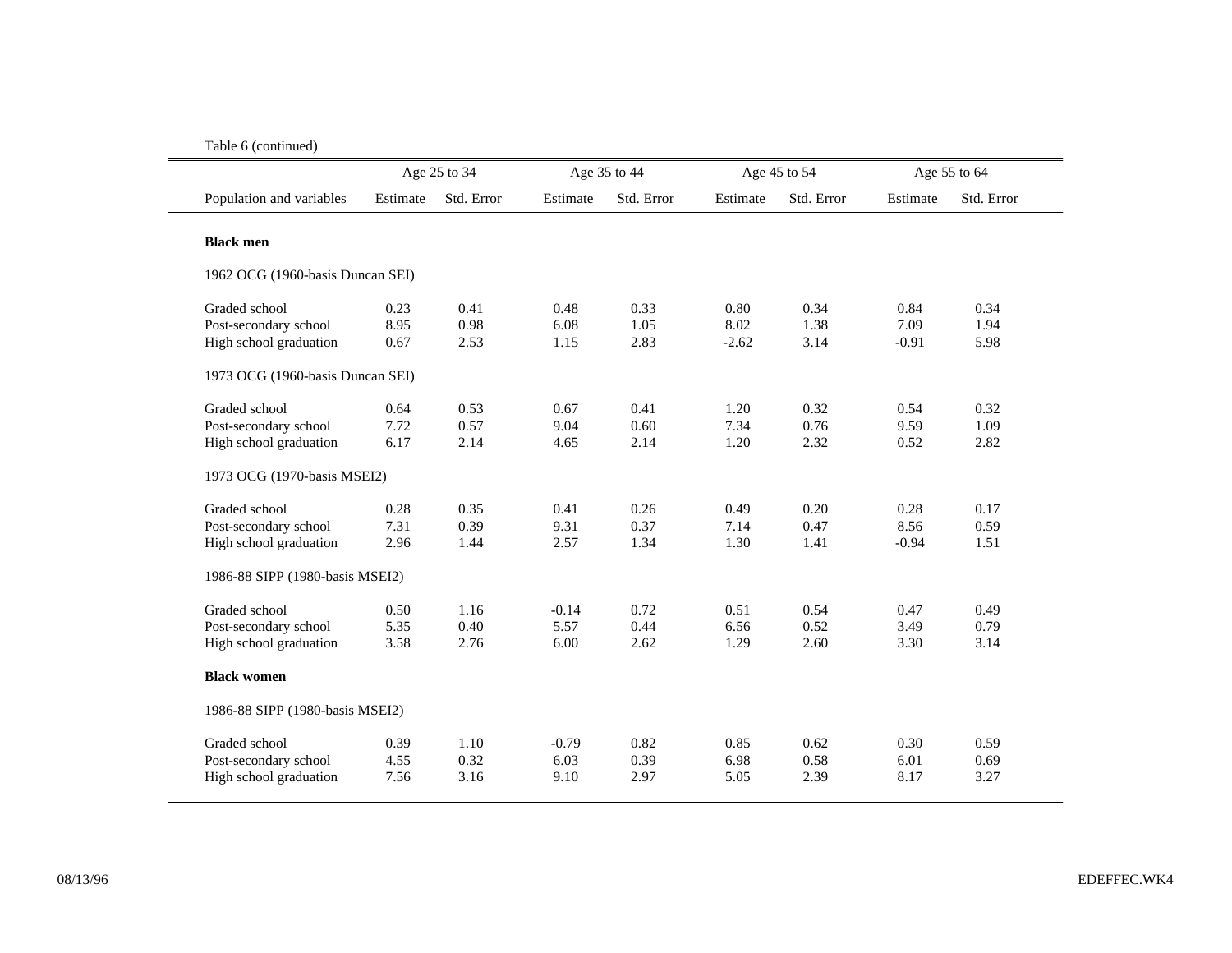Table 6 (continued)

| Population and variables | Age 25 to 34 | | Age 35 to 44 | | Age 45 to 54 | | Age 55 to 64 | |
|---|---|---|---|---|---|---|---|---|
| | Estimate | Std. Error | Estimate | Std. Error | Estimate | Std. Error | Estimate | Std. Error |
| **Black men** | | | | | | | | |
| 1962 OCG (1960-basis Duncan SEI) | | | | | | | | |
| Graded school | 0.23 | 0.41 | 0.48 | 0.33 | 0.80 | 0.34 | 0.84 | 0.34 |
| Post-secondary school | 8.95 | 0.98 | 6.08 | 1.05 | 8.02 | 1.38 | 7.09 | 1.94 |
| High school graduation | 0.67 | 2.53 | 1.15 | 2.83 | -2.62 | 3.14 | -0.91 | 5.98 |
| 1973 OCG (1960-basis Duncan SEI) | | | | | | | | |
| Graded school | 0.64 | 0.53 | 0.67 | 0.41 | 1.20 | 0.32 | 0.54 | 0.32 |
| Post-secondary school | 7.72 | 0.57 | 9.04 | 0.60 | 7.34 | 0.76 | 9.59 | 1.09 |
| High school graduation | 6.17 | 2.14 | 4.65 | 2.14 | 1.20 | 2.32 | 0.52 | 2.82 |
| 1973 OCG (1970-basis MSEI2) | | | | | | | | |
| Graded school | 0.28 | 0.35 | 0.41 | 0.26 | 0.49 | 0.20 | 0.28 | 0.17 |
| Post-secondary school | 7.31 | 0.39 | 9.31 | 0.37 | 7.14 | 0.47 | 8.56 | 0.59 |
| High school graduation | 2.96 | 1.44 | 2.57 | 1.34 | 1.30 | 1.41 | -0.94 | 1.51 |
| 1986-88 SIPP (1980-basis MSEI2) | | | | | | | | |
| Graded school | 0.50 | 1.16 | -0.14 | 0.72 | 0.51 | 0.54 | 0.47 | 0.49 |
| Post-secondary school | 5.35 | 0.40 | 5.57 | 0.44 | 6.56 | 0.52 | 3.49 | 0.79 |
| High school graduation | 3.58 | 2.76 | 6.00 | 2.62 | 1.29 | 2.60 | 3.30 | 3.14 |
| **Black women** | | | | | | | | |
| 1986-88 SIPP (1980-basis MSEI2) | | | | | | | | |
| Graded school | 0.39 | 1.10 | -0.79 | 0.82 | 0.85 | 0.62 | 0.30 | 0.59 |
| Post-secondary school | 4.55 | 0.32 | 6.03 | 0.39 | 6.98 | 0.58 | 6.01 | 0.69 |
| High school graduation | 7.56 | 3.16 | 9.10 | 2.97 | 5.05 | 2.39 | 8.17 | 3.27 |

08/13/96 EDEFFEC.WK4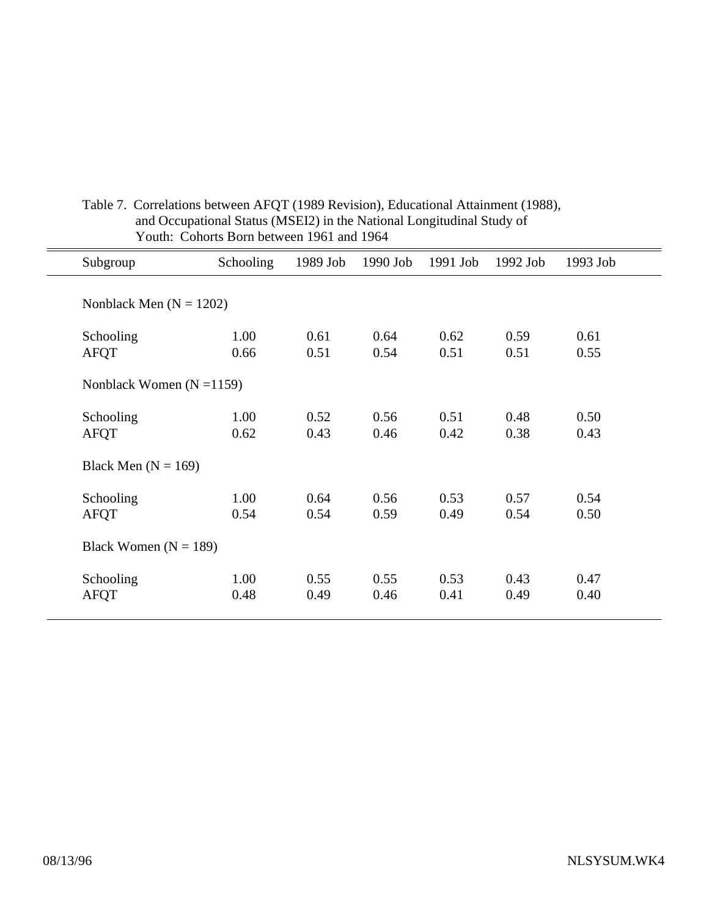Table 7. Correlations between AFQT (1989 Revision), Educational Attainment (1988), and Occupational Status (MSEI2) in the National Longitudinal Study of Youth: Cohorts Born between 1961 and 1964

| Subgroup | Schooling | 1989 Job | 1990 Job | 1991 Job | 1992 Job | 1993 Job |
|---|---|---|---|---|---|---|
| Nonblack Men (N = 1202) | | | | | | |
| Schooling | 1.00 | 0.61 | 0.64 | 0.62 | 0.59 | 0.61 |
| AFQT | 0.66 | 0.51 | 0.54 | 0.51 | 0.51 | 0.55 |
| Nonblack Women (N =1159) | | | | | | |
| Schooling | 1.00 | 0.52 | 0.56 | 0.51 | 0.48 | 0.50 |
| AFQT | 0.62 | 0.43 | 0.46 | 0.42 | 0.38 | 0.43 |
| Black Men (N = 169) | | | | | | |
| Schooling | 1.00 | 0.64 | 0.56 | 0.53 | 0.57 | 0.54 |
| AFQT | 0.54 | 0.54 | 0.59 | 0.49 | 0.54 | 0.50 |
| Black Women (N = 189) | | | | | | |
| Schooling | 1.00 | 0.55 | 0.55 | 0.53 | 0.43 | 0.47 |
| AFQT | 0.48 | 0.49 | 0.46 | 0.41 | 0.49 | 0.40 |

08/13/96 NLSYSUM.WK4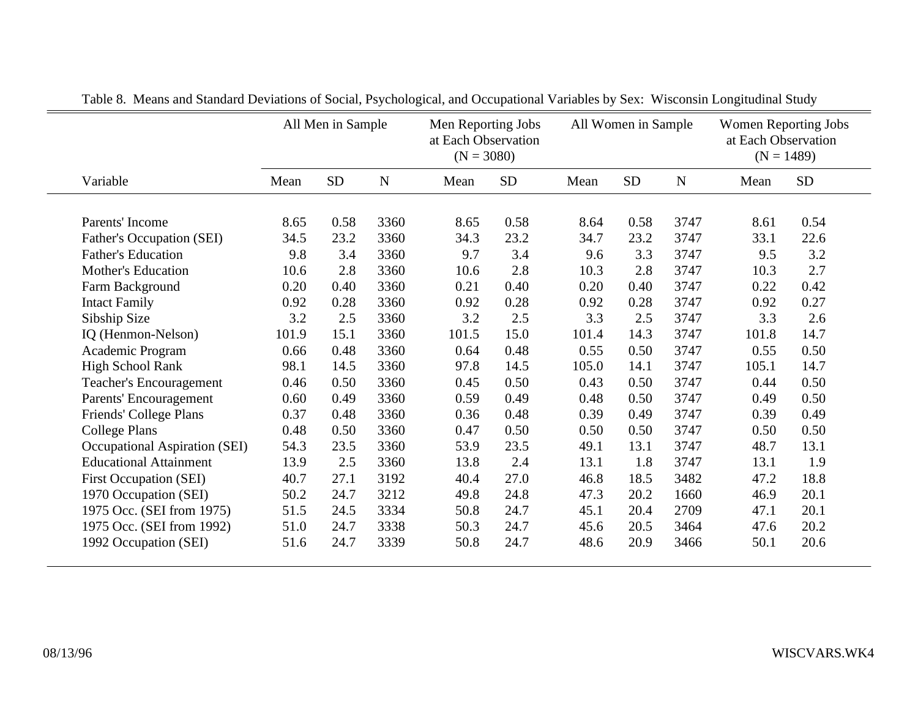Table 8. Means and Standard Deviations of Social, Psychological, and Occupational Variables by Sex: Wisconsin Longitudinal Study

| | All Men in Sample | | | Men Reporting Jobs at Each Observation (N = 3080) | | All Women in Sample | | | Women Reporting Jobs at Each Observation (N = 1489) | |
|---|---|---|---|---|---|---|---|---|---|---|
| Variable | Mean | SD | N | Mean | SD | Mean | SD | N | Mean | SD |
| Parents' Income | 8.65 | 0.58 | 3360 | 8.65 | 0.58 | 8.64 | 0.58 | 3747 | 8.61 | 0.54 |
| Father's Occupation (SEI) | 34.5 | 23.2 | 3360 | 34.3 | 23.2 | 34.7 | 23.2 | 3747 | 33.1 | 22.6 |
| Father's Education | 9.8 | 3.4 | 3360 | 9.7 | 3.4 | 9.6 | 3.3 | 3747 | 9.5 | 3.2 |
| Mother's Education | 10.6 | 2.8 | 3360 | 10.6 | 2.8 | 10.3 | 2.8 | 3747 | 10.3 | 2.7 |
| Farm Background | 0.20 | 0.40 | 3360 | 0.21 | 0.40 | 0.20 | 0.40 | 3747 | 0.22 | 0.42 |
| Intact Family | 0.92 | 0.28 | 3360 | 0.92 | 0.28 | 0.92 | 0.28 | 3747 | 0.92 | 0.27 |
| Sibship Size | 3.2 | 2.5 | 3360 | 3.2 | 2.5 | 3.3 | 2.5 | 3747 | 3.3 | 2.6 |
| IQ (Henmon-Nelson) | 101.9 | 15.1 | 3360 | 101.5 | 15.0 | 101.4 | 14.3 | 3747 | 101.8 | 14.7 |
| Academic Program | 0.66 | 0.48 | 3360 | 0.64 | 0.48 | 0.55 | 0.50 | 3747 | 0.55 | 0.50 |
| High School Rank | 98.1 | 14.5 | 3360 | 97.8 | 14.5 | 105.0 | 14.1 | 3747 | 105.1 | 14.7 |
| Teacher's Encouragement | 0.46 | 0.50 | 3360 | 0.45 | 0.50 | 0.43 | 0.50 | 3747 | 0.44 | 0.50 |
| Parents' Encouragement | 0.60 | 0.49 | 3360 | 0.59 | 0.49 | 0.48 | 0.50 | 3747 | 0.49 | 0.50 |
| Friends' College Plans | 0.37 | 0.48 | 3360 | 0.36 | 0.48 | 0.39 | 0.49 | 3747 | 0.39 | 0.49 |
| College Plans | 0.48 | 0.50 | 3360 | 0.47 | 0.50 | 0.50 | 0.50 | 3747 | 0.50 | 0.50 |
| Occupational Aspiration (SEI) | 54.3 | 23.5 | 3360 | 53.9 | 23.5 | 49.1 | 13.1 | 3747 | 48.7 | 13.1 |
| Educational Attainment | 13.9 | 2.5 | 3360 | 13.8 | 2.4 | 13.1 | 1.8 | 3747 | 13.1 | 1.9 |
| First Occupation (SEI) | 40.7 | 27.1 | 3192 | 40.4 | 27.0 | 46.8 | 18.5 | 3482 | 47.2 | 18.8 |
| 1970 Occupation (SEI) | 50.2 | 24.7 | 3212 | 49.8 | 24.8 | 47.3 | 20.2 | 1660 | 46.9 | 20.1 |
| 1975 Occ. (SEI from 1975) | 51.5 | 24.5 | 3334 | 50.8 | 24.7 | 45.1 | 20.4 | 2709 | 47.1 | 20.1 |
| 1975 Occ. (SEI from 1992) | 51.0 | 24.7 | 3338 | 50.3 | 24.7 | 45.6 | 20.5 | 3464 | 47.6 | 20.2 |
| 1992 Occupation (SEI) | 51.6 | 24.7 | 3339 | 50.8 | 24.7 | 48.6 | 20.9 | 3466 | 50.1 | 20.6 |

08/13/96 WISCVARS.WK4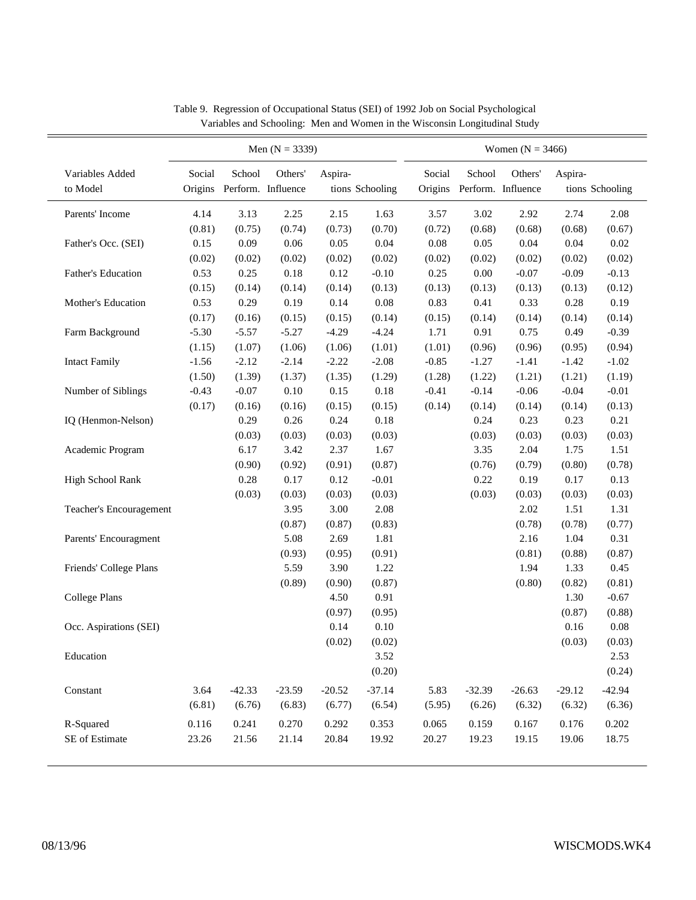Table 9. Regression of Occupational Status (SEI) of 1992 Job on Social Psychological Variables and Schooling: Men and Women in the Wisconsin Longitudinal Study

| | Men (N = 3339) | | | | | Women (N = 3466) | | | | |
|---|---|---|---|---|---|---|---|---|---|---|
| Variables Added to Model | Social Origins | School Perform. | Others' Influence | Aspira-tions | Schooling | Social Origins | School Perform. | Others' Influence | Aspira-tions | Schooling |
| Parents' Income | 4.14 | 3.13 | 2.25 | 2.15 | 1.63 | 3.57 | 3.02 | 2.92 | 2.74 | 2.08 |
| | (0.81) | (0.75) | (0.74) | (0.73) | (0.70) | (0.72) | (0.68) | (0.68) | (0.68) | (0.67) |
| Father's Occ. (SEI) | 0.15 | 0.09 | 0.06 | 0.05 | 0.04 | 0.08 | 0.05 | 0.04 | 0.04 | 0.02 |
| | (0.02) | (0.02) | (0.02) | (0.02) | (0.02) | (0.02) | (0.02) | (0.02) | (0.02) | (0.02) |
| Father's Education | 0.53 | 0.25 | 0.18 | 0.12 | -0.10 | 0.25 | 0.00 | -0.07 | -0.09 | -0.13 |
| | (0.15) | (0.14) | (0.14) | (0.14) | (0.13) | (0.13) | (0.13) | (0.13) | (0.13) | (0.12) |
| Mother's Education | 0.53 | 0.29 | 0.19 | 0.14 | 0.08 | 0.83 | 0.41 | 0.33 | 0.28 | 0.19 |
| | (0.17) | (0.16) | (0.15) | (0.15) | (0.14) | (0.15) | (0.14) | (0.14) | (0.14) | (0.14) |
| Farm Background | -5.30 | -5.57 | -5.27 | -4.29 | -4.24 | 1.71 | 0.91 | 0.75 | 0.49 | -0.39 |
| | (1.15) | (1.07) | (1.06) | (1.06) | (1.01) | (1.01) | (0.96) | (0.96) | (0.95) | (0.94) |
| Intact Family | -1.56 | -2.12 | -2.14 | -2.22 | -2.08 | -0.85 | -1.27 | -1.41 | -1.42 | -1.02 |
| | (1.50) | (1.39) | (1.37) | (1.35) | (1.29) | (1.28) | (1.22) | (1.21) | (1.21) | (1.19) |
| Number of Siblings | -0.43 | -0.07 | 0.10 | 0.15 | 0.18 | -0.41 | -0.14 | -0.06 | -0.04 | -0.01 |
| | (0.17) | (0.16) | (0.16) | (0.15) | (0.15) | (0.14) | (0.14) | (0.14) | (0.14) | (0.13) |
| IQ (Henmon-Nelson) | | 0.29 | 0.26 | 0.24 | 0.18 | | 0.24 | 0.23 | 0.23 | 0.21 |
| | | (0.03) | (0.03) | (0.03) | (0.03) | | (0.03) | (0.03) | (0.03) | (0.03) |
| Academic Program | | 6.17 | 3.42 | 2.37 | 1.67 | | 3.35 | 2.04 | 1.75 | 1.51 |
| | | (0.90) | (0.92) | (0.91) | (0.87) | | (0.76) | (0.79) | (0.80) | (0.78) |
| High School Rank | | 0.28 | 0.17 | 0.12 | -0.01 | | 0.22 | 0.19 | 0.17 | 0.13 |
| | | (0.03) | (0.03) | (0.03) | (0.03) | | (0.03) | (0.03) | (0.03) | (0.03) |
| Teacher's Encouragement | | | 3.95 | 3.00 | 2.08 | | | 2.02 | 1.51 | 1.31 |
| | | | (0.87) | (0.87) | (0.83) | | | (0.78) | (0.78) | (0.77) |
| Parents' Encouragment | | | 5.08 | 2.69 | 1.81 | | | 2.16 | 1.04 | 0.31 |
| | | | (0.93) | (0.95) | (0.91) | | | (0.81) | (0.88) | (0.87) |
| Friends' College Plans | | | 5.59 | 3.90 | 1.22 | | | 1.94 | 1.33 | 0.45 |
| | | | (0.89) | (0.90) | (0.87) | | | (0.80) | (0.82) | (0.81) |
| College Plans | | | | 4.50 | 0.91 | | | | 1.30 | -0.67 |
| | | | | (0.97) | (0.95) | | | | (0.87) | (0.88) |
| Occ. Aspirations (SEI) | | | | 0.14 | 0.10 | | | | 0.16 | 0.08 |
| | | | | (0.02) | (0.02) | | | | (0.03) | (0.03) |
| Education | | | | | 3.52 | | | | | 2.53 |
| | | | | | (0.20) | | | | | (0.24) |
| Constant | 3.64 | -42.33 | -23.59 | -20.52 | -37.14 | 5.83 | -32.39 | -26.63 | -29.12 | -42.94 |
| | (6.81) | (6.76) | (6.83) | (6.77) | (6.54) | (5.95) | (6.26) | (6.32) | (6.32) | (6.36) |
| R-Squared | 0.116 | 0.241 | 0.270 | 0.292 | 0.353 | 0.065 | 0.159 | 0.167 | 0.176 | 0.202 |
| SE of Estimate | 23.26 | 21.56 | 21.14 | 20.84 | 19.92 | 20.27 | 19.23 | 19.15 | 19.06 | 18.75 |

08/13/96 WISCMODS.WK4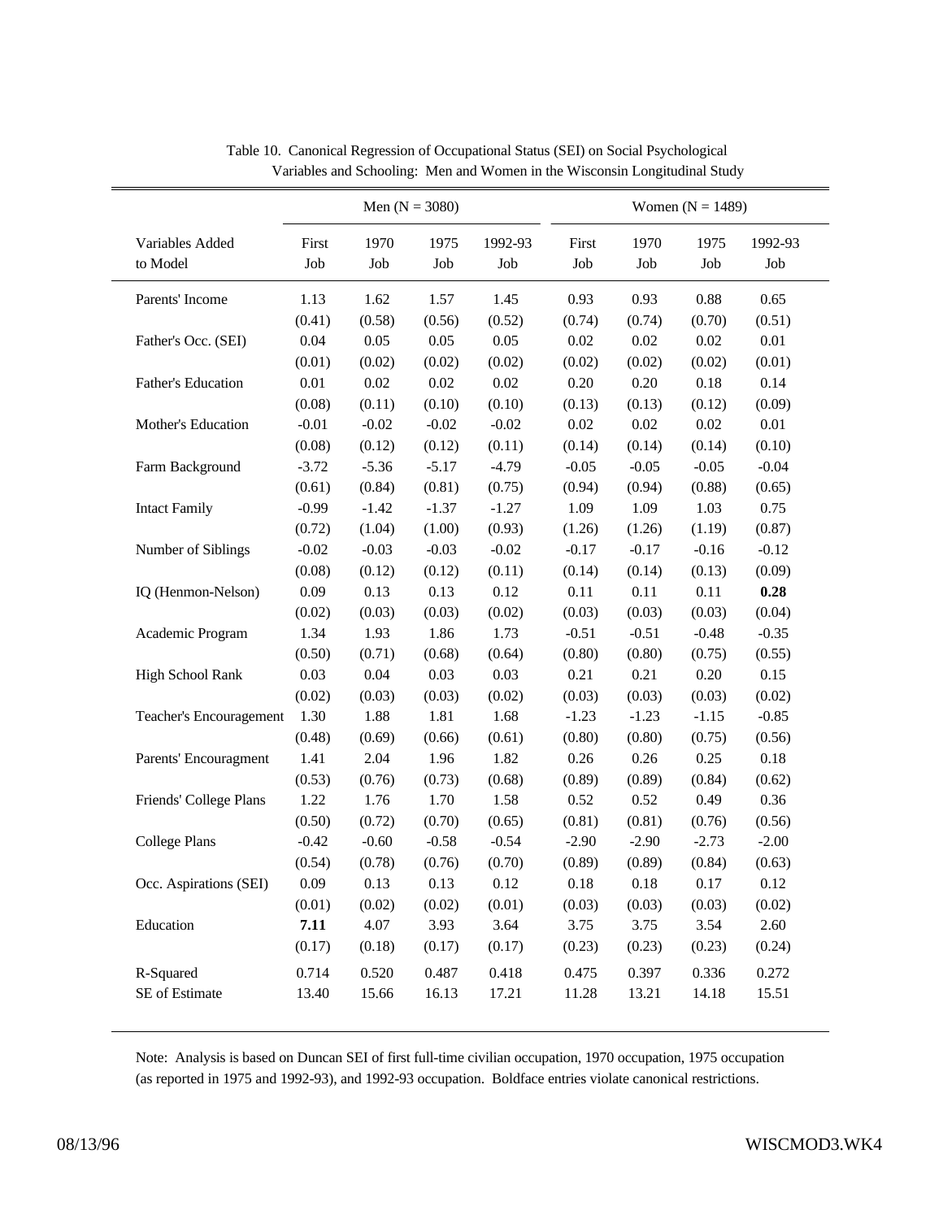Table 10. Canonical Regression of Occupational Status (SEI) on Social Psychological Variables and Schooling: Men and Women in the Wisconsin Longitudinal Study

| Variables Added to Model | Men (N = 3080) | | | | Women (N = 1489) | | | |
|---|---|---|---|---|---|---|---|---|
| | First Job | 1970 Job | 1975 Job | 1992-93 Job | First Job | 1970 Job | 1975 Job | 1992-93 Job |
| Parents' Income | 1.13 | 1.62 | 1.57 | 1.45 | 0.93 | 0.93 | 0.88 | 0.65 |
| | (0.41) | (0.58) | (0.56) | (0.52) | (0.74) | (0.74) | (0.70) | (0.51) |
| Father's Occ. (SEI) | 0.04 | 0.05 | 0.05 | 0.05 | 0.02 | 0.02 | 0.02 | 0.01 |
| | (0.01) | (0.02) | (0.02) | (0.02) | (0.02) | (0.02) | (0.02) | (0.01) |
| Father's Education | 0.01 | 0.02 | 0.02 | 0.02 | 0.20 | 0.20 | 0.18 | 0.14 |
| | (0.08) | (0.11) | (0.10) | (0.10) | (0.13) | (0.13) | (0.12) | (0.09) |
| Mother's Education | -0.01 | -0.02 | -0.02 | -0.02 | 0.02 | 0.02 | 0.02 | 0.01 |
| | (0.08) | (0.12) | (0.12) | (0.11) | (0.14) | (0.14) | (0.14) | (0.10) |
| Farm Background | -3.72 | -5.36 | -5.17 | -4.79 | -0.05 | -0.05 | -0.05 | -0.04 |
| | (0.61) | (0.84) | (0.81) | (0.75) | (0.94) | (0.94) | (0.88) | (0.65) |
| Intact Family | -0.99 | -1.42 | -1.37 | -1.27 | 1.09 | 1.09 | 1.03 | 0.75 |
| | (0.72) | (1.04) | (1.00) | (0.93) | (1.26) | (1.26) | (1.19) | (0.87) |
| Number of Siblings | -0.02 | -0.03 | -0.03 | -0.02 | -0.17 | -0.17 | -0.16 | -0.12 |
| | (0.08) | (0.12) | (0.12) | (0.11) | (0.14) | (0.14) | (0.13) | (0.09) |
| IQ (Henmon-Nelson) | 0.09 | 0.13 | 0.13 | 0.12 | 0.11 | 0.11 | 0.11 | **0.28** |
| | (0.02) | (0.03) | (0.03) | (0.02) | (0.03) | (0.03) | (0.03) | (0.04) |
| Academic Program | 1.34 | 1.93 | 1.86 | 1.73 | -0.51 | -0.51 | -0.48 | -0.35 |
| | (0.50) | (0.71) | (0.68) | (0.64) | (0.80) | (0.80) | (0.75) | (0.55) |
| High School Rank | 0.03 | 0.04 | 0.03 | 0.03 | 0.21 | 0.21 | 0.20 | 0.15 |
| | (0.02) | (0.03) | (0.03) | (0.02) | (0.03) | (0.03) | (0.03) | (0.02) |
| Teacher's Encouragement | 1.30 | 1.88 | 1.81 | 1.68 | -1.23 | -1.23 | -1.15 | -0.85 |
| | (0.48) | (0.69) | (0.66) | (0.61) | (0.80) | (0.80) | (0.75) | (0.56) |
| Parents' Encouragment | 1.41 | 2.04 | 1.96 | 1.82 | 0.26 | 0.26 | 0.25 | 0.18 |
| | (0.53) | (0.76) | (0.73) | (0.68) | (0.89) | (0.89) | (0.84) | (0.62) |
| Friends' College Plans | 1.22 | 1.76 | 1.70 | 1.58 | 0.52 | 0.52 | 0.49 | 0.36 |
| | (0.50) | (0.72) | (0.70) | (0.65) | (0.81) | (0.81) | (0.76) | (0.56) |
| College Plans | -0.42 | -0.60 | -0.58 | -0.54 | -2.90 | -2.90 | -2.73 | -2.00 |
| | (0.54) | (0.78) | (0.76) | (0.70) | (0.89) | (0.89) | (0.84) | (0.63) |
| Occ. Aspirations (SEI) | 0.09 | 0.13 | 0.13 | 0.12 | 0.18 | 0.18 | 0.17 | 0.12 |
| | (0.01) | (0.02) | (0.02) | (0.01) | (0.03) | (0.03) | (0.03) | (0.02) |
| Education | **7.11** | 4.07 | 3.93 | 3.64 | 3.75 | 3.75 | 3.54 | 2.60 |
| | (0.17) | (0.18) | (0.17) | (0.17) | (0.23) | (0.23) | (0.23) | (0.24) |
| R-Squared | 0.714 | 0.520 | 0.487 | 0.418 | 0.475 | 0.397 | 0.336 | 0.272 |
| SE of Estimate | 13.40 | 15.66 | 16.13 | 17.21 | 11.28 | 13.21 | 14.18 | 15.51 |

Note: Analysis is based on Duncan SEI of first full-time civilian occupation, 1970 occupation, 1975 occupation (as reported in 1975 and 1992-93), and 1992-93 occupation. Boldface entries violate canonical restrictions.

08/13/96 WISCMOD3.WK4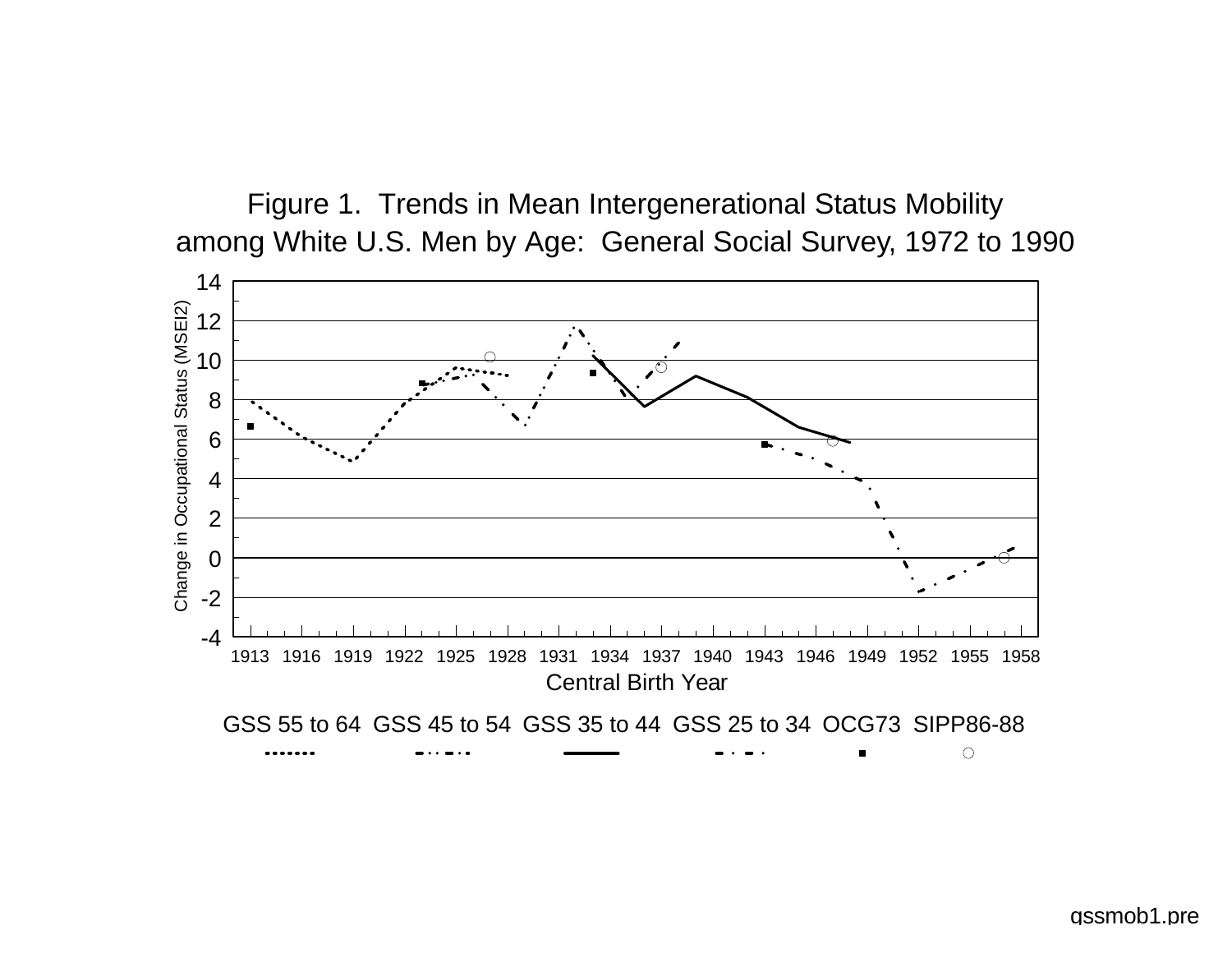Figure 1. Trends in Mean Intergenerational Status Mobility among White U.S. Men by Age: General Social Survey, 1972 to 1990

Change in Occupational Status (MSEI2)

Central Birth Year

GSS 55 to 64 GSS 45 to 54 GSS 35 to 44 GSS 25 to 34 OCG73 SIPP86-88

gssmob1.pre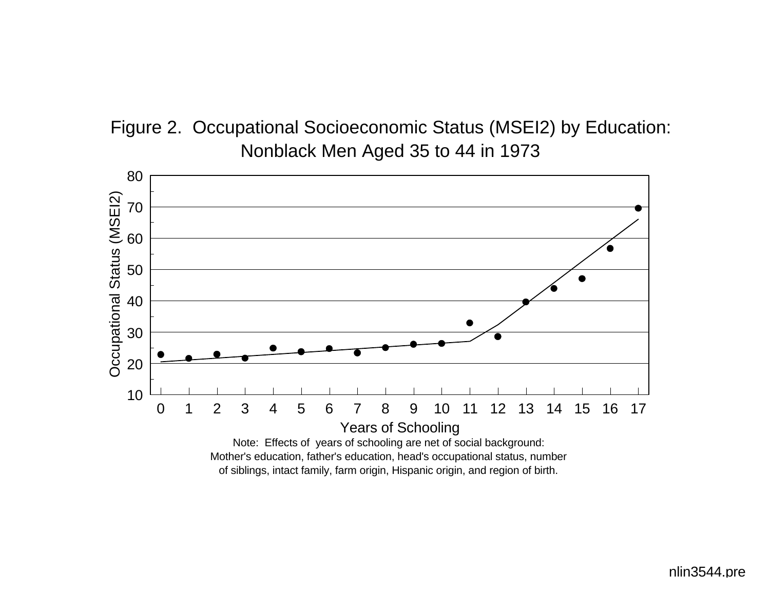Figure 2. Occupational Socioeconomic Status (MSEI2) by Education: Nonblack Men Aged 35 to 44 in 1973

Note: Effects of years of schooling are net of social background: Mother's education, father's education, head's occupational status, number of siblings, intact family, farm origin, Hispanic origin, and region of birth.

nlin3544.pre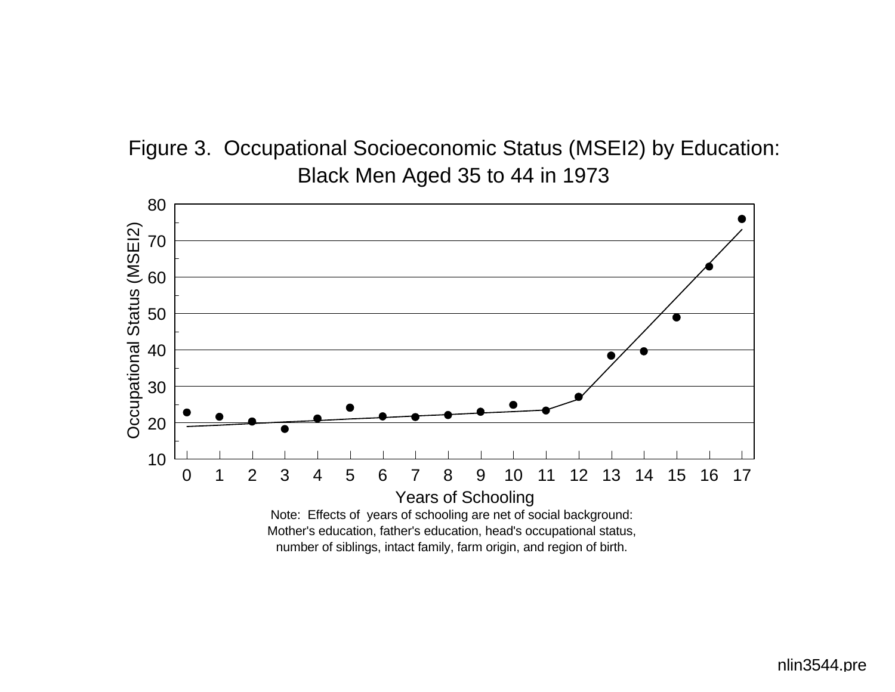Figure 3. Occupational Socioeconomic Status (MSEI2) by Education: Black Men Aged 35 to 44 in 1973

Note: Effects of years of schooling are net of social background: Mother's education, father's education, head's occupational status, number of siblings, intact family, farm origin, and region of birth.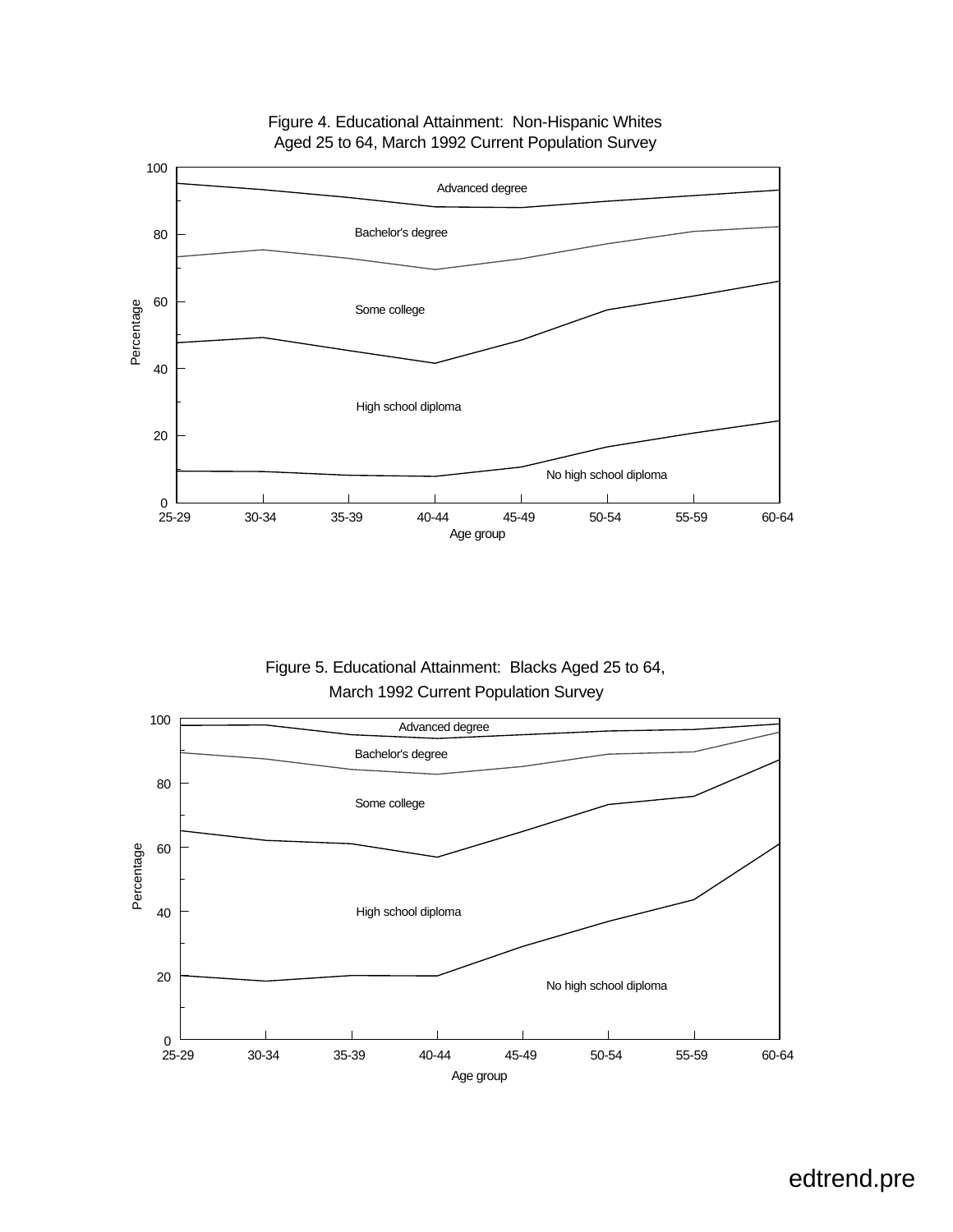Figure 4. Educational Attainment: Non-Hispanic Whites Aged 25 to 64, March 1992 Current Population Survey

Figure 5. Educational Attainment: Blacks Aged 25 to 64, March 1992 Current Population Survey

edtrend.pre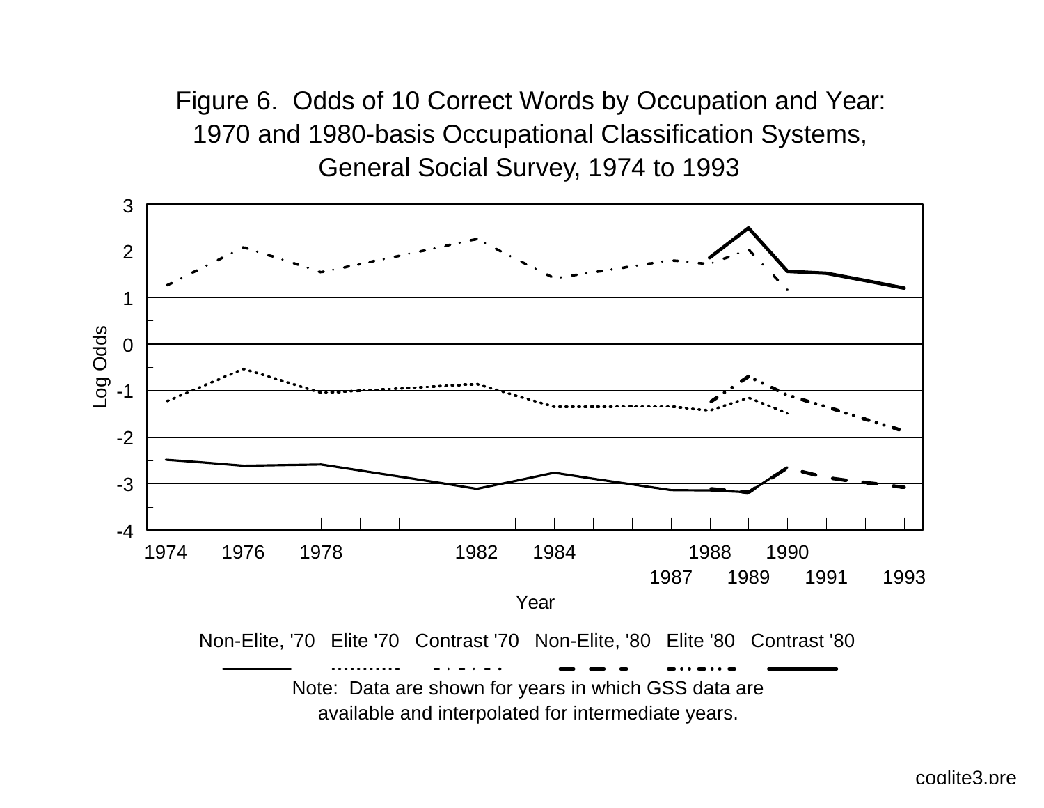Figure 6. Odds of 10 Correct Words by Occupation and Year: 1970 and 1980-basis Occupational Classification Systems, General Social Survey, 1974 to 1993

Log Odds

3
2
1
0
-1
-2
-3
-4

1974 1976 1978 1982 1984 1988 1990
1987 1989 1991 1993

Year

Non-Elite, '70 Elite '70 Contrast '70 Non-Elite, '80 Elite '80 Contrast '80

Note: Data are shown for years in which GSS data are available and interpolated for intermediate years.

coglite3.pre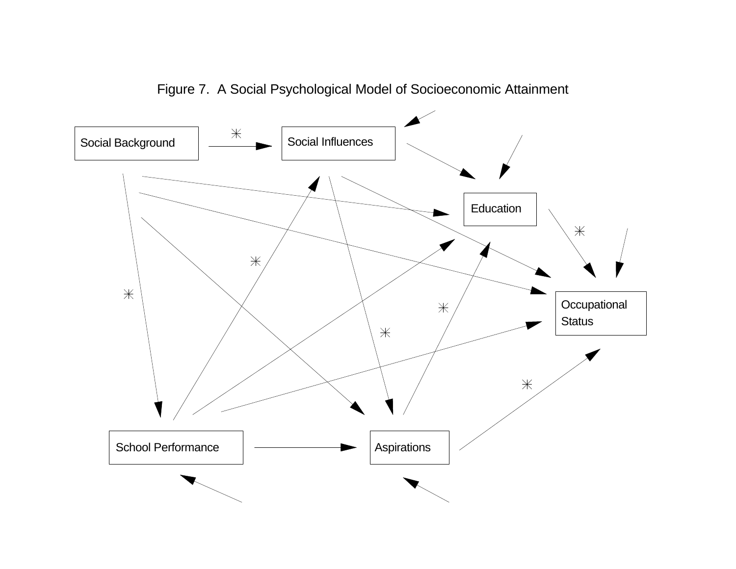Figure 7. A Social Psychological Model of Socioeconomic Attainment

Social Background

Social Influences

Education

Occupational Status

School Performance

Aspirations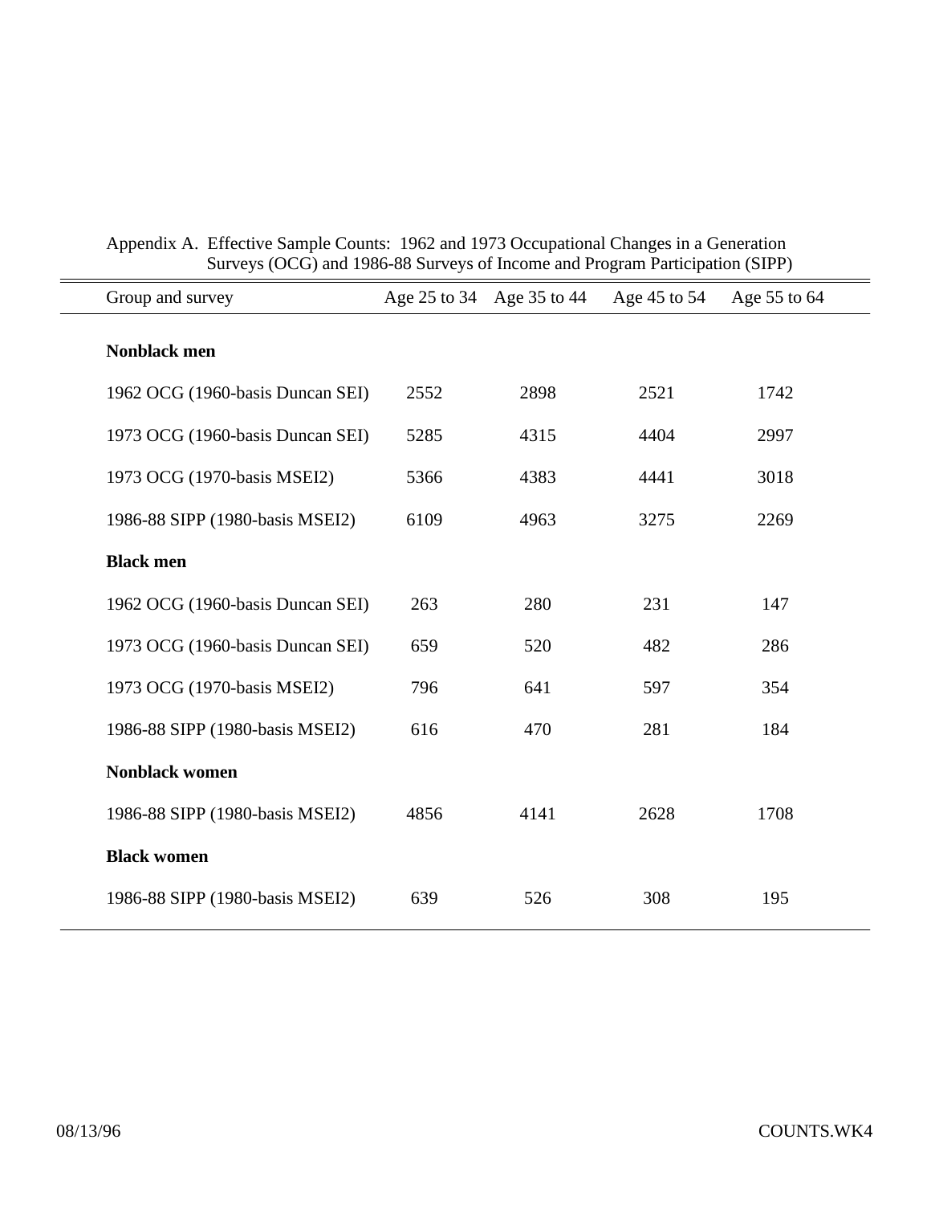Appendix A. Effective Sample Counts: 1962 and 1973 Occupational Changes in a Generation Surveys (OCG) and 1986-88 Surveys of Income and Program Participation (SIPP)

| Group and survey | Age 25 to 34 | Age 35 to 44 | Age 45 to 54 | Age 55 to 64 |
|---|---|---|---|---|
| **Nonblack men** | | | | |
| 1962 OCG (1960-basis Duncan SEI) | 2552 | 2898 | 2521 | 1742 |
| 1973 OCG (1960-basis Duncan SEI) | 5285 | 4315 | 4404 | 2997 |
| 1973 OCG (1970-basis MSEI2) | 5366 | 4383 | 4441 | 3018 |
| 1986-88 SIPP (1980-basis MSEI2) | 6109 | 4963 | 3275 | 2269 |
| **Black men** | | | | |
| 1962 OCG (1960-basis Duncan SEI) | 263 | 280 | 231 | 147 |
| 1973 OCG (1960-basis Duncan SEI) | 659 | 520 | 482 | 286 |
| 1973 OCG (1970-basis MSEI2) | 796 | 641 | 597 | 354 |
| 1986-88 SIPP (1980-basis MSEI2) | 616 | 470 | 281 | 184 |
| **Nonblack women** | | | | |
| 1986-88 SIPP (1980-basis MSEI2) | 4856 | 4141 | 2628 | 1708 |
| **Black women** | | | | |
| 1986-88 SIPP (1980-basis MSEI2) | 639 | 526 | 308 | 195 |

08/13/96 COUNTS.WK4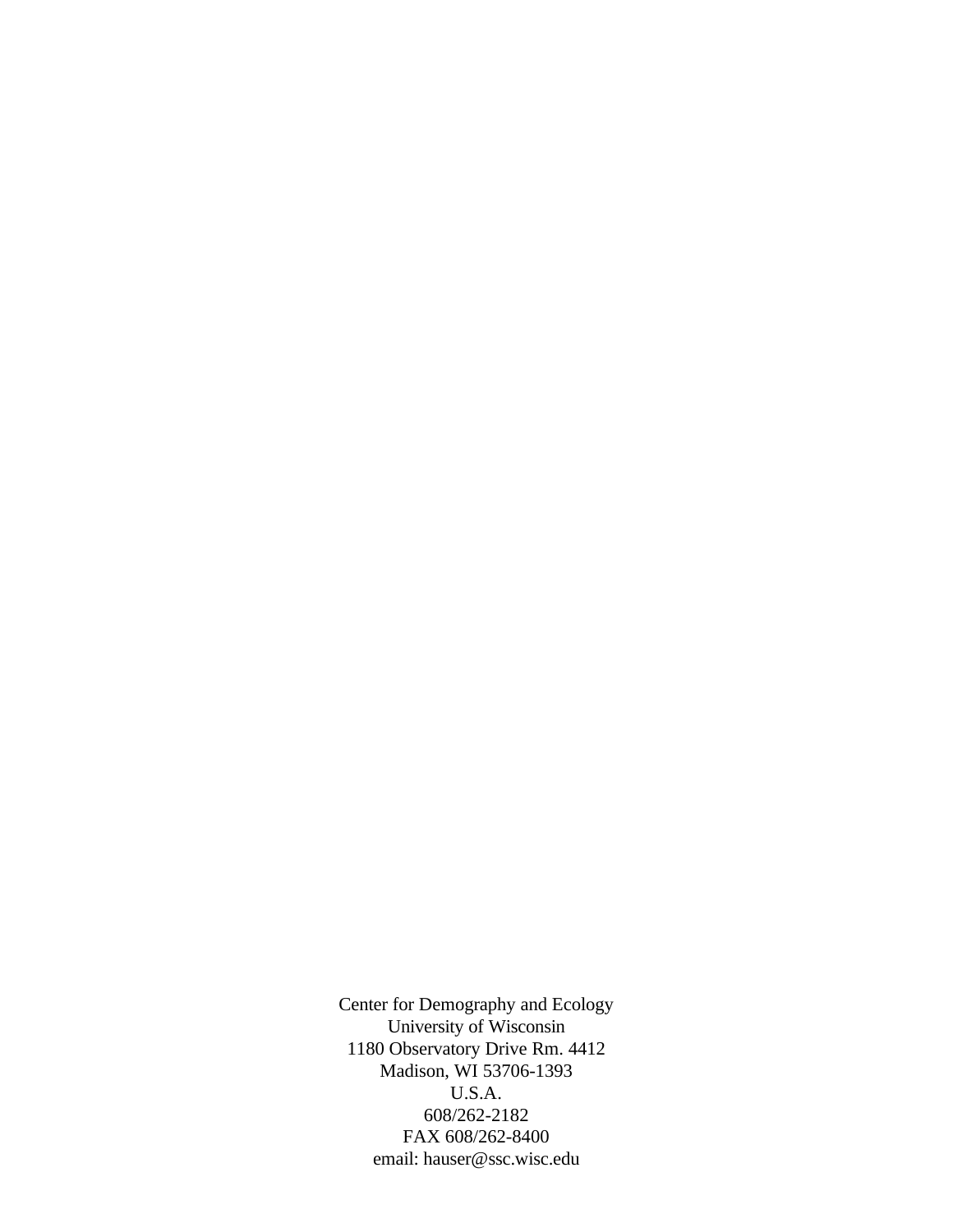Center for Demography and Ecology
University of Wisconsin
1180 Observatory Drive Rm. 4412
Madison, WI 53706-1393
U.S.A.
608/262-2182
FAX 608/262-8400
email: hauser@ssc.wisc.edu